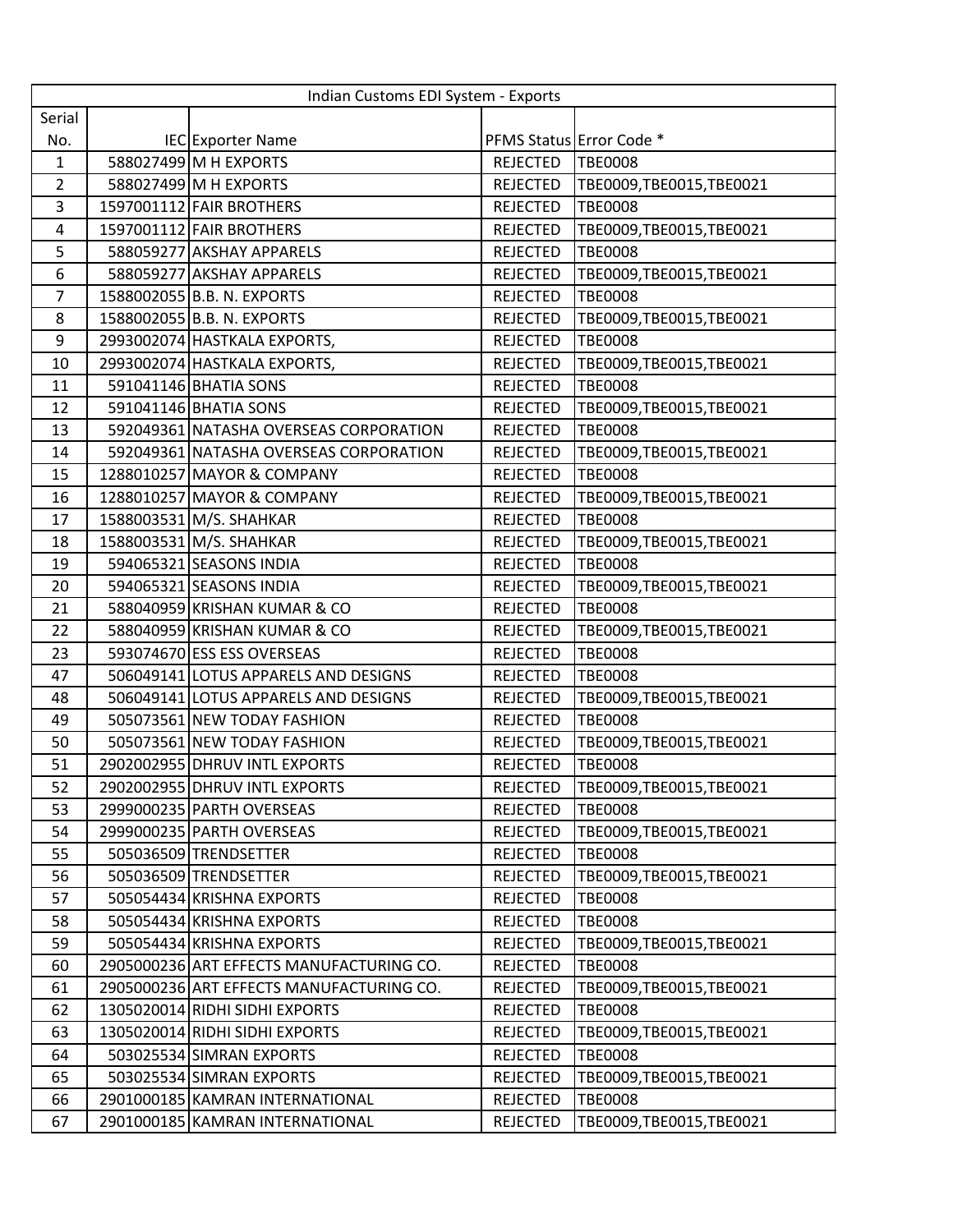| Indian Customs EDI System - Exports | | | | |
|---|---|---|---|---|
| Serial No. | IEC | Exporter Name | PFMS Status | Error Code * |
| 1 | 588027499 | M H EXPORTS | REJECTED | TBE0008 |
| 2 | 588027499 | M H EXPORTS | REJECTED | TBE0009,TBE0015,TBE0021 |
| 3 | 1597001112 | FAIR BROTHERS | REJECTED | TBE0008 |
| 4 | 1597001112 | FAIR BROTHERS | REJECTED | TBE0009,TBE0015,TBE0021 |
| 5 | 588059277 | AKSHAY APPARELS | REJECTED | TBE0008 |
| 6 | 588059277 | AKSHAY APPARELS | REJECTED | TBE0009,TBE0015,TBE0021 |
| 7 | 1588002055 | B.B. N. EXPORTS | REJECTED | TBE0008 |
| 8 | 1588002055 | B.B. N. EXPORTS | REJECTED | TBE0009,TBE0015,TBE0021 |
| 9 | 2993002074 | HASTKALA EXPORTS, | REJECTED | TBE0008 |
| 10 | 2993002074 | HASTKALA EXPORTS, | REJECTED | TBE0009,TBE0015,TBE0021 |
| 11 | 591041146 | BHATIA SONS | REJECTED | TBE0008 |
| 12 | 591041146 | BHATIA SONS | REJECTED | TBE0009,TBE0015,TBE0021 |
| 13 | 592049361 | NATASHA OVERSEAS CORPORATION | REJECTED | TBE0008 |
| 14 | 592049361 | NATASHA OVERSEAS CORPORATION | REJECTED | TBE0009,TBE0015,TBE0021 |
| 15 | 1288010257 | MAYOR & COMPANY | REJECTED | TBE0008 |
| 16 | 1288010257 | MAYOR & COMPANY | REJECTED | TBE0009,TBE0015,TBE0021 |
| 17 | 1588003531 | M/S. SHAHKAR | REJECTED | TBE0008 |
| 18 | 1588003531 | M/S. SHAHKAR | REJECTED | TBE0009,TBE0015,TBE0021 |
| 19 | 594065321 | SEASONS INDIA | REJECTED | TBE0008 |
| 20 | 594065321 | SEASONS INDIA | REJECTED | TBE0009,TBE0015,TBE0021 |
| 21 | 588040959 | KRISHAN KUMAR & CO | REJECTED | TBE0008 |
| 22 | 588040959 | KRISHAN KUMAR & CO | REJECTED | TBE0009,TBE0015,TBE0021 |
| 23 | 593074670 | ESS ESS OVERSEAS | REJECTED | TBE0008 |
| 47 | 506049141 | LOTUS APPARELS AND DESIGNS | REJECTED | TBE0008 |
| 48 | 506049141 | LOTUS APPARELS AND DESIGNS | REJECTED | TBE0009,TBE0015,TBE0021 |
| 49 | 505073561 | NEW TODAY FASHION | REJECTED | TBE0008 |
| 50 | 505073561 | NEW TODAY FASHION | REJECTED | TBE0009,TBE0015,TBE0021 |
| 51 | 2902002955 | DHRUV INTL EXPORTS | REJECTED | TBE0008 |
| 52 | 2902002955 | DHRUV INTL EXPORTS | REJECTED | TBE0009,TBE0015,TBE0021 |
| 53 | 2999000235 | PARTH OVERSEAS | REJECTED | TBE0008 |
| 54 | 2999000235 | PARTH OVERSEAS | REJECTED | TBE0009,TBE0015,TBE0021 |
| 55 | 505036509 | TRENDSETTER | REJECTED | TBE0008 |
| 56 | 505036509 | TRENDSETTER | REJECTED | TBE0009,TBE0015,TBE0021 |
| 57 | 505054434 | KRISHNA EXPORTS | REJECTED | TBE0008 |
| 58 | 505054434 | KRISHNA EXPORTS | REJECTED | TBE0008 |
| 59 | 505054434 | KRISHNA EXPORTS | REJECTED | TBE0009,TBE0015,TBE0021 |
| 60 | 2905000236 | ART EFFECTS MANUFACTURING CO. | REJECTED | TBE0008 |
| 61 | 2905000236 | ART EFFECTS MANUFACTURING CO. | REJECTED | TBE0009,TBE0015,TBE0021 |
| 62 | 1305020014 | RIDHI SIDHI EXPORTS | REJECTED | TBE0008 |
| 63 | 1305020014 | RIDHI SIDHI EXPORTS | REJECTED | TBE0009,TBE0015,TBE0021 |
| 64 | 503025534 | SIMRAN EXPORTS | REJECTED | TBE0008 |
| 65 | 503025534 | SIMRAN EXPORTS | REJECTED | TBE0009,TBE0015,TBE0021 |
| 66 | 2901000185 | KAMRAN INTERNATIONAL | REJECTED | TBE0008 |
| 67 | 2901000185 | KAMRAN INTERNATIONAL | REJECTED | TBE0009,TBE0015,TBE0021 |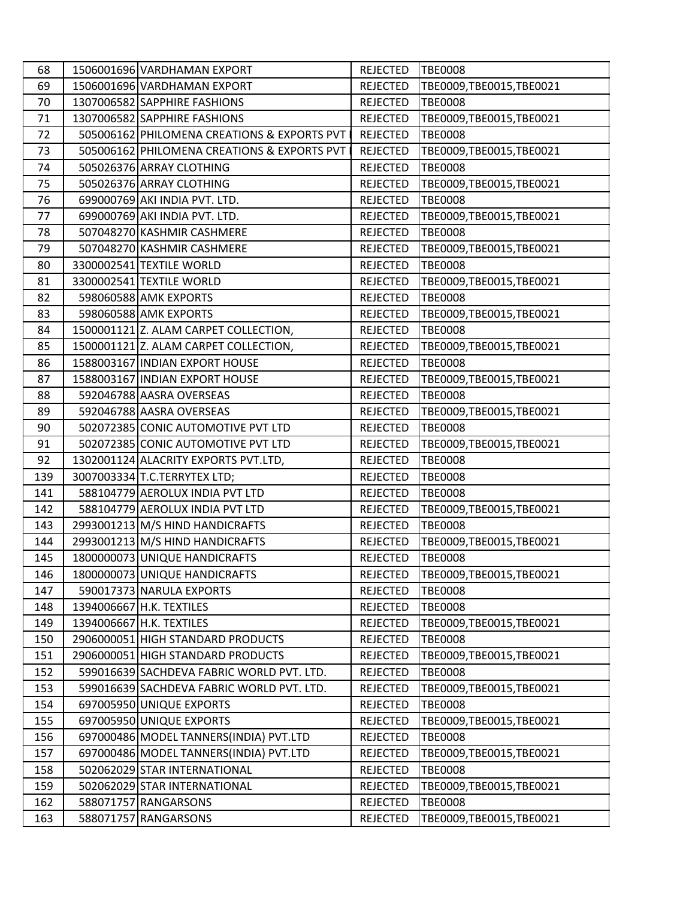| | | | | |
|---|---|---|---|---|
| 68 | 1506001696 | VARDHAMAN EXPORT | REJECTED | TBE0008 |
| 69 | 1506001696 | VARDHAMAN EXPORT | REJECTED | TBE0009,TBE0015,TBE0021 |
| 70 | 1307006582 | SAPPHIRE FASHIONS | REJECTED | TBE0008 |
| 71 | 1307006582 | SAPPHIRE FASHIONS | REJECTED | TBE0009,TBE0015,TBE0021 |
| 72 | 505006162 | PHILOMENA CREATIONS & EXPORTS PVT | REJECTED | TBE0008 |
| 73 | 505006162 | PHILOMENA CREATIONS & EXPORTS PVT | REJECTED | TBE0009,TBE0015,TBE0021 |
| 74 | 505026376 | ARRAY CLOTHING | REJECTED | TBE0008 |
| 75 | 505026376 | ARRAY CLOTHING | REJECTED | TBE0009,TBE0015,TBE0021 |
| 76 | 699000769 | AKI INDIA PVT. LTD. | REJECTED | TBE0008 |
| 77 | 699000769 | AKI INDIA PVT. LTD. | REJECTED | TBE0009,TBE0015,TBE0021 |
| 78 | 507048270 | KASHMIR CASHMERE | REJECTED | TBE0008 |
| 79 | 507048270 | KASHMIR CASHMERE | REJECTED | TBE0009,TBE0015,TBE0021 |
| 80 | 3300002541 | TEXTILE WORLD | REJECTED | TBE0008 |
| 81 | 3300002541 | TEXTILE WORLD | REJECTED | TBE0009,TBE0015,TBE0021 |
| 82 | 598060588 | AMK EXPORTS | REJECTED | TBE0008 |
| 83 | 598060588 | AMK EXPORTS | REJECTED | TBE0009,TBE0015,TBE0021 |
| 84 | 1500001121 | Z. ALAM CARPET COLLECTION, | REJECTED | TBE0008 |
| 85 | 1500001121 | Z. ALAM CARPET COLLECTION, | REJECTED | TBE0009,TBE0015,TBE0021 |
| 86 | 1588003167 | INDIAN EXPORT HOUSE | REJECTED | TBE0008 |
| 87 | 1588003167 | INDIAN EXPORT HOUSE | REJECTED | TBE0009,TBE0015,TBE0021 |
| 88 | 592046788 | AASRA OVERSEAS | REJECTED | TBE0008 |
| 89 | 592046788 | AASRA OVERSEAS | REJECTED | TBE0009,TBE0015,TBE0021 |
| 90 | 502072385 | CONIC AUTOMOTIVE PVT LTD | REJECTED | TBE0008 |
| 91 | 502072385 | CONIC AUTOMOTIVE PVT LTD | REJECTED | TBE0009,TBE0015,TBE0021 |
| 92 | 1302001124 | ALACRITY EXPORTS PVT.LTD, | REJECTED | TBE0008 |
| 139 | 3007003334 | T.C.TERRYTEX LTD; | REJECTED | TBE0008 |
| 141 | 588104779 | AEROLUX INDIA PVT LTD | REJECTED | TBE0008 |
| 142 | 588104779 | AEROLUX INDIA PVT LTD | REJECTED | TBE0009,TBE0015,TBE0021 |
| 143 | 2993001213 | M/S HIND HANDICRAFTS | REJECTED | TBE0008 |
| 144 | 2993001213 | M/S HIND HANDICRAFTS | REJECTED | TBE0009,TBE0015,TBE0021 |
| 145 | 1800000073 | UNIQUE HANDICRAFTS | REJECTED | TBE0008 |
| 146 | 1800000073 | UNIQUE HANDICRAFTS | REJECTED | TBE0009,TBE0015,TBE0021 |
| 147 | 590017373 | NARULA EXPORTS | REJECTED | TBE0008 |
| 148 | 1394006667 | H.K. TEXTILES | REJECTED | TBE0008 |
| 149 | 1394006667 | H.K. TEXTILES | REJECTED | TBE0009,TBE0015,TBE0021 |
| 150 | 2906000051 | HIGH STANDARD PRODUCTS | REJECTED | TBE0008 |
| 151 | 2906000051 | HIGH STANDARD PRODUCTS | REJECTED | TBE0009,TBE0015,TBE0021 |
| 152 | 599016639 | SACHDEVA FABRIC WORLD PVT. LTD. | REJECTED | TBE0008 |
| 153 | 599016639 | SACHDEVA FABRIC WORLD PVT. LTD. | REJECTED | TBE0009,TBE0015,TBE0021 |
| 154 | 697005950 | UNIQUE EXPORTS | REJECTED | TBE0008 |
| 155 | 697005950 | UNIQUE EXPORTS | REJECTED | TBE0009,TBE0015,TBE0021 |
| 156 | 697000486 | MODEL TANNERS(INDIA) PVT.LTD | REJECTED | TBE0008 |
| 157 | 697000486 | MODEL TANNERS(INDIA) PVT.LTD | REJECTED | TBE0009,TBE0015,TBE0021 |
| 158 | 502062029 | STAR INTERNATIONAL | REJECTED | TBE0008 |
| 159 | 502062029 | STAR INTERNATIONAL | REJECTED | TBE0009,TBE0015,TBE0021 |
| 162 | 588071757 | RANGARSONS | REJECTED | TBE0008 |
| 163 | 588071757 | RANGARSONS | REJECTED | TBE0009,TBE0015,TBE0021 |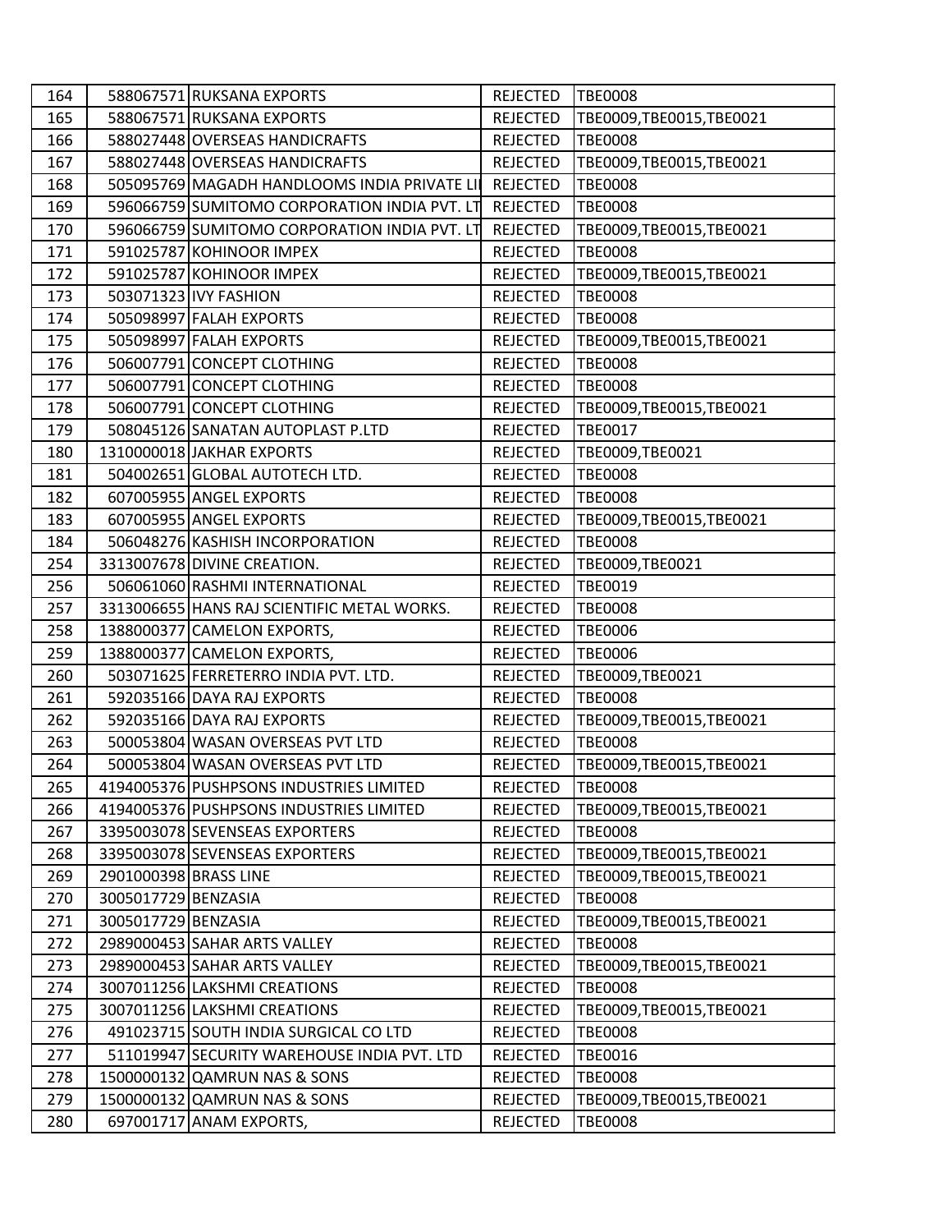| | | | | |
|---|---|---|---|---|
| 164 | 588067571 | RUKSANA EXPORTS | REJECTED | TBE0008 |
| 165 | 588067571 | RUKSANA EXPORTS | REJECTED | TBE0009,TBE0015,TBE0021 |
| 166 | 588027448 | OVERSEAS HANDICRAFTS | REJECTED | TBE0008 |
| 167 | 588027448 | OVERSEAS HANDICRAFTS | REJECTED | TBE0009,TBE0015,TBE0021 |
| 168 | 505095769 | MAGADH HANDLOOMS INDIA PRIVATE LI | REJECTED | TBE0008 |
| 169 | 596066759 | SUMITOMO CORPORATION INDIA PVT. LT | REJECTED | TBE0008 |
| 170 | 596066759 | SUMITOMO CORPORATION INDIA PVT. LT | REJECTED | TBE0009,TBE0015,TBE0021 |
| 171 | 591025787 | KOHINOOR IMPEX | REJECTED | TBE0008 |
| 172 | 591025787 | KOHINOOR IMPEX | REJECTED | TBE0009,TBE0015,TBE0021 |
| 173 | 503071323 | IVY FASHION | REJECTED | TBE0008 |
| 174 | 505098997 | FALAH EXPORTS | REJECTED | TBE0008 |
| 175 | 505098997 | FALAH EXPORTS | REJECTED | TBE0009,TBE0015,TBE0021 |
| 176 | 506007791 | CONCEPT CLOTHING | REJECTED | TBE0008 |
| 177 | 506007791 | CONCEPT CLOTHING | REJECTED | TBE0008 |
| 178 | 506007791 | CONCEPT CLOTHING | REJECTED | TBE0009,TBE0015,TBE0021 |
| 179 | 508045126 | SANATAN AUTOPLAST P.LTD | REJECTED | TBE0017 |
| 180 | 1310000018 | JAKHAR EXPORTS | REJECTED | TBE0009,TBE0021 |
| 181 | 504002651 | GLOBAL AUTOTECH LTD. | REJECTED | TBE0008 |
| 182 | 607005955 | ANGEL EXPORTS | REJECTED | TBE0008 |
| 183 | 607005955 | ANGEL EXPORTS | REJECTED | TBE0009,TBE0015,TBE0021 |
| 184 | 506048276 | KASHISH INCORPORATION | REJECTED | TBE0008 |
| 254 | 3313007678 | DIVINE CREATION. | REJECTED | TBE0009,TBE0021 |
| 256 | 506061060 | RASHMI INTERNATIONAL | REJECTED | TBE0019 |
| 257 | 3313006655 | HANS RAJ SCIENTIFIC METAL WORKS. | REJECTED | TBE0008 |
| 258 | 1388000377 | CAMELON EXPORTS, | REJECTED | TBE0006 |
| 259 | 1388000377 | CAMELON EXPORTS, | REJECTED | TBE0006 |
| 260 | 503071625 | FERRETERRO INDIA PVT. LTD. | REJECTED | TBE0009,TBE0021 |
| 261 | 592035166 | DAYA RAJ EXPORTS | REJECTED | TBE0008 |
| 262 | 592035166 | DAYA RAJ EXPORTS | REJECTED | TBE0009,TBE0015,TBE0021 |
| 263 | 500053804 | WASAN OVERSEAS PVT LTD | REJECTED | TBE0008 |
| 264 | 500053804 | WASAN OVERSEAS PVT LTD | REJECTED | TBE0009,TBE0015,TBE0021 |
| 265 | 4194005376 | PUSHPSONS INDUSTRIES LIMITED | REJECTED | TBE0008 |
| 266 | 4194005376 | PUSHPSONS INDUSTRIES LIMITED | REJECTED | TBE0009,TBE0015,TBE0021 |
| 267 | 3395003078 | SEVENSEAS EXPORTERS | REJECTED | TBE0008 |
| 268 | 3395003078 | SEVENSEAS EXPORTERS | REJECTED | TBE0009,TBE0015,TBE0021 |
| 269 | 2901000398 | BRASS LINE | REJECTED | TBE0009,TBE0015,TBE0021 |
| 270 | 3005017729 | BENZASIA | REJECTED | TBE0008 |
| 271 | 3005017729 | BENZASIA | REJECTED | TBE0009,TBE0015,TBE0021 |
| 272 | 2989000453 | SAHAR ARTS VALLEY | REJECTED | TBE0008 |
| 273 | 2989000453 | SAHAR ARTS VALLEY | REJECTED | TBE0009,TBE0015,TBE0021 |
| 274 | 3007011256 | LAKSHMI CREATIONS | REJECTED | TBE0008 |
| 275 | 3007011256 | LAKSHMI CREATIONS | REJECTED | TBE0009,TBE0015,TBE0021 |
| 276 | 491023715 | SOUTH INDIA SURGICAL CO LTD | REJECTED | TBE0008 |
| 277 | 511019947 | SECURITY WAREHOUSE INDIA PVT. LTD | REJECTED | TBE0016 |
| 278 | 1500000132 | QAMRUN NAS & SONS | REJECTED | TBE0008 |
| 279 | 1500000132 | QAMRUN NAS & SONS | REJECTED | TBE0009,TBE0015,TBE0021 |
| 280 | 697001717 | ANAM EXPORTS, | REJECTED | TBE0008 |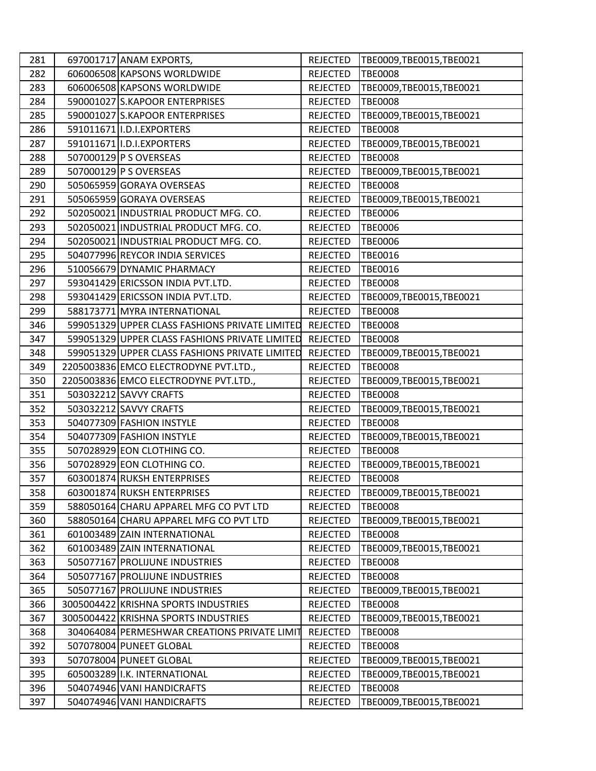| | | | | |
|---|---|---|---|---|
| 281 | 697001717 | ANAM EXPORTS, | REJECTED | TBE0009,TBE0015,TBE0021 |
| 282 | 606006508 | KAPSONS WORLDWIDE | REJECTED | TBE0008 |
| 283 | 606006508 | KAPSONS WORLDWIDE | REJECTED | TBE0009,TBE0015,TBE0021 |
| 284 | 590001027 | S.KAPOOR ENTERPRISES | REJECTED | TBE0008 |
| 285 | 590001027 | S.KAPOOR ENTERPRISES | REJECTED | TBE0009,TBE0015,TBE0021 |
| 286 | 591011671 | I.D.I.EXPORTERS | REJECTED | TBE0008 |
| 287 | 591011671 | I.D.I.EXPORTERS | REJECTED | TBE0009,TBE0015,TBE0021 |
| 288 | 507000129 | P S OVERSEAS | REJECTED | TBE0008 |
| 289 | 507000129 | P S OVERSEAS | REJECTED | TBE0009,TBE0015,TBE0021 |
| 290 | 505065959 | GORAYA OVERSEAS | REJECTED | TBE0008 |
| 291 | 505065959 | GORAYA OVERSEAS | REJECTED | TBE0009,TBE0015,TBE0021 |
| 292 | 502050021 | INDUSTRIAL PRODUCT MFG. CO. | REJECTED | TBE0006 |
| 293 | 502050021 | INDUSTRIAL PRODUCT MFG. CO. | REJECTED | TBE0006 |
| 294 | 502050021 | INDUSTRIAL PRODUCT MFG. CO. | REJECTED | TBE0006 |
| 295 | 504077996 | REYCOR INDIA SERVICES | REJECTED | TBE0016 |
| 296 | 510056679 | DYNAMIC PHARMACY | REJECTED | TBE0016 |
| 297 | 593041429 | ERICSSON INDIA PVT.LTD. | REJECTED | TBE0008 |
| 298 | 593041429 | ERICSSON INDIA PVT.LTD. | REJECTED | TBE0009,TBE0015,TBE0021 |
| 299 | 588173771 | MYRA INTERNATIONAL | REJECTED | TBE0008 |
| 346 | 599051329 | UPPER CLASS FASHIONS PRIVATE LIMITED | REJECTED | TBE0008 |
| 347 | 599051329 | UPPER CLASS FASHIONS PRIVATE LIMITED | REJECTED | TBE0008 |
| 348 | 599051329 | UPPER CLASS FASHIONS PRIVATE LIMITED | REJECTED | TBE0009,TBE0015,TBE0021 |
| 349 | 2205003836 | EMCO ELECTRODYNE PVT.LTD., | REJECTED | TBE0008 |
| 350 | 2205003836 | EMCO ELECTRODYNE PVT.LTD., | REJECTED | TBE0009,TBE0015,TBE0021 |
| 351 | 503032212 | SAVVY CRAFTS | REJECTED | TBE0008 |
| 352 | 503032212 | SAVVY CRAFTS | REJECTED | TBE0009,TBE0015,TBE0021 |
| 353 | 504077309 | FASHION INSTYLE | REJECTED | TBE0008 |
| 354 | 504077309 | FASHION INSTYLE | REJECTED | TBE0009,TBE0015,TBE0021 |
| 355 | 507028929 | EON CLOTHING CO. | REJECTED | TBE0008 |
| 356 | 507028929 | EON CLOTHING CO. | REJECTED | TBE0009,TBE0015,TBE0021 |
| 357 | 603001874 | RUKSH ENTERPRISES | REJECTED | TBE0008 |
| 358 | 603001874 | RUKSH ENTERPRISES | REJECTED | TBE0009,TBE0015,TBE0021 |
| 359 | 588050164 | CHARU APPAREL MFG CO PVT LTD | REJECTED | TBE0008 |
| 360 | 588050164 | CHARU APPAREL MFG CO PVT LTD | REJECTED | TBE0009,TBE0015,TBE0021 |
| 361 | 601003489 | ZAIN INTERNATIONAL | REJECTED | TBE0008 |
| 362 | 601003489 | ZAIN INTERNATIONAL | REJECTED | TBE0009,TBE0015,TBE0021 |
| 363 | 505077167 | PROLIJUNE INDUSTRIES | REJECTED | TBE0008 |
| 364 | 505077167 | PROLIJUNE INDUSTRIES | REJECTED | TBE0008 |
| 365 | 505077167 | PROLIJUNE INDUSTRIES | REJECTED | TBE0009,TBE0015,TBE0021 |
| 366 | 3005004422 | KRISHNA SPORTS INDUSTRIES | REJECTED | TBE0008 |
| 367 | 3005004422 | KRISHNA SPORTS INDUSTRIES | REJECTED | TBE0009,TBE0015,TBE0021 |
| 368 | 304064084 | PERMESHWAR CREATIONS PRIVATE LIMIT | REJECTED | TBE0008 |
| 392 | 507078004 | PUNEET GLOBAL | REJECTED | TBE0008 |
| 393 | 507078004 | PUNEET GLOBAL | REJECTED | TBE0009,TBE0015,TBE0021 |
| 395 | 605003289 | I.K. INTERNATIONAL | REJECTED | TBE0009,TBE0015,TBE0021 |
| 396 | 504074946 | VANI HANDICRAFTS | REJECTED | TBE0008 |
| 397 | 504074946 | VANI HANDICRAFTS | REJECTED | TBE0009,TBE0015,TBE0021 |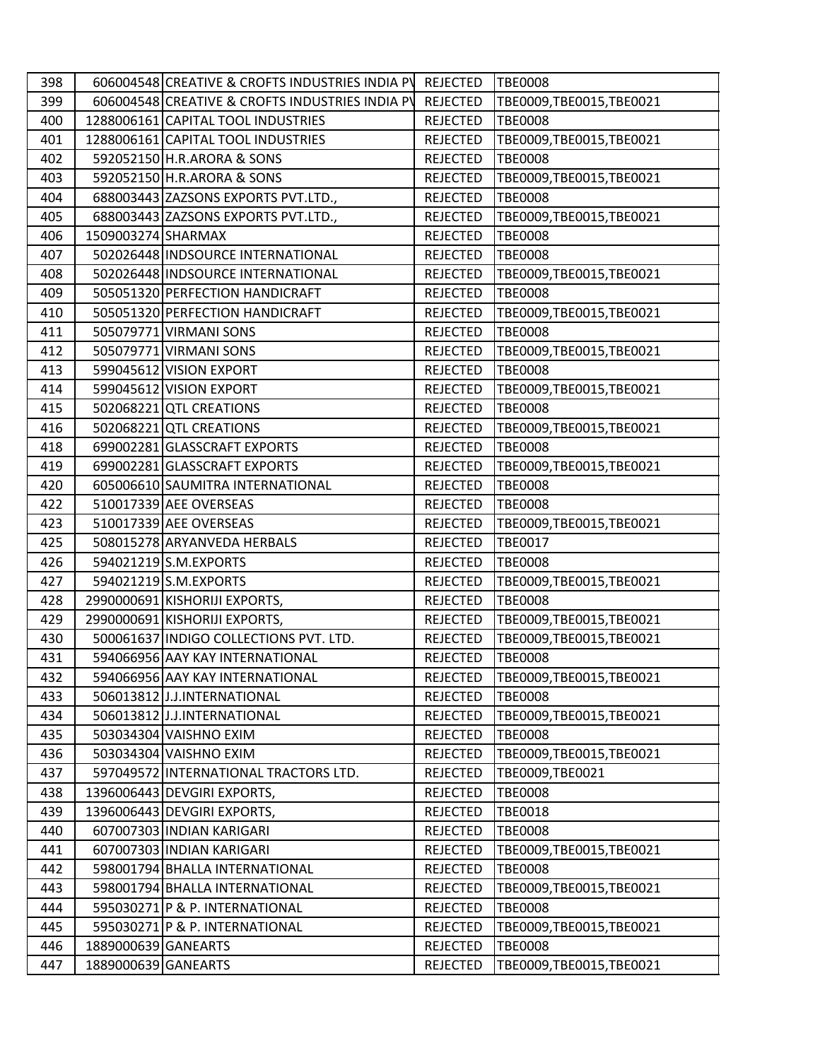| | | | | |
|---|---|---|---|---|
| 398 | 606004548 | CREATIVE & CROFTS INDUSTRIES INDIA PV | REJECTED | TBE0008 |
| 399 | 606004548 | CREATIVE & CROFTS INDUSTRIES INDIA PV | REJECTED | TBE0009,TBE0015,TBE0021 |
| 400 | 1288006161 | CAPITAL TOOL INDUSTRIES | REJECTED | TBE0008 |
| 401 | 1288006161 | CAPITAL TOOL INDUSTRIES | REJECTED | TBE0009,TBE0015,TBE0021 |
| 402 | 592052150 | H.R.ARORA & SONS | REJECTED | TBE0008 |
| 403 | 592052150 | H.R.ARORA & SONS | REJECTED | TBE0009,TBE0015,TBE0021 |
| 404 | 688003443 | ZAZSONS EXPORTS PVT.LTD., | REJECTED | TBE0008 |
| 405 | 688003443 | ZAZSONS EXPORTS PVT.LTD., | REJECTED | TBE0009,TBE0015,TBE0021 |
| 406 | 1509003274 | SHARMAX | REJECTED | TBE0008 |
| 407 | 502026448 | INDSOURCE INTERNATIONAL | REJECTED | TBE0008 |
| 408 | 502026448 | INDSOURCE INTERNATIONAL | REJECTED | TBE0009,TBE0015,TBE0021 |
| 409 | 505051320 | PERFECTION HANDICRAFT | REJECTED | TBE0008 |
| 410 | 505051320 | PERFECTION HANDICRAFT | REJECTED | TBE0009,TBE0015,TBE0021 |
| 411 | 505079771 | VIRMANI SONS | REJECTED | TBE0008 |
| 412 | 505079771 | VIRMANI SONS | REJECTED | TBE0009,TBE0015,TBE0021 |
| 413 | 599045612 | VISION EXPORT | REJECTED | TBE0008 |
| 414 | 599045612 | VISION EXPORT | REJECTED | TBE0009,TBE0015,TBE0021 |
| 415 | 502068221 | QTL CREATIONS | REJECTED | TBE0008 |
| 416 | 502068221 | QTL CREATIONS | REJECTED | TBE0009,TBE0015,TBE0021 |
| 418 | 699002281 | GLASSCRAFT EXPORTS | REJECTED | TBE0008 |
| 419 | 699002281 | GLASSCRAFT EXPORTS | REJECTED | TBE0009,TBE0015,TBE0021 |
| 420 | 605006610 | SAUMITRA INTERNATIONAL | REJECTED | TBE0008 |
| 422 | 510017339 | AEE OVERSEAS | REJECTED | TBE0008 |
| 423 | 510017339 | AEE OVERSEAS | REJECTED | TBE0009,TBE0015,TBE0021 |
| 425 | 508015278 | ARYANVEDA HERBALS | REJECTED | TBE0017 |
| 426 | 594021219 | S.M.EXPORTS | REJECTED | TBE0008 |
| 427 | 594021219 | S.M.EXPORTS | REJECTED | TBE0009,TBE0015,TBE0021 |
| 428 | 2990000691 | KISHORIJI EXPORTS, | REJECTED | TBE0008 |
| 429 | 2990000691 | KISHORIJI EXPORTS, | REJECTED | TBE0009,TBE0015,TBE0021 |
| 430 | 500061637 | INDIGO COLLECTIONS PVT. LTD. | REJECTED | TBE0009,TBE0015,TBE0021 |
| 431 | 594066956 | AAY KAY INTERNATIONAL | REJECTED | TBE0008 |
| 432 | 594066956 | AAY KAY INTERNATIONAL | REJECTED | TBE0009,TBE0015,TBE0021 |
| 433 | 506013812 | J.J.INTERNATIONAL | REJECTED | TBE0008 |
| 434 | 506013812 | J.J.INTERNATIONAL | REJECTED | TBE0009,TBE0015,TBE0021 |
| 435 | 503034304 | VAISHNO EXIM | REJECTED | TBE0008 |
| 436 | 503034304 | VAISHNO EXIM | REJECTED | TBE0009,TBE0015,TBE0021 |
| 437 | 597049572 | INTERNATIONAL TRACTORS LTD. | REJECTED | TBE0009,TBE0021 |
| 438 | 1396006443 | DEVGIRI EXPORTS, | REJECTED | TBE0008 |
| 439 | 1396006443 | DEVGIRI EXPORTS, | REJECTED | TBE0018 |
| 440 | 607007303 | INDIAN KARIGARI | REJECTED | TBE0008 |
| 441 | 607007303 | INDIAN KARIGARI | REJECTED | TBE0009,TBE0015,TBE0021 |
| 442 | 598001794 | BHALLA INTERNATIONAL | REJECTED | TBE0008 |
| 443 | 598001794 | BHALLA INTERNATIONAL | REJECTED | TBE0009,TBE0015,TBE0021 |
| 444 | 595030271 | P & P. INTERNATIONAL | REJECTED | TBE0008 |
| 445 | 595030271 | P & P. INTERNATIONAL | REJECTED | TBE0009,TBE0015,TBE0021 |
| 446 | 1889000639 | GANEARTS | REJECTED | TBE0008 |
| 447 | 1889000639 | GANEARTS | REJECTED | TBE0009,TBE0015,TBE0021 |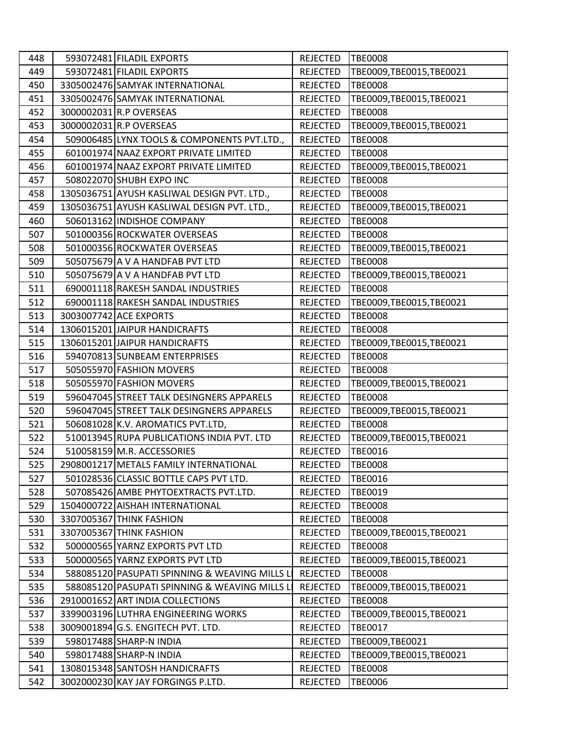| | | | | |
|---|---|---|---|---|
| 448 | 593072481 | FILADIL EXPORTS | REJECTED | TBE0008 |
| 449 | 593072481 | FILADIL EXPORTS | REJECTED | TBE0009,TBE0015,TBE0021 |
| 450 | 3305002476 | SAMYAK INTERNATIONAL | REJECTED | TBE0008 |
| 451 | 3305002476 | SAMYAK INTERNATIONAL | REJECTED | TBE0009,TBE0015,TBE0021 |
| 452 | 3000002031 | R.P OVERSEAS | REJECTED | TBE0008 |
| 453 | 3000002031 | R.P OVERSEAS | REJECTED | TBE0009,TBE0015,TBE0021 |
| 454 | 509006485 | LYNX TOOLS & COMPONENTS PVT.LTD., | REJECTED | TBE0008 |
| 455 | 601001974 | NAAZ EXPORT PRIVATE LIMITED | REJECTED | TBE0008 |
| 456 | 601001974 | NAAZ EXPORT PRIVATE LIMITED | REJECTED | TBE0009,TBE0015,TBE0021 |
| 457 | 508022070 | SHUBH EXPO INC | REJECTED | TBE0008 |
| 458 | 1305036751 | AYUSH KASLIWAL DESIGN PVT. LTD., | REJECTED | TBE0008 |
| 459 | 1305036751 | AYUSH KASLIWAL DESIGN PVT. LTD., | REJECTED | TBE0009,TBE0015,TBE0021 |
| 460 | 506013162 | INDISHOE COMPANY | REJECTED | TBE0008 |
| 507 | 501000356 | ROCKWATER OVERSEAS | REJECTED | TBE0008 |
| 508 | 501000356 | ROCKWATER OVERSEAS | REJECTED | TBE0009,TBE0015,TBE0021 |
| 509 | 505075679 | A V A HANDFAB PVT LTD | REJECTED | TBE0008 |
| 510 | 505075679 | A V A HANDFAB PVT LTD | REJECTED | TBE0009,TBE0015,TBE0021 |
| 511 | 690001118 | RAKESH SANDAL INDUSTRIES | REJECTED | TBE0008 |
| 512 | 690001118 | RAKESH SANDAL INDUSTRIES | REJECTED | TBE0009,TBE0015,TBE0021 |
| 513 | 3003007742 | ACE EXPORTS | REJECTED | TBE0008 |
| 514 | 1306015201 | JAIPUR HANDICRAFTS | REJECTED | TBE0008 |
| 515 | 1306015201 | JAIPUR HANDICRAFTS | REJECTED | TBE0009,TBE0015,TBE0021 |
| 516 | 594070813 | SUNBEAM ENTERPRISES | REJECTED | TBE0008 |
| 517 | 505055970 | FASHION MOVERS | REJECTED | TBE0008 |
| 518 | 505055970 | FASHION MOVERS | REJECTED | TBE0009,TBE0015,TBE0021 |
| 519 | 596047045 | STREET TALK DESINGNERS APPARELS | REJECTED | TBE0008 |
| 520 | 596047045 | STREET TALK DESINGNERS APPARELS | REJECTED | TBE0009,TBE0015,TBE0021 |
| 521 | 506081028 | K.V. AROMATICS PVT.LTD, | REJECTED | TBE0008 |
| 522 | 510013945 | RUPA PUBLICATIONS INDIA PVT. LTD | REJECTED | TBE0009,TBE0015,TBE0021 |
| 524 | 510058159 | M.R. ACCESSORIES | REJECTED | TBE0016 |
| 525 | 2908001217 | METALS FAMILY INTERNATIONAL | REJECTED | TBE0008 |
| 527 | 501028536 | CLASSIC BOTTLE CAPS PVT LTD. | REJECTED | TBE0016 |
| 528 | 507085426 | AMBE PHYTOEXTRACTS PVT.LTD. | REJECTED | TBE0019 |
| 529 | 1504000722 | AISHAH INTERNATIONAL | REJECTED | TBE0008 |
| 530 | 3307005367 | THINK FASHION | REJECTED | TBE0008 |
| 531 | 3307005367 | THINK FASHION | REJECTED | TBE0009,TBE0015,TBE0021 |
| 532 | 500000565 | YARNZ EXPORTS PVT LTD | REJECTED | TBE0008 |
| 533 | 500000565 | YARNZ EXPORTS PVT LTD | REJECTED | TBE0009,TBE0015,TBE0021 |
| 534 | 588085120 | PASUPATI SPINNING & WEAVING MILLS LI | REJECTED | TBE0008 |
| 535 | 588085120 | PASUPATI SPINNING & WEAVING MILLS LI | REJECTED | TBE0009,TBE0015,TBE0021 |
| 536 | 2910001652 | ART INDIA COLLECTIONS | REJECTED | TBE0008 |
| 537 | 3399003196 | LUTHRA ENGINEERING WORKS | REJECTED | TBE0009,TBE0015,TBE0021 |
| 538 | 3009001894 | G.S. ENGITECH PVT. LTD. | REJECTED | TBE0017 |
| 539 | 598017488 | SHARP-N INDIA | REJECTED | TBE0009,TBE0021 |
| 540 | 598017488 | SHARP-N INDIA | REJECTED | TBE0009,TBE0015,TBE0021 |
| 541 | 1308015348 | SANTOSH HANDICRAFTS | REJECTED | TBE0008 |
| 542 | 3002000230 | KAY JAY FORGINGS P.LTD. | REJECTED | TBE0006 |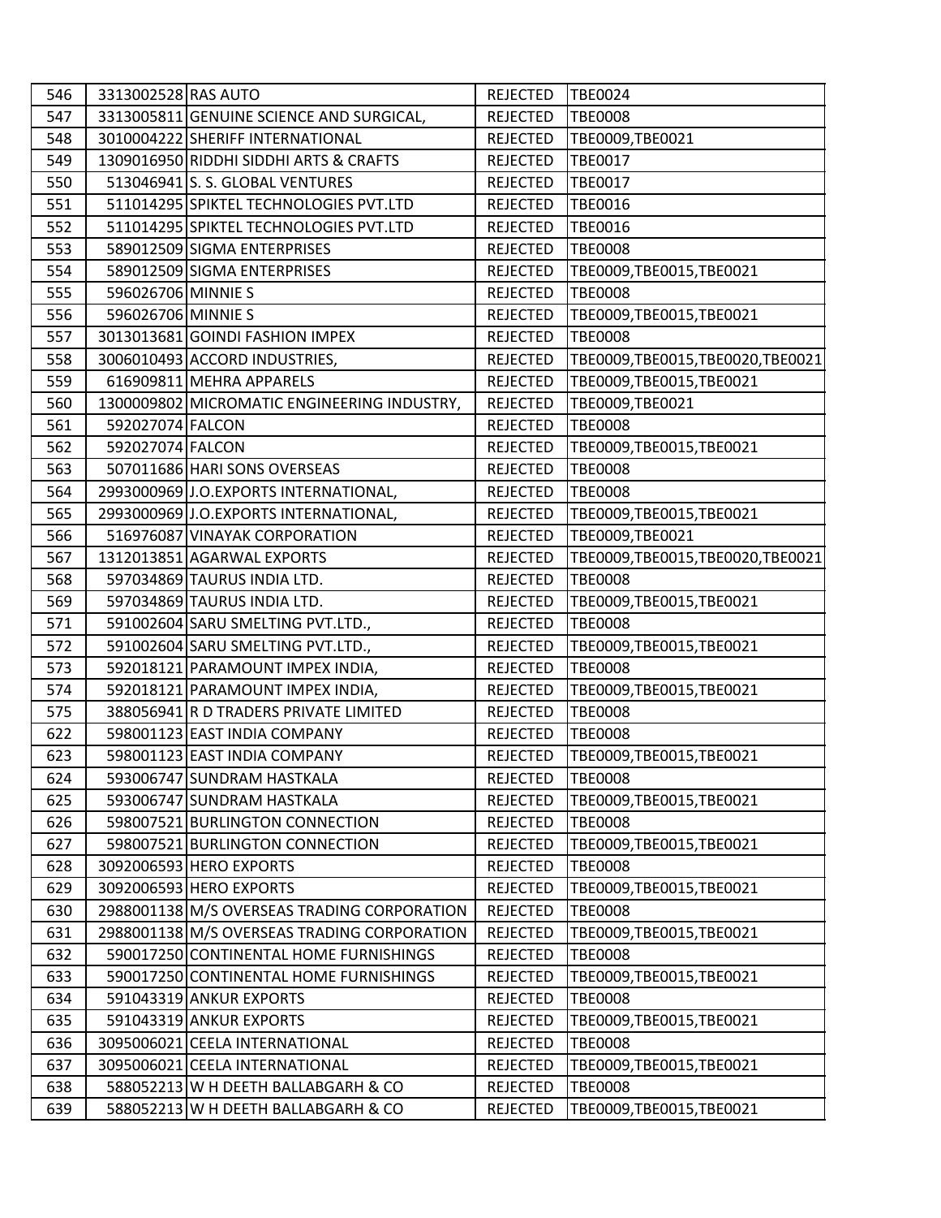| | | | | |
|---|---|---|---|---|
| 546 | 3313002528 | RAS AUTO | REJECTED | TBE0024 |
| 547 | 3313005811 | GENUINE SCIENCE AND SURGICAL, | REJECTED | TBE0008 |
| 548 | 3010004222 | SHERIFF INTERNATIONAL | REJECTED | TBE0009,TBE0021 |
| 549 | 1309016950 | RIDDHI SIDDHI ARTS & CRAFTS | REJECTED | TBE0017 |
| 550 | 513046941 | S. S. GLOBAL VENTURES | REJECTED | TBE0017 |
| 551 | 511014295 | SPIKTEL TECHNOLOGIES PVT.LTD | REJECTED | TBE0016 |
| 552 | 511014295 | SPIKTEL TECHNOLOGIES PVT.LTD | REJECTED | TBE0016 |
| 553 | 589012509 | SIGMA ENTERPRISES | REJECTED | TBE0008 |
| 554 | 589012509 | SIGMA ENTERPRISES | REJECTED | TBE0009,TBE0015,TBE0021 |
| 555 | 596026706 | MINNIE S | REJECTED | TBE0008 |
| 556 | 596026706 | MINNIE S | REJECTED | TBE0009,TBE0015,TBE0021 |
| 557 | 3013013681 | GOINDI FASHION IMPEX | REJECTED | TBE0008 |
| 558 | 3006010493 | ACCORD INDUSTRIES, | REJECTED | TBE0009,TBE0015,TBE0020,TBE0021 |
| 559 | 616909811 | MEHRA APPARELS | REJECTED | TBE0009,TBE0015,TBE0021 |
| 560 | 1300009802 | MICROMATIC ENGINEERING INDUSTRY, | REJECTED | TBE0009,TBE0021 |
| 561 | 592027074 | FALCON | REJECTED | TBE0008 |
| 562 | 592027074 | FALCON | REJECTED | TBE0009,TBE0015,TBE0021 |
| 563 | 507011686 | HARI SONS OVERSEAS | REJECTED | TBE0008 |
| 564 | 2993000969 | J.O.EXPORTS INTERNATIONAL, | REJECTED | TBE0008 |
| 565 | 2993000969 | J.O.EXPORTS INTERNATIONAL, | REJECTED | TBE0009,TBE0015,TBE0021 |
| 566 | 516976087 | VINAYAK CORPORATION | REJECTED | TBE0009,TBE0021 |
| 567 | 1312013851 | AGARWAL EXPORTS | REJECTED | TBE0009,TBE0015,TBE0020,TBE0021 |
| 568 | 597034869 | TAURUS INDIA LTD. | REJECTED | TBE0008 |
| 569 | 597034869 | TAURUS INDIA LTD. | REJECTED | TBE0009,TBE0015,TBE0021 |
| 571 | 591002604 | SARU SMELTING PVT.LTD., | REJECTED | TBE0008 |
| 572 | 591002604 | SARU SMELTING PVT.LTD., | REJECTED | TBE0009,TBE0015,TBE0021 |
| 573 | 592018121 | PARAMOUNT IMPEX INDIA, | REJECTED | TBE0008 |
| 574 | 592018121 | PARAMOUNT IMPEX INDIA, | REJECTED | TBE0009,TBE0015,TBE0021 |
| 575 | 388056941 | R D TRADERS PRIVATE LIMITED | REJECTED | TBE0008 |
| 622 | 598001123 | EAST INDIA COMPANY | REJECTED | TBE0008 |
| 623 | 598001123 | EAST INDIA COMPANY | REJECTED | TBE0009,TBE0015,TBE0021 |
| 624 | 593006747 | SUNDRAM HASTKALA | REJECTED | TBE0008 |
| 625 | 593006747 | SUNDRAM HASTKALA | REJECTED | TBE0009,TBE0015,TBE0021 |
| 626 | 598007521 | BURLINGTON CONNECTION | REJECTED | TBE0008 |
| 627 | 598007521 | BURLINGTON CONNECTION | REJECTED | TBE0009,TBE0015,TBE0021 |
| 628 | 3092006593 | HERO EXPORTS | REJECTED | TBE0008 |
| 629 | 3092006593 | HERO EXPORTS | REJECTED | TBE0009,TBE0015,TBE0021 |
| 630 | 2988001138 | M/S OVERSEAS TRADING CORPORATION | REJECTED | TBE0008 |
| 631 | 2988001138 | M/S OVERSEAS TRADING CORPORATION | REJECTED | TBE0009,TBE0015,TBE0021 |
| 632 | 590017250 | CONTINENTAL HOME FURNISHINGS | REJECTED | TBE0008 |
| 633 | 590017250 | CONTINENTAL HOME FURNISHINGS | REJECTED | TBE0009,TBE0015,TBE0021 |
| 634 | 591043319 | ANKUR EXPORTS | REJECTED | TBE0008 |
| 635 | 591043319 | ANKUR EXPORTS | REJECTED | TBE0009,TBE0015,TBE0021 |
| 636 | 3095006021 | CEELA INTERNATIONAL | REJECTED | TBE0008 |
| 637 | 3095006021 | CEELA INTERNATIONAL | REJECTED | TBE0009,TBE0015,TBE0021 |
| 638 | 588052213 | W H DEETH BALLABGARH & CO | REJECTED | TBE0008 |
| 639 | 588052213 | W H DEETH BALLABGARH & CO | REJECTED | TBE0009,TBE0015,TBE0021 |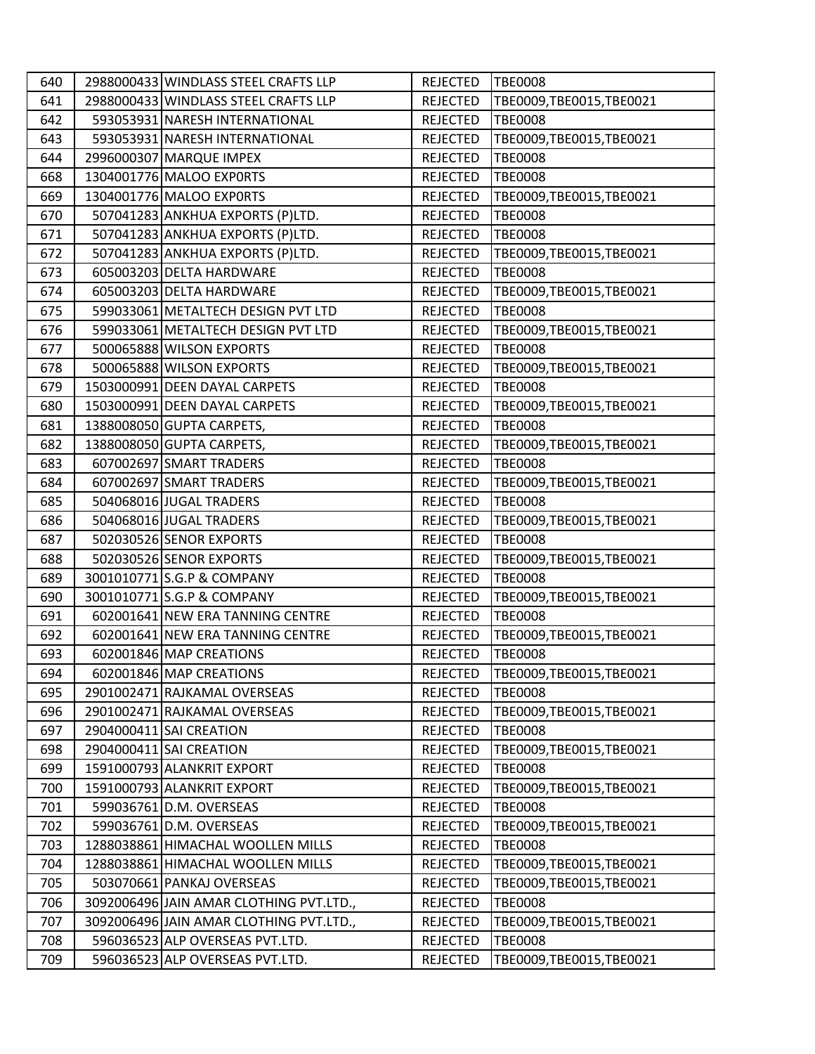| | | | | |
|---|---|---|---|---|
| 640 | 2988000433 | WINDLASS STEEL CRAFTS LLP | REJECTED | TBE0008 |
| 641 | 2988000433 | WINDLASS STEEL CRAFTS LLP | REJECTED | TBE0009,TBE0015,TBE0021 |
| 642 | 593053931 | NARESH INTERNATIONAL | REJECTED | TBE0008 |
| 643 | 593053931 | NARESH INTERNATIONAL | REJECTED | TBE0009,TBE0015,TBE0021 |
| 644 | 2996000307 | MARQUE IMPEX | REJECTED | TBE0008 |
| 668 | 1304001776 | MALOO EXP0RTS | REJECTED | TBE0008 |
| 669 | 1304001776 | MALOO EXP0RTS | REJECTED | TBE0009,TBE0015,TBE0021 |
| 670 | 507041283 | ANKHUA EXPORTS (P)LTD. | REJECTED | TBE0008 |
| 671 | 507041283 | ANKHUA EXPORTS (P)LTD. | REJECTED | TBE0008 |
| 672 | 507041283 | ANKHUA EXPORTS (P)LTD. | REJECTED | TBE0009,TBE0015,TBE0021 |
| 673 | 605003203 | DELTA HARDWARE | REJECTED | TBE0008 |
| 674 | 605003203 | DELTA HARDWARE | REJECTED | TBE0009,TBE0015,TBE0021 |
| 675 | 599033061 | METALTECH DESIGN PVT LTD | REJECTED | TBE0008 |
| 676 | 599033061 | METALTECH DESIGN PVT LTD | REJECTED | TBE0009,TBE0015,TBE0021 |
| 677 | 500065888 | WILSON EXPORTS | REJECTED | TBE0008 |
| 678 | 500065888 | WILSON EXPORTS | REJECTED | TBE0009,TBE0015,TBE0021 |
| 679 | 1503000991 | DEEN DAYAL CARPETS | REJECTED | TBE0008 |
| 680 | 1503000991 | DEEN DAYAL CARPETS | REJECTED | TBE0009,TBE0015,TBE0021 |
| 681 | 1388008050 | GUPTA CARPETS, | REJECTED | TBE0008 |
| 682 | 1388008050 | GUPTA CARPETS, | REJECTED | TBE0009,TBE0015,TBE0021 |
| 683 | 607002697 | SMART TRADERS | REJECTED | TBE0008 |
| 684 | 607002697 | SMART TRADERS | REJECTED | TBE0009,TBE0015,TBE0021 |
| 685 | 504068016 | JUGAL TRADERS | REJECTED | TBE0008 |
| 686 | 504068016 | JUGAL TRADERS | REJECTED | TBE0009,TBE0015,TBE0021 |
| 687 | 502030526 | SENOR EXPORTS | REJECTED | TBE0008 |
| 688 | 502030526 | SENOR EXPORTS | REJECTED | TBE0009,TBE0015,TBE0021 |
| 689 | 3001010771 | S.G.P & COMPANY | REJECTED | TBE0008 |
| 690 | 3001010771 | S.G.P & COMPANY | REJECTED | TBE0009,TBE0015,TBE0021 |
| 691 | 602001641 | NEW ERA TANNING CENTRE | REJECTED | TBE0008 |
| 692 | 602001641 | NEW ERA TANNING CENTRE | REJECTED | TBE0009,TBE0015,TBE0021 |
| 693 | 602001846 | MAP CREATIONS | REJECTED | TBE0008 |
| 694 | 602001846 | MAP CREATIONS | REJECTED | TBE0009,TBE0015,TBE0021 |
| 695 | 2901002471 | RAJKAMAL OVERSEAS | REJECTED | TBE0008 |
| 696 | 2901002471 | RAJKAMAL OVERSEAS | REJECTED | TBE0009,TBE0015,TBE0021 |
| 697 | 2904000411 | SAI CREATION | REJECTED | TBE0008 |
| 698 | 2904000411 | SAI CREATION | REJECTED | TBE0009,TBE0015,TBE0021 |
| 699 | 1591000793 | ALANKRIT EXPORT | REJECTED | TBE0008 |
| 700 | 1591000793 | ALANKRIT EXPORT | REJECTED | TBE0009,TBE0015,TBE0021 |
| 701 | 599036761 | D.M. OVERSEAS | REJECTED | TBE0008 |
| 702 | 599036761 | D.M. OVERSEAS | REJECTED | TBE0009,TBE0015,TBE0021 |
| 703 | 1288038861 | HIMACHAL WOOLLEN MILLS | REJECTED | TBE0008 |
| 704 | 1288038861 | HIMACHAL WOOLLEN MILLS | REJECTED | TBE0009,TBE0015,TBE0021 |
| 705 | 503070661 | PANKAJ OVERSEAS | REJECTED | TBE0009,TBE0015,TBE0021 |
| 706 | 3092006496 | JAIN AMAR CLOTHING PVT.LTD., | REJECTED | TBE0008 |
| 707 | 3092006496 | JAIN AMAR CLOTHING PVT.LTD., | REJECTED | TBE0009,TBE0015,TBE0021 |
| 708 | 596036523 | ALP OVERSEAS PVT.LTD. | REJECTED | TBE0008 |
| 709 | 596036523 | ALP OVERSEAS PVT.LTD. | REJECTED | TBE0009,TBE0015,TBE0021 |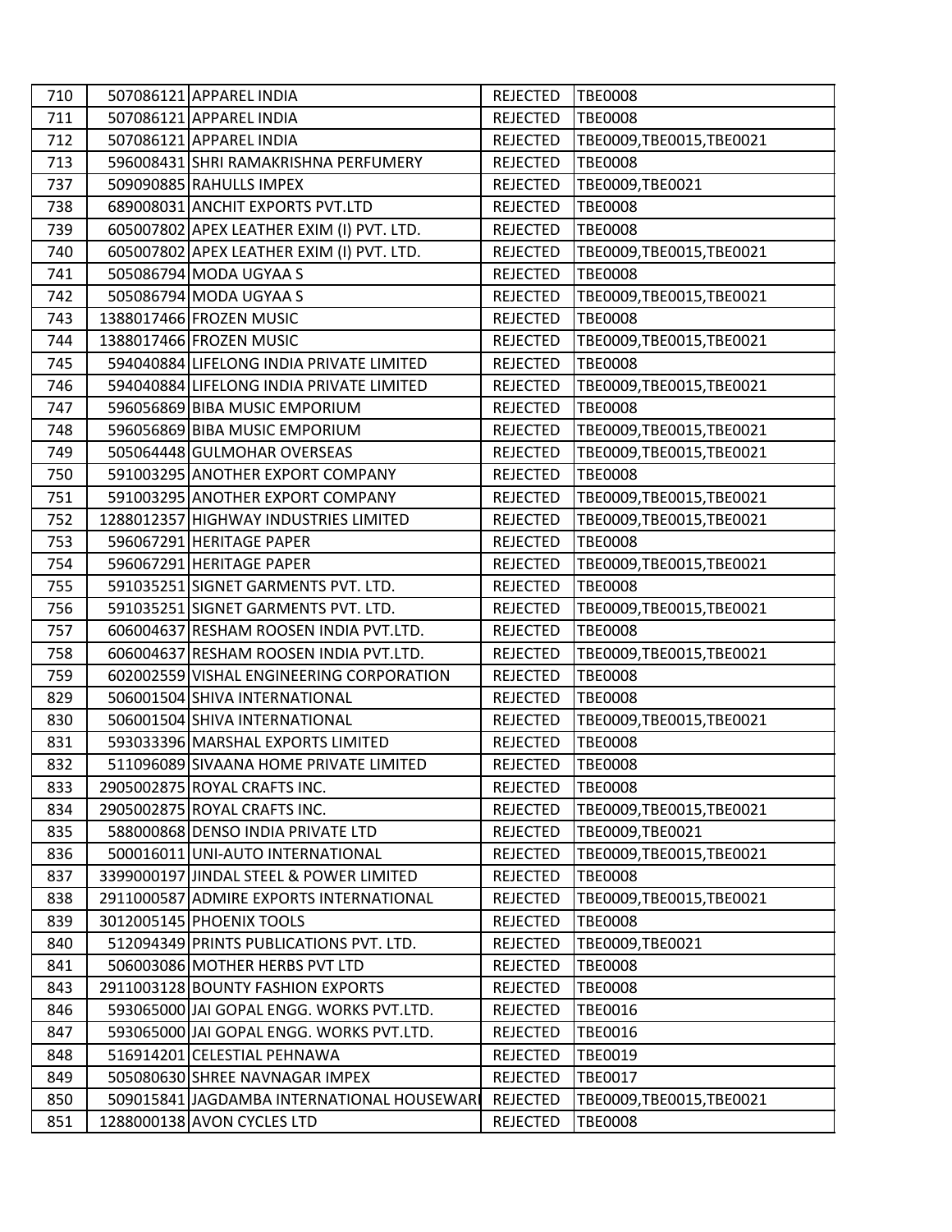| | | | | |
|---|---|---|---|---|
| 710 | 507086121 | APPAREL INDIA | REJECTED | TBE0008 |
| 711 | 507086121 | APPAREL INDIA | REJECTED | TBE0008 |
| 712 | 507086121 | APPAREL INDIA | REJECTED | TBE0009,TBE0015,TBE0021 |
| 713 | 596008431 | SHRI RAMAKRISHNA PERFUMERY | REJECTED | TBE0008 |
| 737 | 509090885 | RAHULLS IMPEX | REJECTED | TBE0009,TBE0021 |
| 738 | 689008031 | ANCHIT EXPORTS PVT.LTD | REJECTED | TBE0008 |
| 739 | 605007802 | APEX LEATHER EXIM (I) PVT. LTD. | REJECTED | TBE0008 |
| 740 | 605007802 | APEX LEATHER EXIM (I) PVT. LTD. | REJECTED | TBE0009,TBE0015,TBE0021 |
| 741 | 505086794 | MODA UGYAA S | REJECTED | TBE0008 |
| 742 | 505086794 | MODA UGYAA S | REJECTED | TBE0009,TBE0015,TBE0021 |
| 743 | 1388017466 | FROZEN MUSIC | REJECTED | TBE0008 |
| 744 | 1388017466 | FROZEN MUSIC | REJECTED | TBE0009,TBE0015,TBE0021 |
| 745 | 594040884 | LIFELONG INDIA PRIVATE LIMITED | REJECTED | TBE0008 |
| 746 | 594040884 | LIFELONG INDIA PRIVATE LIMITED | REJECTED | TBE0009,TBE0015,TBE0021 |
| 747 | 596056869 | BIBA MUSIC EMPORIUM | REJECTED | TBE0008 |
| 748 | 596056869 | BIBA MUSIC EMPORIUM | REJECTED | TBE0009,TBE0015,TBE0021 |
| 749 | 505064448 | GULMOHAR OVERSEAS | REJECTED | TBE0009,TBE0015,TBE0021 |
| 750 | 591003295 | ANOTHER EXPORT COMPANY | REJECTED | TBE0008 |
| 751 | 591003295 | ANOTHER EXPORT COMPANY | REJECTED | TBE0009,TBE0015,TBE0021 |
| 752 | 1288012357 | HIGHWAY INDUSTRIES LIMITED | REJECTED | TBE0009,TBE0015,TBE0021 |
| 753 | 596067291 | HERITAGE PAPER | REJECTED | TBE0008 |
| 754 | 596067291 | HERITAGE PAPER | REJECTED | TBE0009,TBE0015,TBE0021 |
| 755 | 591035251 | SIGNET GARMENTS PVT. LTD. | REJECTED | TBE0008 |
| 756 | 591035251 | SIGNET GARMENTS PVT. LTD. | REJECTED | TBE0009,TBE0015,TBE0021 |
| 757 | 606004637 | RESHAM ROOSEN INDIA PVT.LTD. | REJECTED | TBE0008 |
| 758 | 606004637 | RESHAM ROOSEN INDIA PVT.LTD. | REJECTED | TBE0009,TBE0015,TBE0021 |
| 759 | 602002559 | VISHAL ENGINEERING CORPORATION | REJECTED | TBE0008 |
| 829 | 506001504 | SHIVA INTERNATIONAL | REJECTED | TBE0008 |
| 830 | 506001504 | SHIVA INTERNATIONAL | REJECTED | TBE0009,TBE0015,TBE0021 |
| 831 | 593033396 | MARSHAL EXPORTS LIMITED | REJECTED | TBE0008 |
| 832 | 511096089 | SIVAANA HOME PRIVATE LIMITED | REJECTED | TBE0008 |
| 833 | 2905002875 | ROYAL CRAFTS INC. | REJECTED | TBE0008 |
| 834 | 2905002875 | ROYAL CRAFTS INC. | REJECTED | TBE0009,TBE0015,TBE0021 |
| 835 | 588000868 | DENSO INDIA PRIVATE LTD | REJECTED | TBE0009,TBE0021 |
| 836 | 500016011 | UNI-AUTO INTERNATIONAL | REJECTED | TBE0009,TBE0015,TBE0021 |
| 837 | 3399000197 | JINDAL STEEL & POWER LIMITED | REJECTED | TBE0008 |
| 838 | 2911000587 | ADMIRE EXPORTS INTERNATIONAL | REJECTED | TBE0009,TBE0015,TBE0021 |
| 839 | 3012005145 | PHOENIX TOOLS | REJECTED | TBE0008 |
| 840 | 512094349 | PRINTS PUBLICATIONS PVT. LTD. | REJECTED | TBE0009,TBE0021 |
| 841 | 506003086 | MOTHER HERBS PVT LTD | REJECTED | TBE0008 |
| 843 | 2911003128 | BOUNTY FASHION EXPORTS | REJECTED | TBE0008 |
| 846 | 593065000 | JAI GOPAL ENGG. WORKS PVT.LTD. | REJECTED | TBE0016 |
| 847 | 593065000 | JAI GOPAL ENGG. WORKS PVT.LTD. | REJECTED | TBE0016 |
| 848 | 516914201 | CELESTIAL PEHNAWA | REJECTED | TBE0019 |
| 849 | 505080630 | SHREE NAVNAGAR IMPEX | REJECTED | TBE0017 |
| 850 | 509015841 | JAGDAMBA INTERNATIONAL HOUSEWARI | REJECTED | TBE0009,TBE0015,TBE0021 |
| 851 | 1288000138 | AVON CYCLES LTD | REJECTED | TBE0008 |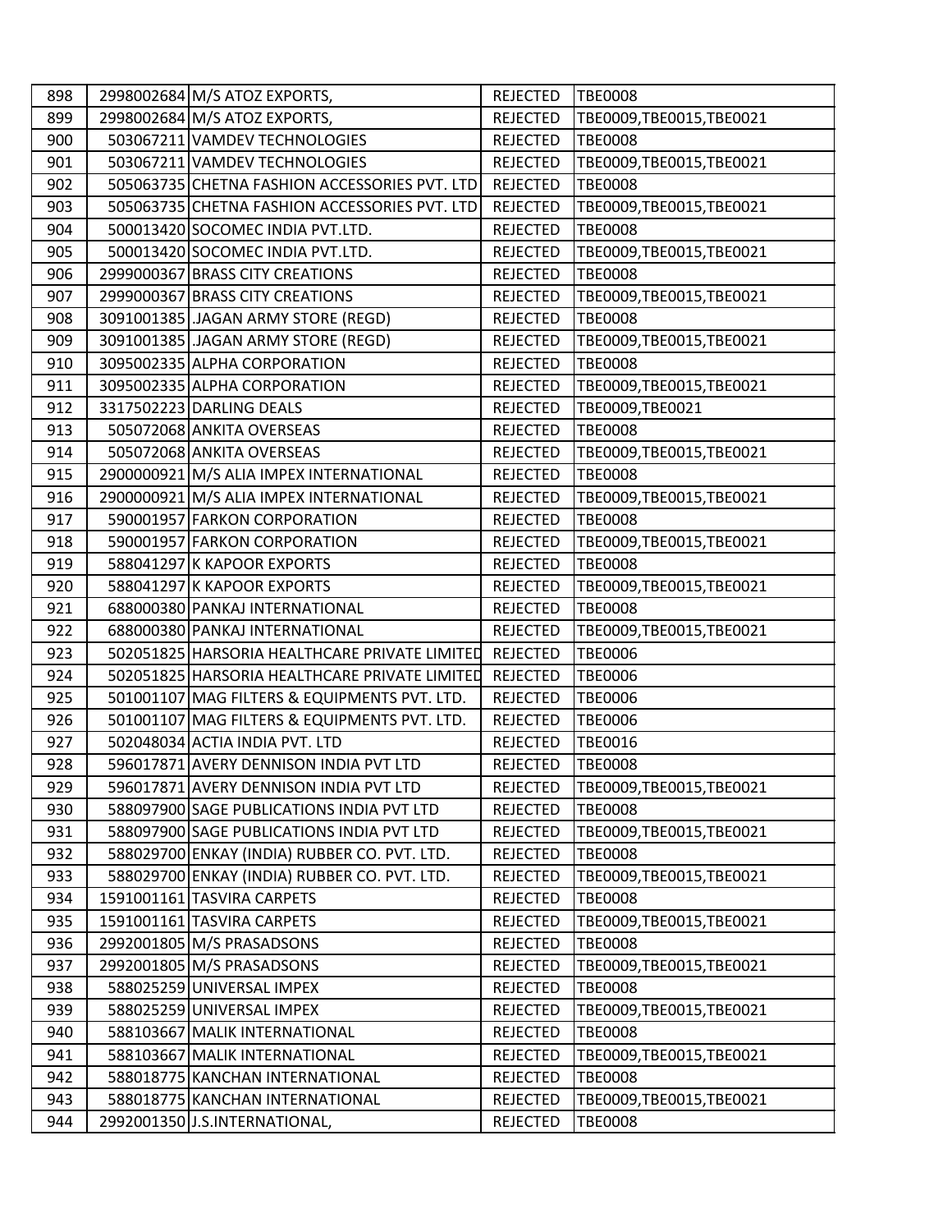| | | | | |
|---|---|---|---|---|
| 898 | 2998002684 | M/S ATOZ EXPORTS, | REJECTED | TBE0008 |
| 899 | 2998002684 | M/S ATOZ EXPORTS, | REJECTED | TBE0009,TBE0015,TBE0021 |
| 900 | 503067211 | VAMDEV TECHNOLOGIES | REJECTED | TBE0008 |
| 901 | 503067211 | VAMDEV TECHNOLOGIES | REJECTED | TBE0009,TBE0015,TBE0021 |
| 902 | 505063735 | CHETNA FASHION ACCESSORIES PVT. LTD | REJECTED | TBE0008 |
| 903 | 505063735 | CHETNA FASHION ACCESSORIES PVT. LTD | REJECTED | TBE0009,TBE0015,TBE0021 |
| 904 | 500013420 | SOCOMEC INDIA PVT.LTD. | REJECTED | TBE0008 |
| 905 | 500013420 | SOCOMEC INDIA PVT.LTD. | REJECTED | TBE0009,TBE0015,TBE0021 |
| 906 | 2999000367 | BRASS CITY CREATIONS | REJECTED | TBE0008 |
| 907 | 2999000367 | BRASS CITY CREATIONS | REJECTED | TBE0009,TBE0015,TBE0021 |
| 908 | 3091001385 | .JAGAN ARMY STORE (REGD) | REJECTED | TBE0008 |
| 909 | 3091001385 | .JAGAN ARMY STORE (REGD) | REJECTED | TBE0009,TBE0015,TBE0021 |
| 910 | 3095002335 | ALPHA CORPORATION | REJECTED | TBE0008 |
| 911 | 3095002335 | ALPHA CORPORATION | REJECTED | TBE0009,TBE0015,TBE0021 |
| 912 | 3317502223 | DARLING DEALS | REJECTED | TBE0009,TBE0021 |
| 913 | 505072068 | ANKITA OVERSEAS | REJECTED | TBE0008 |
| 914 | 505072068 | ANKITA OVERSEAS | REJECTED | TBE0009,TBE0015,TBE0021 |
| 915 | 2900000921 | M/S ALIA IMPEX INTERNATIONAL | REJECTED | TBE0008 |
| 916 | 2900000921 | M/S ALIA IMPEX INTERNATIONAL | REJECTED | TBE0009,TBE0015,TBE0021 |
| 917 | 590001957 | FARKON CORPORATION | REJECTED | TBE0008 |
| 918 | 590001957 | FARKON CORPORATION | REJECTED | TBE0009,TBE0015,TBE0021 |
| 919 | 588041297 | K KAPOOR EXPORTS | REJECTED | TBE0008 |
| 920 | 588041297 | K KAPOOR EXPORTS | REJECTED | TBE0009,TBE0015,TBE0021 |
| 921 | 688000380 | PANKAJ INTERNATIONAL | REJECTED | TBE0008 |
| 922 | 688000380 | PANKAJ INTERNATIONAL | REJECTED | TBE0009,TBE0015,TBE0021 |
| 923 | 502051825 | HARSORIA HEALTHCARE PRIVATE LIMITED | REJECTED | TBE0006 |
| 924 | 502051825 | HARSORIA HEALTHCARE PRIVATE LIMITED | REJECTED | TBE0006 |
| 925 | 501001107 | MAG FILTERS & EQUIPMENTS PVT. LTD. | REJECTED | TBE0006 |
| 926 | 501001107 | MAG FILTERS & EQUIPMENTS PVT. LTD. | REJECTED | TBE0006 |
| 927 | 502048034 | ACTIA INDIA PVT. LTD | REJECTED | TBE0016 |
| 928 | 596017871 | AVERY DENNISON INDIA PVT LTD | REJECTED | TBE0008 |
| 929 | 596017871 | AVERY DENNISON INDIA PVT LTD | REJECTED | TBE0009,TBE0015,TBE0021 |
| 930 | 588097900 | SAGE PUBLICATIONS INDIA PVT LTD | REJECTED | TBE0008 |
| 931 | 588097900 | SAGE PUBLICATIONS INDIA PVT LTD | REJECTED | TBE0009,TBE0015,TBE0021 |
| 932 | 588029700 | ENKAY (INDIA) RUBBER CO. PVT. LTD. | REJECTED | TBE0008 |
| 933 | 588029700 | ENKAY (INDIA) RUBBER CO. PVT. LTD. | REJECTED | TBE0009,TBE0015,TBE0021 |
| 934 | 1591001161 | TASVIRA CARPETS | REJECTED | TBE0008 |
| 935 | 1591001161 | TASVIRA CARPETS | REJECTED | TBE0009,TBE0015,TBE0021 |
| 936 | 2992001805 | M/S PRASADSONS | REJECTED | TBE0008 |
| 937 | 2992001805 | M/S PRASADSONS | REJECTED | TBE0009,TBE0015,TBE0021 |
| 938 | 588025259 | UNIVERSAL IMPEX | REJECTED | TBE0008 |
| 939 | 588025259 | UNIVERSAL IMPEX | REJECTED | TBE0009,TBE0015,TBE0021 |
| 940 | 588103667 | MALIK INTERNATIONAL | REJECTED | TBE0008 |
| 941 | 588103667 | MALIK INTERNATIONAL | REJECTED | TBE0009,TBE0015,TBE0021 |
| 942 | 588018775 | KANCHAN INTERNATIONAL | REJECTED | TBE0008 |
| 943 | 588018775 | KANCHAN INTERNATIONAL | REJECTED | TBE0009,TBE0015,TBE0021 |
| 944 | 2992001350 | J.S.INTERNATIONAL, | REJECTED | TBE0008 |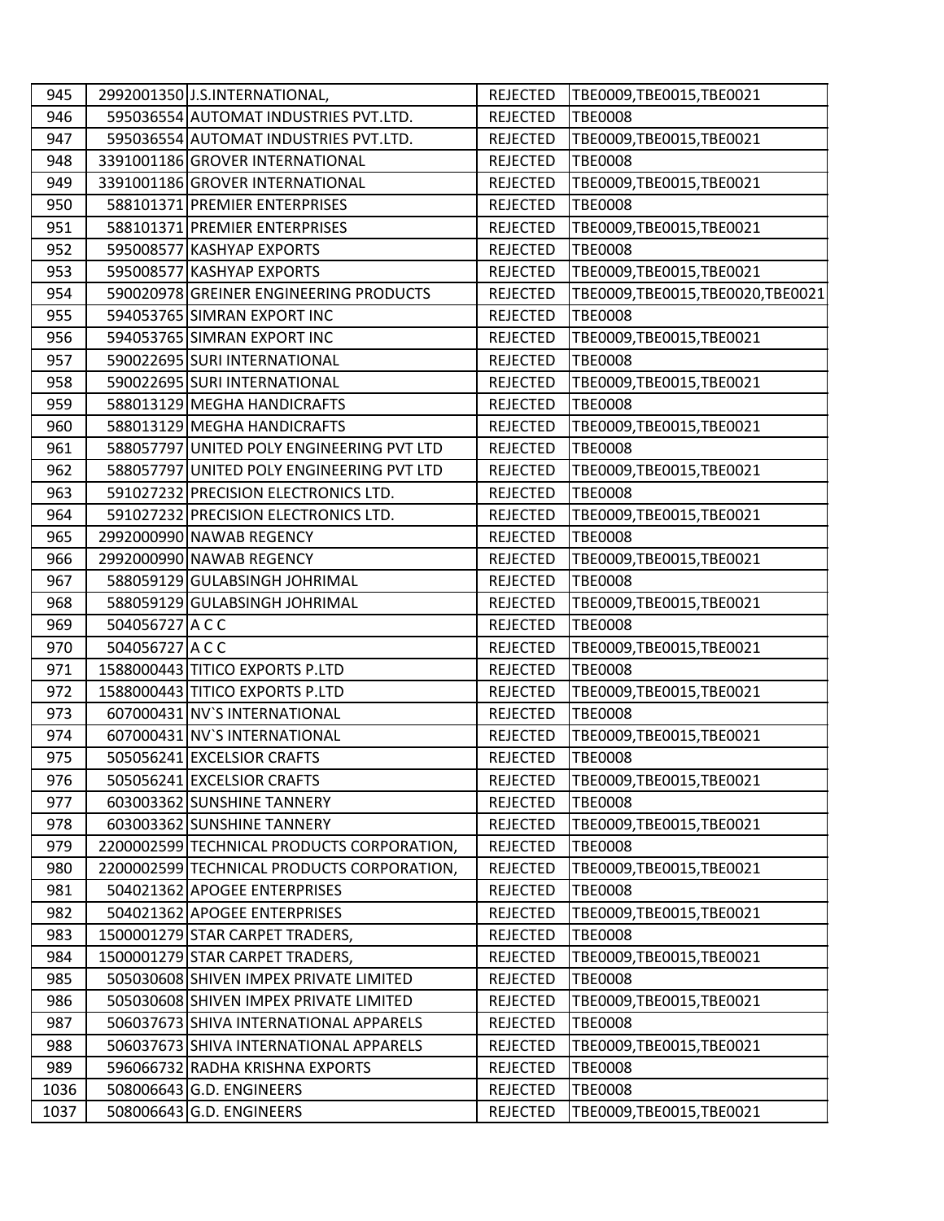| | | | | |
|---|---|---|---|---|
| 945 | 2992001350 | J.S.INTERNATIONAL, | REJECTED | TBE0009,TBE0015,TBE0021 |
| 946 | 595036554 | AUTOMAT INDUSTRIES PVT.LTD. | REJECTED | TBE0008 |
| 947 | 595036554 | AUTOMAT INDUSTRIES PVT.LTD. | REJECTED | TBE0009,TBE0015,TBE0021 |
| 948 | 3391001186 | GROVER INTERNATIONAL | REJECTED | TBE0008 |
| 949 | 3391001186 | GROVER INTERNATIONAL | REJECTED | TBE0009,TBE0015,TBE0021 |
| 950 | 588101371 | PREMIER ENTERPRISES | REJECTED | TBE0008 |
| 951 | 588101371 | PREMIER ENTERPRISES | REJECTED | TBE0009,TBE0015,TBE0021 |
| 952 | 595008577 | KASHYAP EXPORTS | REJECTED | TBE0008 |
| 953 | 595008577 | KASHYAP EXPORTS | REJECTED | TBE0009,TBE0015,TBE0021 |
| 954 | 590020978 | GREINER ENGINEERING PRODUCTS | REJECTED | TBE0009,TBE0015,TBE0020,TBE0021 |
| 955 | 594053765 | SIMRAN EXPORT INC | REJECTED | TBE0008 |
| 956 | 594053765 | SIMRAN EXPORT INC | REJECTED | TBE0009,TBE0015,TBE0021 |
| 957 | 590022695 | SURI INTERNATIONAL | REJECTED | TBE0008 |
| 958 | 590022695 | SURI INTERNATIONAL | REJECTED | TBE0009,TBE0015,TBE0021 |
| 959 | 588013129 | MEGHA HANDICRAFTS | REJECTED | TBE0008 |
| 960 | 588013129 | MEGHA HANDICRAFTS | REJECTED | TBE0009,TBE0015,TBE0021 |
| 961 | 588057797 | UNITED POLY ENGINEERING PVT LTD | REJECTED | TBE0008 |
| 962 | 588057797 | UNITED POLY ENGINEERING PVT LTD | REJECTED | TBE0009,TBE0015,TBE0021 |
| 963 | 591027232 | PRECISION ELECTRONICS LTD. | REJECTED | TBE0008 |
| 964 | 591027232 | PRECISION ELECTRONICS LTD. | REJECTED | TBE0009,TBE0015,TBE0021 |
| 965 | 2992000990 | NAWAB REGENCY | REJECTED | TBE0008 |
| 966 | 2992000990 | NAWAB REGENCY | REJECTED | TBE0009,TBE0015,TBE0021 |
| 967 | 588059129 | GULABSINGH JOHRIMAL | REJECTED | TBE0008 |
| 968 | 588059129 | GULABSINGH JOHRIMAL | REJECTED | TBE0009,TBE0015,TBE0021 |
| 969 | 504056727 | A C C | REJECTED | TBE0008 |
| 970 | 504056727 | A C C | REJECTED | TBE0009,TBE0015,TBE0021 |
| 971 | 1588000443 | TITICO EXPORTS P.LTD | REJECTED | TBE0008 |
| 972 | 1588000443 | TITICO EXPORTS P.LTD | REJECTED | TBE0009,TBE0015,TBE0021 |
| 973 | 607000431 | NV`S INTERNATIONAL | REJECTED | TBE0008 |
| 974 | 607000431 | NV`S INTERNATIONAL | REJECTED | TBE0009,TBE0015,TBE0021 |
| 975 | 505056241 | EXCELSIOR CRAFTS | REJECTED | TBE0008 |
| 976 | 505056241 | EXCELSIOR CRAFTS | REJECTED | TBE0009,TBE0015,TBE0021 |
| 977 | 603003362 | SUNSHINE TANNERY | REJECTED | TBE0008 |
| 978 | 603003362 | SUNSHINE TANNERY | REJECTED | TBE0009,TBE0015,TBE0021 |
| 979 | 2200002599 | TECHNICAL PRODUCTS CORPORATION, | REJECTED | TBE0008 |
| 980 | 2200002599 | TECHNICAL PRODUCTS CORPORATION, | REJECTED | TBE0009,TBE0015,TBE0021 |
| 981 | 504021362 | APOGEE ENTERPRISES | REJECTED | TBE0008 |
| 982 | 504021362 | APOGEE ENTERPRISES | REJECTED | TBE0009,TBE0015,TBE0021 |
| 983 | 1500001279 | STAR CARPET TRADERS, | REJECTED | TBE0008 |
| 984 | 1500001279 | STAR CARPET TRADERS, | REJECTED | TBE0009,TBE0015,TBE0021 |
| 985 | 505030608 | SHIVEN IMPEX PRIVATE LIMITED | REJECTED | TBE0008 |
| 986 | 505030608 | SHIVEN IMPEX PRIVATE LIMITED | REJECTED | TBE0009,TBE0015,TBE0021 |
| 987 | 506037673 | SHIVA INTERNATIONAL APPARELS | REJECTED | TBE0008 |
| 988 | 506037673 | SHIVA INTERNATIONAL APPARELS | REJECTED | TBE0009,TBE0015,TBE0021 |
| 989 | 596066732 | RADHA KRISHNA EXPORTS | REJECTED | TBE0008 |
| 1036 | 508006643 | G.D. ENGINEERS | REJECTED | TBE0008 |
| 1037 | 508006643 | G.D. ENGINEERS | REJECTED | TBE0009,TBE0015,TBE0021 |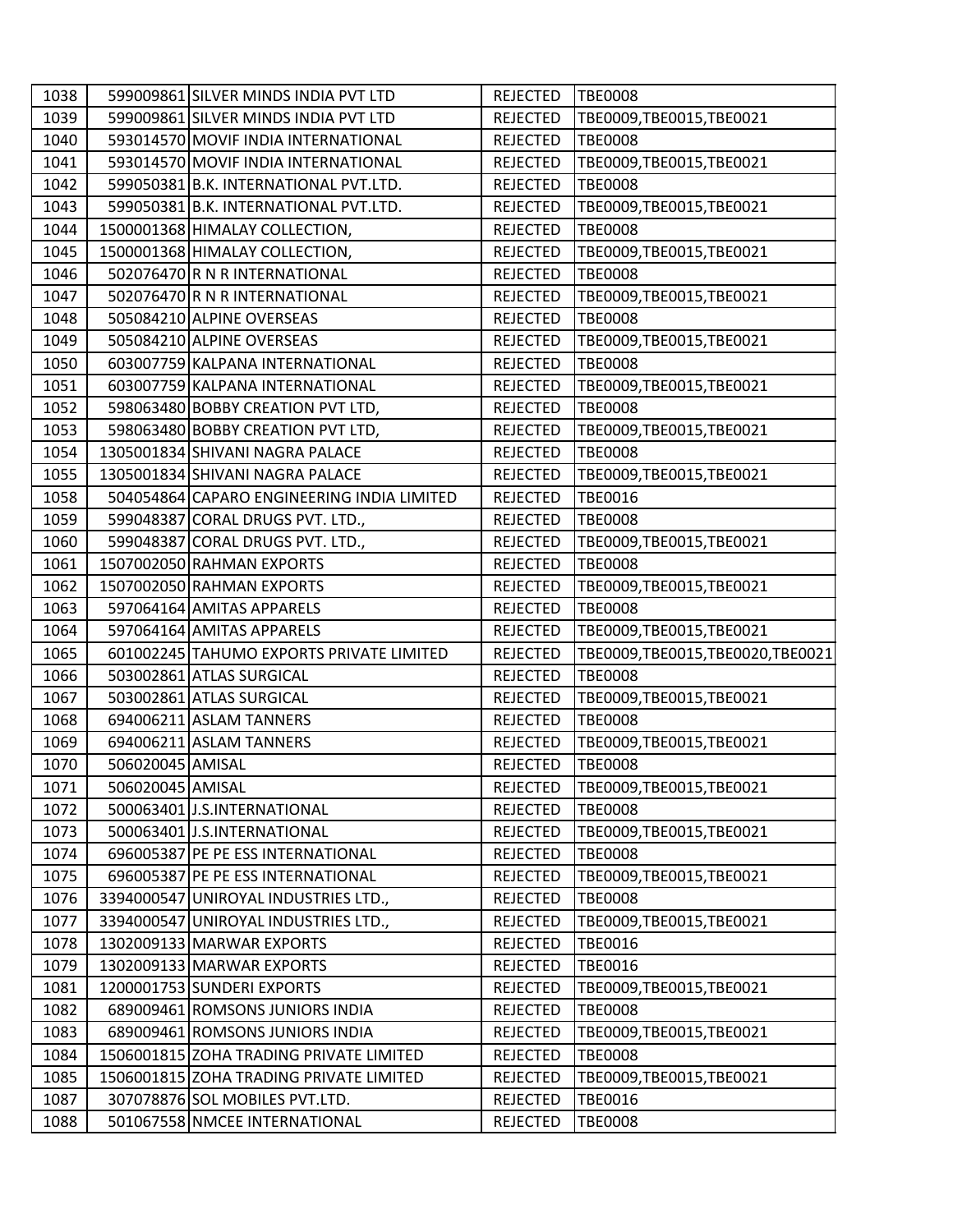| | | | | |
|---|---|---|---|---|
| 1038 | 599009861 | SILVER MINDS INDIA PVT LTD | REJECTED | TBE0008 |
| 1039 | 599009861 | SILVER MINDS INDIA PVT LTD | REJECTED | TBE0009,TBE0015,TBE0021 |
| 1040 | 593014570 | MOVIF INDIA INTERNATIONAL | REJECTED | TBE0008 |
| 1041 | 593014570 | MOVIF INDIA INTERNATIONAL | REJECTED | TBE0009,TBE0015,TBE0021 |
| 1042 | 599050381 | B.K. INTERNATIONAL PVT.LTD. | REJECTED | TBE0008 |
| 1043 | 599050381 | B.K. INTERNATIONAL PVT.LTD. | REJECTED | TBE0009,TBE0015,TBE0021 |
| 1044 | 1500001368 | HIMALAY COLLECTION, | REJECTED | TBE0008 |
| 1045 | 1500001368 | HIMALAY COLLECTION, | REJECTED | TBE0009,TBE0015,TBE0021 |
| 1046 | 502076470 | R N R INTERNATIONAL | REJECTED | TBE0008 |
| 1047 | 502076470 | R N R INTERNATIONAL | REJECTED | TBE0009,TBE0015,TBE0021 |
| 1048 | 505084210 | ALPINE OVERSEAS | REJECTED | TBE0008 |
| 1049 | 505084210 | ALPINE OVERSEAS | REJECTED | TBE0009,TBE0015,TBE0021 |
| 1050 | 603007759 | KALPANA INTERNATIONAL | REJECTED | TBE0008 |
| 1051 | 603007759 | KALPANA INTERNATIONAL | REJECTED | TBE0009,TBE0015,TBE0021 |
| 1052 | 598063480 | BOBBY CREATION PVT LTD, | REJECTED | TBE0008 |
| 1053 | 598063480 | BOBBY CREATION PVT LTD, | REJECTED | TBE0009,TBE0015,TBE0021 |
| 1054 | 1305001834 | SHIVANI NAGRA PALACE | REJECTED | TBE0008 |
| 1055 | 1305001834 | SHIVANI NAGRA PALACE | REJECTED | TBE0009,TBE0015,TBE0021 |
| 1058 | 504054864 | CAPARO ENGINEERING INDIA LIMITED | REJECTED | TBE0016 |
| 1059 | 599048387 | CORAL DRUGS PVT. LTD., | REJECTED | TBE0008 |
| 1060 | 599048387 | CORAL DRUGS PVT. LTD., | REJECTED | TBE0009,TBE0015,TBE0021 |
| 1061 | 1507002050 | RAHMAN EXPORTS | REJECTED | TBE0008 |
| 1062 | 1507002050 | RAHMAN EXPORTS | REJECTED | TBE0009,TBE0015,TBE0021 |
| 1063 | 597064164 | AMITAS APPARELS | REJECTED | TBE0008 |
| 1064 | 597064164 | AMITAS APPARELS | REJECTED | TBE0009,TBE0015,TBE0021 |
| 1065 | 601002245 | TAHUMO EXPORTS PRIVATE LIMITED | REJECTED | TBE0009,TBE0015,TBE0020,TBE0021 |
| 1066 | 503002861 | ATLAS SURGICAL | REJECTED | TBE0008 |
| 1067 | 503002861 | ATLAS SURGICAL | REJECTED | TBE0009,TBE0015,TBE0021 |
| 1068 | 694006211 | ASLAM TANNERS | REJECTED | TBE0008 |
| 1069 | 694006211 | ASLAM TANNERS | REJECTED | TBE0009,TBE0015,TBE0021 |
| 1070 | 506020045 | AMISAL | REJECTED | TBE0008 |
| 1071 | 506020045 | AMISAL | REJECTED | TBE0009,TBE0015,TBE0021 |
| 1072 | 500063401 | J.S.INTERNATIONAL | REJECTED | TBE0008 |
| 1073 | 500063401 | J.S.INTERNATIONAL | REJECTED | TBE0009,TBE0015,TBE0021 |
| 1074 | 696005387 | PE PE ESS INTERNATIONAL | REJECTED | TBE0008 |
| 1075 | 696005387 | PE PE ESS INTERNATIONAL | REJECTED | TBE0009,TBE0015,TBE0021 |
| 1076 | 3394000547 | UNIROYAL INDUSTRIES LTD., | REJECTED | TBE0008 |
| 1077 | 3394000547 | UNIROYAL INDUSTRIES LTD., | REJECTED | TBE0009,TBE0015,TBE0021 |
| 1078 | 1302009133 | MARWAR EXPORTS | REJECTED | TBE0016 |
| 1079 | 1302009133 | MARWAR EXPORTS | REJECTED | TBE0016 |
| 1081 | 1200001753 | SUNDERI EXPORTS | REJECTED | TBE0009,TBE0015,TBE0021 |
| 1082 | 689009461 | ROMSONS JUNIORS INDIA | REJECTED | TBE0008 |
| 1083 | 689009461 | ROMSONS JUNIORS INDIA | REJECTED | TBE0009,TBE0015,TBE0021 |
| 1084 | 1506001815 | ZOHA TRADING PRIVATE LIMITED | REJECTED | TBE0008 |
| 1085 | 1506001815 | ZOHA TRADING PRIVATE LIMITED | REJECTED | TBE0009,TBE0015,TBE0021 |
| 1087 | 307078876 | SOL MOBILES PVT.LTD. | REJECTED | TBE0016 |
| 1088 | 501067558 | NMCEE INTERNATIONAL | REJECTED | TBE0008 |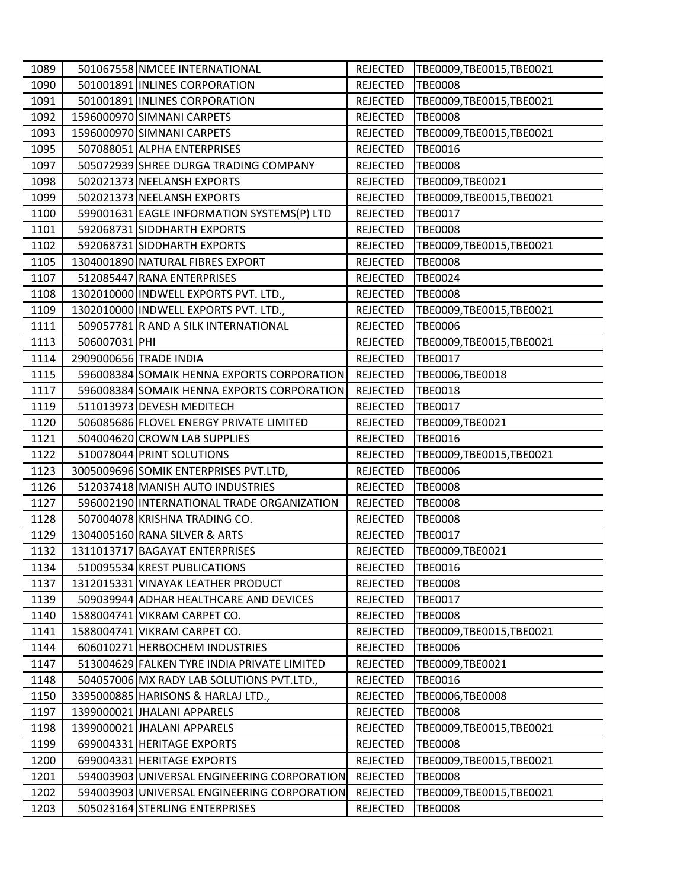| | | | | |
|---|---|---|---|---|
| 1089 | 501067558 | NMCEE INTERNATIONAL | REJECTED | TBE0009,TBE0015,TBE0021 |
| 1090 | 501001891 | INLINES CORPORATION | REJECTED | TBE0008 |
| 1091 | 501001891 | INLINES CORPORATION | REJECTED | TBE0009,TBE0015,TBE0021 |
| 1092 | 1596000970 | SIMNANI CARPETS | REJECTED | TBE0008 |
| 1093 | 1596000970 | SIMNANI CARPETS | REJECTED | TBE0009,TBE0015,TBE0021 |
| 1095 | 507088051 | ALPHA ENTERPRISES | REJECTED | TBE0016 |
| 1097 | 505072939 | SHREE DURGA TRADING COMPANY | REJECTED | TBE0008 |
| 1098 | 502021373 | NEELANSH EXPORTS | REJECTED | TBE0009,TBE0021 |
| 1099 | 502021373 | NEELANSH EXPORTS | REJECTED | TBE0009,TBE0015,TBE0021 |
| 1100 | 599001631 | EAGLE INFORMATION SYSTEMS(P) LTD | REJECTED | TBE0017 |
| 1101 | 592068731 | SIDDHARTH EXPORTS | REJECTED | TBE0008 |
| 1102 | 592068731 | SIDDHARTH EXPORTS | REJECTED | TBE0009,TBE0015,TBE0021 |
| 1105 | 1304001890 | NATURAL FIBRES EXPORT | REJECTED | TBE0008 |
| 1107 | 512085447 | RANA ENTERPRISES | REJECTED | TBE0024 |
| 1108 | 1302010000 | INDWELL EXPORTS PVT. LTD., | REJECTED | TBE0008 |
| 1109 | 1302010000 | INDWELL EXPORTS PVT. LTD., | REJECTED | TBE0009,TBE0015,TBE0021 |
| 1111 | 509057781 | R AND A SILK INTERNATIONAL | REJECTED | TBE0006 |
| 1113 | 506007031 | PHI | REJECTED | TBE0009,TBE0015,TBE0021 |
| 1114 | 2909000656 | TRADE INDIA | REJECTED | TBE0017 |
| 1115 | 596008384 | SOMAIK HENNA EXPORTS CORPORATION | REJECTED | TBE0006,TBE0018 |
| 1117 | 596008384 | SOMAIK HENNA EXPORTS CORPORATION | REJECTED | TBE0018 |
| 1119 | 511013973 | DEVESH MEDITECH | REJECTED | TBE0017 |
| 1120 | 506085686 | FLOVEL ENERGY PRIVATE LIMITED | REJECTED | TBE0009,TBE0021 |
| 1121 | 504004620 | CROWN LAB SUPPLIES | REJECTED | TBE0016 |
| 1122 | 510078044 | PRINT SOLUTIONS | REJECTED | TBE0009,TBE0015,TBE0021 |
| 1123 | 3005009696 | SOMIK ENTERPRISES PVT.LTD, | REJECTED | TBE0006 |
| 1126 | 512037418 | MANISH AUTO INDUSTRIES | REJECTED | TBE0008 |
| 1127 | 596002190 | INTERNATIONAL TRADE ORGANIZATION | REJECTED | TBE0008 |
| 1128 | 507004078 | KRISHNA TRADING CO. | REJECTED | TBE0008 |
| 1129 | 1304005160 | RANA SILVER & ARTS | REJECTED | TBE0017 |
| 1132 | 1311013717 | BAGAYAT ENTERPRISES | REJECTED | TBE0009,TBE0021 |
| 1134 | 510095534 | KREST PUBLICATIONS | REJECTED | TBE0016 |
| 1137 | 1312015331 | VINAYAK LEATHER PRODUCT | REJECTED | TBE0008 |
| 1139 | 509039944 | ADHAR HEALTHCARE AND DEVICES | REJECTED | TBE0017 |
| 1140 | 1588004741 | VIKRAM CARPET CO. | REJECTED | TBE0008 |
| 1141 | 1588004741 | VIKRAM CARPET CO. | REJECTED | TBE0009,TBE0015,TBE0021 |
| 1144 | 606010271 | HERBOCHEM INDUSTRIES | REJECTED | TBE0006 |
| 1147 | 513004629 | FALKEN TYRE INDIA PRIVATE LIMITED | REJECTED | TBE0009,TBE0021 |
| 1148 | 504057006 | MX RADY LAB SOLUTIONS PVT.LTD., | REJECTED | TBE0016 |
| 1150 | 3395000885 | HARISONS & HARLAJ LTD., | REJECTED | TBE0006,TBE0008 |
| 1197 | 1399000021 | JHALANI APPARELS | REJECTED | TBE0008 |
| 1198 | 1399000021 | JHALANI APPARELS | REJECTED | TBE0009,TBE0015,TBE0021 |
| 1199 | 699004331 | HERITAGE EXPORTS | REJECTED | TBE0008 |
| 1200 | 699004331 | HERITAGE EXPORTS | REJECTED | TBE0009,TBE0015,TBE0021 |
| 1201 | 594003903 | UNIVERSAL ENGINEERING CORPORATION | REJECTED | TBE0008 |
| 1202 | 594003903 | UNIVERSAL ENGINEERING CORPORATION | REJECTED | TBE0009,TBE0015,TBE0021 |
| 1203 | 505023164 | STERLING ENTERPRISES | REJECTED | TBE0008 |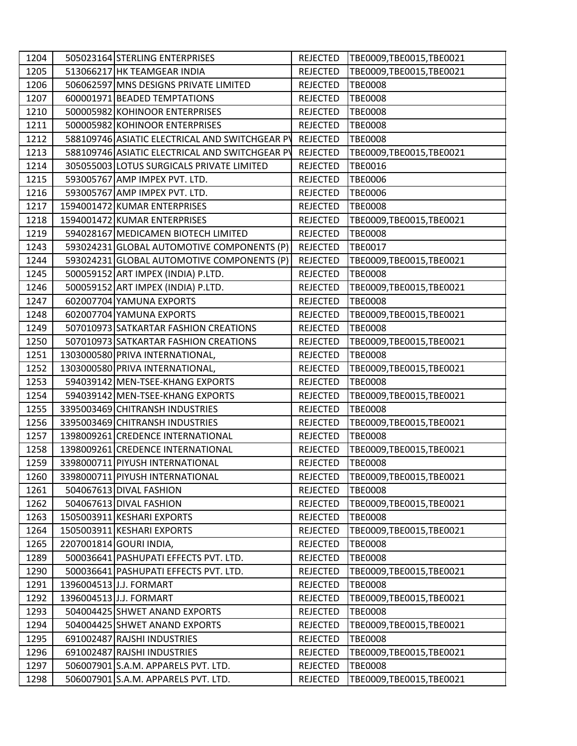| | | | | |
|---|---|---|---|---|
| 1204 | 505023164 | STERLING ENTERPRISES | REJECTED | TBE0009,TBE0015,TBE0021 |
| 1205 | 513066217 | HK TEAMGEAR INDIA | REJECTED | TBE0009,TBE0015,TBE0021 |
| 1206 | 506062597 | MNS DESIGNS PRIVATE LIMITED | REJECTED | TBE0008 |
| 1207 | 600001971 | BEADED TEMPTATIONS | REJECTED | TBE0008 |
| 1210 | 500005982 | KOHINOOR ENTERPRISES | REJECTED | TBE0008 |
| 1211 | 500005982 | KOHINOOR ENTERPRISES | REJECTED | TBE0008 |
| 1212 | 588109746 | ASIATIC ELECTRICAL AND SWITCHGEAR PV | REJECTED | TBE0008 |
| 1213 | 588109746 | ASIATIC ELECTRICAL AND SWITCHGEAR PV | REJECTED | TBE0009,TBE0015,TBE0021 |
| 1214 | 305055003 | LOTUS SURGICALS PRIVATE LIMITED | REJECTED | TBE0016 |
| 1215 | 593005767 | AMP IMPEX PVT. LTD. | REJECTED | TBE0006 |
| 1216 | 593005767 | AMP IMPEX PVT. LTD. | REJECTED | TBE0006 |
| 1217 | 1594001472 | KUMAR ENTERPRISES | REJECTED | TBE0008 |
| 1218 | 1594001472 | KUMAR ENTERPRISES | REJECTED | TBE0009,TBE0015,TBE0021 |
| 1219 | 594028167 | MEDICAMEN BIOTECH LIMITED | REJECTED | TBE0008 |
| 1243 | 593024231 | GLOBAL AUTOMOTIVE COMPONENTS (P) | REJECTED | TBE0017 |
| 1244 | 593024231 | GLOBAL AUTOMOTIVE COMPONENTS (P) | REJECTED | TBE0009,TBE0015,TBE0021 |
| 1245 | 500059152 | ART IMPEX (INDIA) P.LTD. | REJECTED | TBE0008 |
| 1246 | 500059152 | ART IMPEX (INDIA) P.LTD. | REJECTED | TBE0009,TBE0015,TBE0021 |
| 1247 | 602007704 | YAMUNA EXPORTS | REJECTED | TBE0008 |
| 1248 | 602007704 | YAMUNA EXPORTS | REJECTED | TBE0009,TBE0015,TBE0021 |
| 1249 | 507010973 | SATKARTAR FASHION CREATIONS | REJECTED | TBE0008 |
| 1250 | 507010973 | SATKARTAR FASHION CREATIONS | REJECTED | TBE0009,TBE0015,TBE0021 |
| 1251 | 1303000580 | PRIVA INTERNATIONAL, | REJECTED | TBE0008 |
| 1252 | 1303000580 | PRIVA INTERNATIONAL, | REJECTED | TBE0009,TBE0015,TBE0021 |
| 1253 | 594039142 | MEN-TSEE-KHANG EXPORTS | REJECTED | TBE0008 |
| 1254 | 594039142 | MEN-TSEE-KHANG EXPORTS | REJECTED | TBE0009,TBE0015,TBE0021 |
| 1255 | 3395003469 | CHITRANSH INDUSTRIES | REJECTED | TBE0008 |
| 1256 | 3395003469 | CHITRANSH INDUSTRIES | REJECTED | TBE0009,TBE0015,TBE0021 |
| 1257 | 1398009261 | CREDENCE INTERNATIONAL | REJECTED | TBE0008 |
| 1258 | 1398009261 | CREDENCE INTERNATIONAL | REJECTED | TBE0009,TBE0015,TBE0021 |
| 1259 | 3398000711 | PIYUSH INTERNATIONAL | REJECTED | TBE0008 |
| 1260 | 3398000711 | PIYUSH INTERNATIONAL | REJECTED | TBE0009,TBE0015,TBE0021 |
| 1261 | 504067613 | DIVAL FASHION | REJECTED | TBE0008 |
| 1262 | 504067613 | DIVAL FASHION | REJECTED | TBE0009,TBE0015,TBE0021 |
| 1263 | 1505003911 | KESHARI EXPORTS | REJECTED | TBE0008 |
| 1264 | 1505003911 | KESHARI EXPORTS | REJECTED | TBE0009,TBE0015,TBE0021 |
| 1265 | 2207001814 | GOURI INDIA, | REJECTED | TBE0008 |
| 1289 | 500036641 | PASHUPATI EFFECTS PVT. LTD. | REJECTED | TBE0008 |
| 1290 | 500036641 | PASHUPATI EFFECTS PVT. LTD. | REJECTED | TBE0009,TBE0015,TBE0021 |
| 1291 | 1396004513 | J.J. FORMART | REJECTED | TBE0008 |
| 1292 | 1396004513 | J.J. FORMART | REJECTED | TBE0009,TBE0015,TBE0021 |
| 1293 | 504004425 | SHWET ANAND EXPORTS | REJECTED | TBE0008 |
| 1294 | 504004425 | SHWET ANAND EXPORTS | REJECTED | TBE0009,TBE0015,TBE0021 |
| 1295 | 691002487 | RAJSHI INDUSTRIES | REJECTED | TBE0008 |
| 1296 | 691002487 | RAJSHI INDUSTRIES | REJECTED | TBE0009,TBE0015,TBE0021 |
| 1297 | 506007901 | S.A.M. APPARELS PVT. LTD. | REJECTED | TBE0008 |
| 1298 | 506007901 | S.A.M. APPARELS PVT. LTD. | REJECTED | TBE0009,TBE0015,TBE0021 |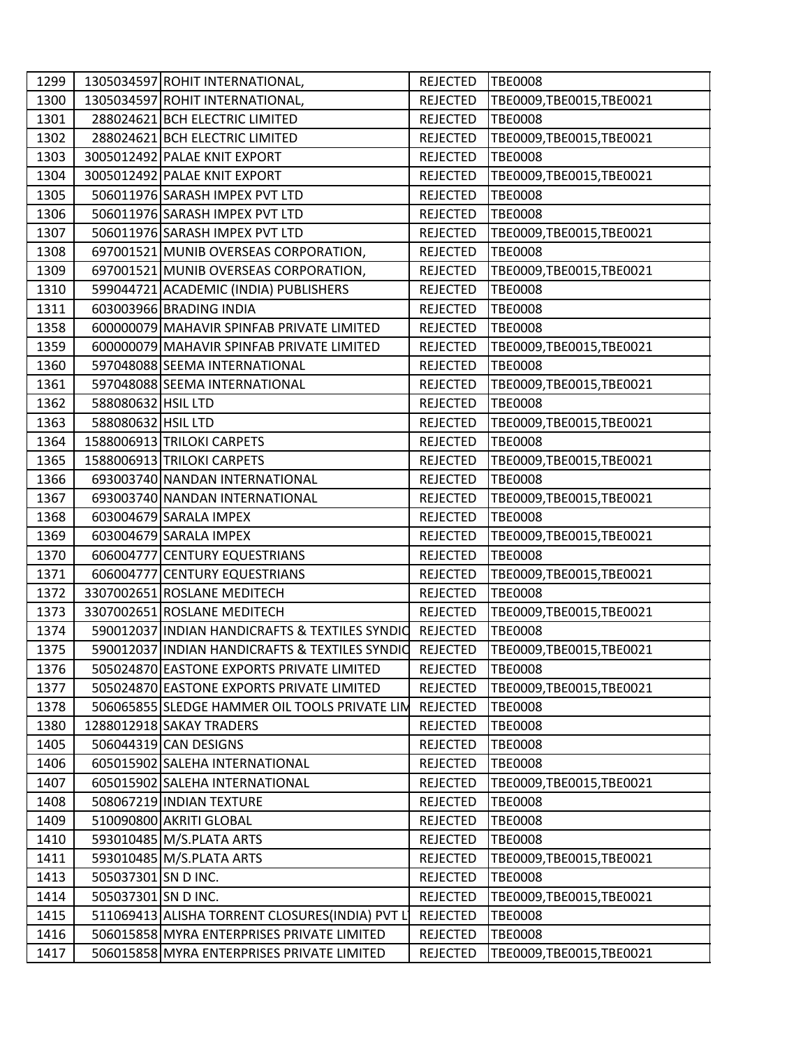| | | | | |
|---|---|---|---|---|
| 1299 | 1305034597 | ROHIT INTERNATIONAL, | REJECTED | TBE0008 |
| 1300 | 1305034597 | ROHIT INTERNATIONAL, | REJECTED | TBE0009,TBE0015,TBE0021 |
| 1301 | 288024621 | BCH ELECTRIC LIMITED | REJECTED | TBE0008 |
| 1302 | 288024621 | BCH ELECTRIC LIMITED | REJECTED | TBE0009,TBE0015,TBE0021 |
| 1303 | 3005012492 | PALAE KNIT EXPORT | REJECTED | TBE0008 |
| 1304 | 3005012492 | PALAE KNIT EXPORT | REJECTED | TBE0009,TBE0015,TBE0021 |
| 1305 | 506011976 | SARASH IMPEX PVT LTD | REJECTED | TBE0008 |
| 1306 | 506011976 | SARASH IMPEX PVT LTD | REJECTED | TBE0008 |
| 1307 | 506011976 | SARASH IMPEX PVT LTD | REJECTED | TBE0009,TBE0015,TBE0021 |
| 1308 | 697001521 | MUNIB OVERSEAS CORPORATION, | REJECTED | TBE0008 |
| 1309 | 697001521 | MUNIB OVERSEAS CORPORATION, | REJECTED | TBE0009,TBE0015,TBE0021 |
| 1310 | 599044721 | ACADEMIC (INDIA) PUBLISHERS | REJECTED | TBE0008 |
| 1311 | 603003966 | BRADING INDIA | REJECTED | TBE0008 |
| 1358 | 600000079 | MAHAVIR SPINFAB PRIVATE LIMITED | REJECTED | TBE0008 |
| 1359 | 600000079 | MAHAVIR SPINFAB PRIVATE LIMITED | REJECTED | TBE0009,TBE0015,TBE0021 |
| 1360 | 597048088 | SEEMA INTERNATIONAL | REJECTED | TBE0008 |
| 1361 | 597048088 | SEEMA INTERNATIONAL | REJECTED | TBE0009,TBE0015,TBE0021 |
| 1362 | 588080632 | HSIL LTD | REJECTED | TBE0008 |
| 1363 | 588080632 | HSIL LTD | REJECTED | TBE0009,TBE0015,TBE0021 |
| 1364 | 1588006913 | TRILOKI CARPETS | REJECTED | TBE0008 |
| 1365 | 1588006913 | TRILOKI CARPETS | REJECTED | TBE0009,TBE0015,TBE0021 |
| 1366 | 693003740 | NANDAN INTERNATIONAL | REJECTED | TBE0008 |
| 1367 | 693003740 | NANDAN INTERNATIONAL | REJECTED | TBE0009,TBE0015,TBE0021 |
| 1368 | 603004679 | SARALA IMPEX | REJECTED | TBE0008 |
| 1369 | 603004679 | SARALA IMPEX | REJECTED | TBE0009,TBE0015,TBE0021 |
| 1370 | 606004777 | CENTURY EQUESTRIANS | REJECTED | TBE0008 |
| 1371 | 606004777 | CENTURY EQUESTRIANS | REJECTED | TBE0009,TBE0015,TBE0021 |
| 1372 | 3307002651 | ROSLANE MEDITECH | REJECTED | TBE0008 |
| 1373 | 3307002651 | ROSLANE MEDITECH | REJECTED | TBE0009,TBE0015,TBE0021 |
| 1374 | 590012037 | INDIAN HANDICRAFTS & TEXTILES SYNDIC | REJECTED | TBE0008 |
| 1375 | 590012037 | INDIAN HANDICRAFTS & TEXTILES SYNDIC | REJECTED | TBE0009,TBE0015,TBE0021 |
| 1376 | 505024870 | EASTONE EXPORTS PRIVATE LIMITED | REJECTED | TBE0008 |
| 1377 | 505024870 | EASTONE EXPORTS PRIVATE LIMITED | REJECTED | TBE0009,TBE0015,TBE0021 |
| 1378 | 506065855 | SLEDGE HAMMER OIL TOOLS PRIVATE LIM | REJECTED | TBE0008 |
| 1380 | 1288012918 | SAKAY TRADERS | REJECTED | TBE0008 |
| 1405 | 506044319 | CAN DESIGNS | REJECTED | TBE0008 |
| 1406 | 605015902 | SALEHA INTERNATIONAL | REJECTED | TBE0008 |
| 1407 | 605015902 | SALEHA INTERNATIONAL | REJECTED | TBE0009,TBE0015,TBE0021 |
| 1408 | 508067219 | INDIAN TEXTURE | REJECTED | TBE0008 |
| 1409 | 510090800 | AKRITI GLOBAL | REJECTED | TBE0008 |
| 1410 | 593010485 | M/S.PLATA ARTS | REJECTED | TBE0008 |
| 1411 | 593010485 | M/S.PLATA ARTS | REJECTED | TBE0009,TBE0015,TBE0021 |
| 1413 | 505037301 | SN D INC. | REJECTED | TBE0008 |
| 1414 | 505037301 | SN D INC. | REJECTED | TBE0009,TBE0015,TBE0021 |
| 1415 | 511069413 | ALISHA TORRENT CLOSURES(INDIA) PVT L | REJECTED | TBE0008 |
| 1416 | 506015858 | MYRA ENTERPRISES PRIVATE LIMITED | REJECTED | TBE0008 |
| 1417 | 506015858 | MYRA ENTERPRISES PRIVATE LIMITED | REJECTED | TBE0009,TBE0015,TBE0021 |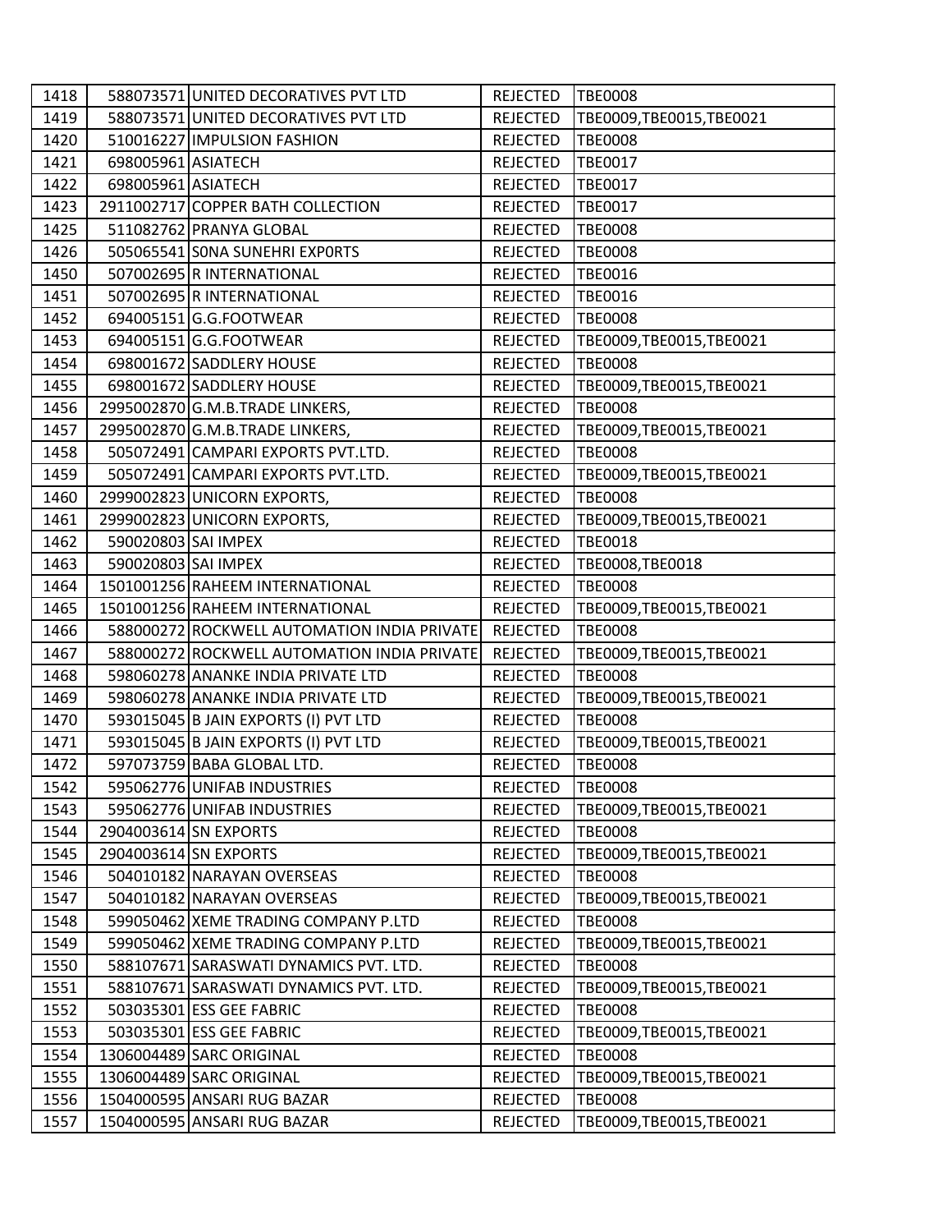| | | | | |
|---|---|---|---|---|
| 1418 | 588073571 | UNITED DECORATIVES PVT LTD | REJECTED | TBE0008 |
| 1419 | 588073571 | UNITED DECORATIVES PVT LTD | REJECTED | TBE0009,TBE0015,TBE0021 |
| 1420 | 510016227 | IMPULSION FASHION | REJECTED | TBE0008 |
| 1421 | 698005961 | ASIATECH | REJECTED | TBE0017 |
| 1422 | 698005961 | ASIATECH | REJECTED | TBE0017 |
| 1423 | 2911002717 | COPPER BATH COLLECTION | REJECTED | TBE0017 |
| 1425 | 511082762 | PRANYA GLOBAL | REJECTED | TBE0008 |
| 1426 | 505065541 | S0NA SUNEHRI EXP0RTS | REJECTED | TBE0008 |
| 1450 | 507002695 | R INTERNATIONAL | REJECTED | TBE0016 |
| 1451 | 507002695 | R INTERNATIONAL | REJECTED | TBE0016 |
| 1452 | 694005151 | G.G.FOOTWEAR | REJECTED | TBE0008 |
| 1453 | 694005151 | G.G.FOOTWEAR | REJECTED | TBE0009,TBE0015,TBE0021 |
| 1454 | 698001672 | SADDLERY HOUSE | REJECTED | TBE0008 |
| 1455 | 698001672 | SADDLERY HOUSE | REJECTED | TBE0009,TBE0015,TBE0021 |
| 1456 | 2995002870 | G.M.B.TRADE LINKERS, | REJECTED | TBE0008 |
| 1457 | 2995002870 | G.M.B.TRADE LINKERS, | REJECTED | TBE0009,TBE0015,TBE0021 |
| 1458 | 505072491 | CAMPARI EXPORTS PVT.LTD. | REJECTED | TBE0008 |
| 1459 | 505072491 | CAMPARI EXPORTS PVT.LTD. | REJECTED | TBE0009,TBE0015,TBE0021 |
| 1460 | 2999002823 | UNICORN EXPORTS, | REJECTED | TBE0008 |
| 1461 | 2999002823 | UNICORN EXPORTS, | REJECTED | TBE0009,TBE0015,TBE0021 |
| 1462 | 590020803 | SAI IMPEX | REJECTED | TBE0018 |
| 1463 | 590020803 | SAI IMPEX | REJECTED | TBE0008,TBE0018 |
| 1464 | 1501001256 | RAHEEM INTERNATIONAL | REJECTED | TBE0008 |
| 1465 | 1501001256 | RAHEEM INTERNATIONAL | REJECTED | TBE0009,TBE0015,TBE0021 |
| 1466 | 588000272 | ROCKWELL AUTOMATION INDIA PRIVATE | REJECTED | TBE0008 |
| 1467 | 588000272 | ROCKWELL AUTOMATION INDIA PRIVATE | REJECTED | TBE0009,TBE0015,TBE0021 |
| 1468 | 598060278 | ANANKE INDIA PRIVATE LTD | REJECTED | TBE0008 |
| 1469 | 598060278 | ANANKE INDIA PRIVATE LTD | REJECTED | TBE0009,TBE0015,TBE0021 |
| 1470 | 593015045 | B JAIN EXPORTS (I) PVT LTD | REJECTED | TBE0008 |
| 1471 | 593015045 | B JAIN EXPORTS (I) PVT LTD | REJECTED | TBE0009,TBE0015,TBE0021 |
| 1472 | 597073759 | BABA GLOBAL LTD. | REJECTED | TBE0008 |
| 1542 | 595062776 | UNIFAB INDUSTRIES | REJECTED | TBE0008 |
| 1543 | 595062776 | UNIFAB INDUSTRIES | REJECTED | TBE0009,TBE0015,TBE0021 |
| 1544 | 2904003614 | SN EXPORTS | REJECTED | TBE0008 |
| 1545 | 2904003614 | SN EXPORTS | REJECTED | TBE0009,TBE0015,TBE0021 |
| 1546 | 504010182 | NARAYAN OVERSEAS | REJECTED | TBE0008 |
| 1547 | 504010182 | NARAYAN OVERSEAS | REJECTED | TBE0009,TBE0015,TBE0021 |
| 1548 | 599050462 | XEME TRADING COMPANY P.LTD | REJECTED | TBE0008 |
| 1549 | 599050462 | XEME TRADING COMPANY P.LTD | REJECTED | TBE0009,TBE0015,TBE0021 |
| 1550 | 588107671 | SARASWATI DYNAMICS PVT. LTD. | REJECTED | TBE0008 |
| 1551 | 588107671 | SARASWATI DYNAMICS PVT. LTD. | REJECTED | TBE0009,TBE0015,TBE0021 |
| 1552 | 503035301 | ESS GEE FABRIC | REJECTED | TBE0008 |
| 1553 | 503035301 | ESS GEE FABRIC | REJECTED | TBE0009,TBE0015,TBE0021 |
| 1554 | 1306004489 | SARC ORIGINAL | REJECTED | TBE0008 |
| 1555 | 1306004489 | SARC ORIGINAL | REJECTED | TBE0009,TBE0015,TBE0021 |
| 1556 | 1504000595 | ANSARI RUG BAZAR | REJECTED | TBE0008 |
| 1557 | 1504000595 | ANSARI RUG BAZAR | REJECTED | TBE0009,TBE0015,TBE0021 |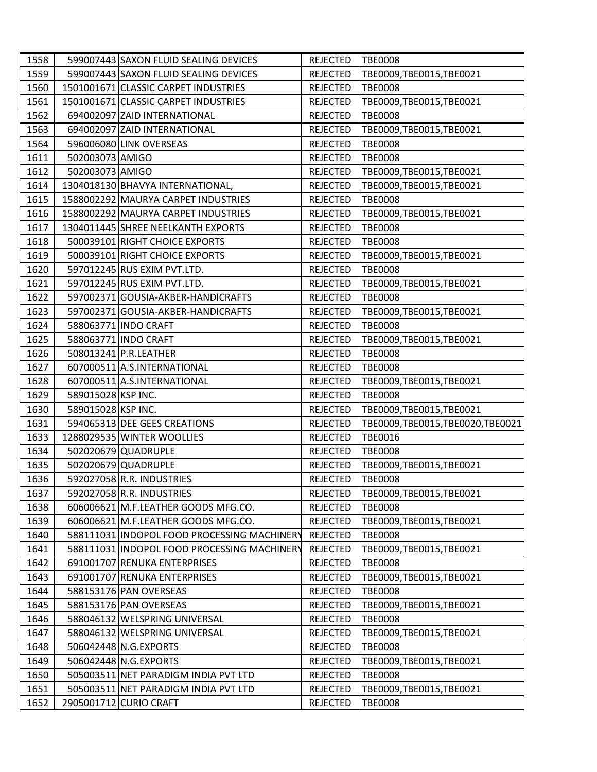| | | | | |
|---|---|---|---|---|
| 1558 | 599007443 | SAXON FLUID SEALING DEVICES | REJECTED | TBE0008 |
| 1559 | 599007443 | SAXON FLUID SEALING DEVICES | REJECTED | TBE0009,TBE0015,TBE0021 |
| 1560 | 1501001671 | CLASSIC CARPET INDUSTRIES | REJECTED | TBE0008 |
| 1561 | 1501001671 | CLASSIC CARPET INDUSTRIES | REJECTED | TBE0009,TBE0015,TBE0021 |
| 1562 | 694002097 | ZAID INTERNATIONAL | REJECTED | TBE0008 |
| 1563 | 694002097 | ZAID INTERNATIONAL | REJECTED | TBE0009,TBE0015,TBE0021 |
| 1564 | 596006080 | LINK OVERSEAS | REJECTED | TBE0008 |
| 1611 | 502003073 | AMIGO | REJECTED | TBE0008 |
| 1612 | 502003073 | AMIGO | REJECTED | TBE0009,TBE0015,TBE0021 |
| 1614 | 1304018130 | BHAVYA INTERNATIONAL, | REJECTED | TBE0009,TBE0015,TBE0021 |
| 1615 | 1588002292 | MAURYA CARPET INDUSTRIES | REJECTED | TBE0008 |
| 1616 | 1588002292 | MAURYA CARPET INDUSTRIES | REJECTED | TBE0009,TBE0015,TBE0021 |
| 1617 | 1304011445 | SHREE NEELKANTH EXPORTS | REJECTED | TBE0008 |
| 1618 | 500039101 | RIGHT CHOICE EXPORTS | REJECTED | TBE0008 |
| 1619 | 500039101 | RIGHT CHOICE EXPORTS | REJECTED | TBE0009,TBE0015,TBE0021 |
| 1620 | 597012245 | RUS EXIM PVT.LTD. | REJECTED | TBE0008 |
| 1621 | 597012245 | RUS EXIM PVT.LTD. | REJECTED | TBE0009,TBE0015,TBE0021 |
| 1622 | 597002371 | GOUSIA-AKBER-HANDICRAFTS | REJECTED | TBE0008 |
| 1623 | 597002371 | GOUSIA-AKBER-HANDICRAFTS | REJECTED | TBE0009,TBE0015,TBE0021 |
| 1624 | 588063771 | INDO CRAFT | REJECTED | TBE0008 |
| 1625 | 588063771 | INDO CRAFT | REJECTED | TBE0009,TBE0015,TBE0021 |
| 1626 | 508013241 | P.R.LEATHER | REJECTED | TBE0008 |
| 1627 | 607000511 | A.S.INTERNATIONAL | REJECTED | TBE0008 |
| 1628 | 607000511 | A.S.INTERNATIONAL | REJECTED | TBE0009,TBE0015,TBE0021 |
| 1629 | 589015028 | KSP INC. | REJECTED | TBE0008 |
| 1630 | 589015028 | KSP INC. | REJECTED | TBE0009,TBE0015,TBE0021 |
| 1631 | 594065313 | DEE GEES CREATIONS | REJECTED | TBE0009,TBE0015,TBE0020,TBE0021 |
| 1633 | 1288029535 | WINTER WOOLLIES | REJECTED | TBE0016 |
| 1634 | 502020679 | QUADRUPLE | REJECTED | TBE0008 |
| 1635 | 502020679 | QUADRUPLE | REJECTED | TBE0009,TBE0015,TBE0021 |
| 1636 | 592027058 | R.R. INDUSTRIES | REJECTED | TBE0008 |
| 1637 | 592027058 | R.R. INDUSTRIES | REJECTED | TBE0009,TBE0015,TBE0021 |
| 1638 | 606006621 | M.F.LEATHER GOODS MFG.CO. | REJECTED | TBE0008 |
| 1639 | 606006621 | M.F.LEATHER GOODS MFG.CO. | REJECTED | TBE0009,TBE0015,TBE0021 |
| 1640 | 588111031 | INDOPOL FOOD PROCESSING MACHINERY | REJECTED | TBE0008 |
| 1641 | 588111031 | INDOPOL FOOD PROCESSING MACHINERY | REJECTED | TBE0009,TBE0015,TBE0021 |
| 1642 | 691001707 | RENUKA ENTERPRISES | REJECTED | TBE0008 |
| 1643 | 691001707 | RENUKA ENTERPRISES | REJECTED | TBE0009,TBE0015,TBE0021 |
| 1644 | 588153176 | PAN OVERSEAS | REJECTED | TBE0008 |
| 1645 | 588153176 | PAN OVERSEAS | REJECTED | TBE0009,TBE0015,TBE0021 |
| 1646 | 588046132 | WELSPRING UNIVERSAL | REJECTED | TBE0008 |
| 1647 | 588046132 | WELSPRING UNIVERSAL | REJECTED | TBE0009,TBE0015,TBE0021 |
| 1648 | 506042448 | N.G.EXPORTS | REJECTED | TBE0008 |
| 1649 | 506042448 | N.G.EXPORTS | REJECTED | TBE0009,TBE0015,TBE0021 |
| 1650 | 505003511 | NET PARADIGM INDIA PVT LTD | REJECTED | TBE0008 |
| 1651 | 505003511 | NET PARADIGM INDIA PVT LTD | REJECTED | TBE0009,TBE0015,TBE0021 |
| 1652 | 2905001712 | CURIO CRAFT | REJECTED | TBE0008 |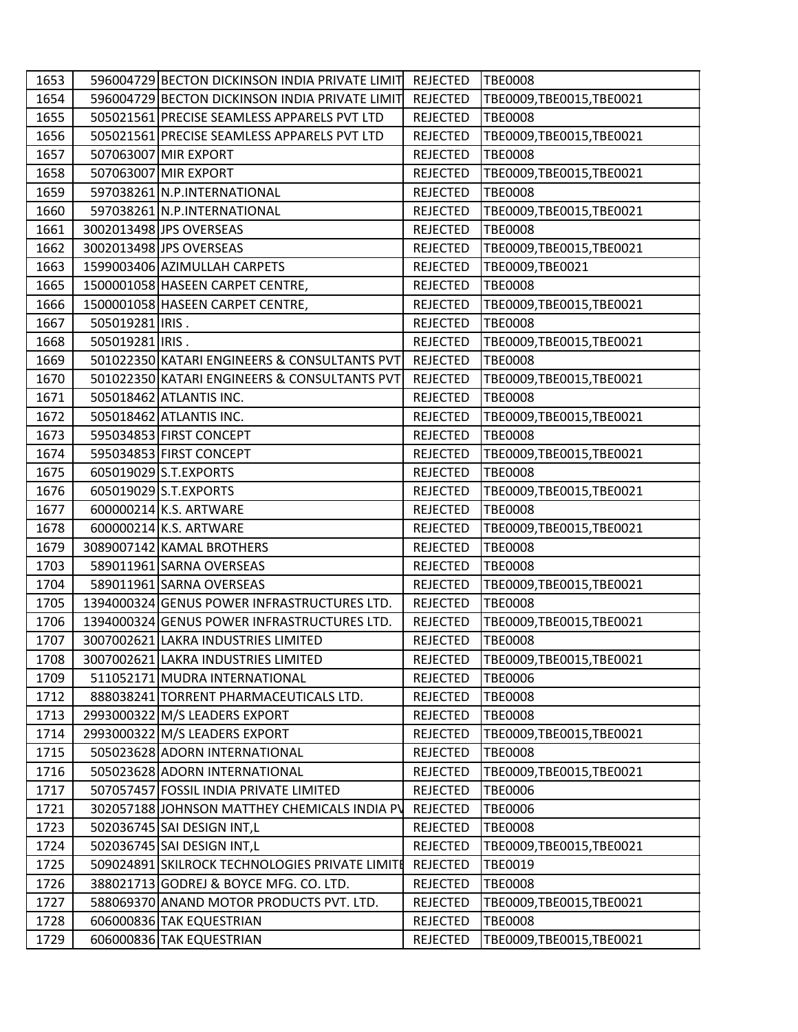| | | | | |
|---|---|---|---|---|
| 1653 | 596004729 | BECTON DICKINSON INDIA PRIVATE LIMIT | REJECTED | TBE0008 |
| 1654 | 596004729 | BECTON DICKINSON INDIA PRIVATE LIMIT | REJECTED | TBE0009,TBE0015,TBE0021 |
| 1655 | 505021561 | PRECISE SEAMLESS APPARELS PVT LTD | REJECTED | TBE0008 |
| 1656 | 505021561 | PRECISE SEAMLESS APPARELS PVT LTD | REJECTED | TBE0009,TBE0015,TBE0021 |
| 1657 | 507063007 | MIR EXPORT | REJECTED | TBE0008 |
| 1658 | 507063007 | MIR EXPORT | REJECTED | TBE0009,TBE0015,TBE0021 |
| 1659 | 597038261 | N.P.INTERNATIONAL | REJECTED | TBE0008 |
| 1660 | 597038261 | N.P.INTERNATIONAL | REJECTED | TBE0009,TBE0015,TBE0021 |
| 1661 | 3002013498 | JPS OVERSEAS | REJECTED | TBE0008 |
| 1662 | 3002013498 | JPS OVERSEAS | REJECTED | TBE0009,TBE0015,TBE0021 |
| 1663 | 1599003406 | AZIMULLAH CARPETS | REJECTED | TBE0009,TBE0021 |
| 1665 | 1500001058 | HASEEN CARPET CENTRE, | REJECTED | TBE0008 |
| 1666 | 1500001058 | HASEEN CARPET CENTRE, | REJECTED | TBE0009,TBE0015,TBE0021 |
| 1667 | 505019281 | IRIS . | REJECTED | TBE0008 |
| 1668 | 505019281 | IRIS . | REJECTED | TBE0009,TBE0015,TBE0021 |
| 1669 | 501022350 | KATARI ENGINEERS & CONSULTANTS PVT | REJECTED | TBE0008 |
| 1670 | 501022350 | KATARI ENGINEERS & CONSULTANTS PVT | REJECTED | TBE0009,TBE0015,TBE0021 |
| 1671 | 505018462 | ATLANTIS INC. | REJECTED | TBE0008 |
| 1672 | 505018462 | ATLANTIS INC. | REJECTED | TBE0009,TBE0015,TBE0021 |
| 1673 | 595034853 | FIRST CONCEPT | REJECTED | TBE0008 |
| 1674 | 595034853 | FIRST CONCEPT | REJECTED | TBE0009,TBE0015,TBE0021 |
| 1675 | 605019029 | S.T.EXPORTS | REJECTED | TBE0008 |
| 1676 | 605019029 | S.T.EXPORTS | REJECTED | TBE0009,TBE0015,TBE0021 |
| 1677 | 600000214 | K.S. ARTWARE | REJECTED | TBE0008 |
| 1678 | 600000214 | K.S. ARTWARE | REJECTED | TBE0009,TBE0015,TBE0021 |
| 1679 | 3089007142 | KAMAL BROTHERS | REJECTED | TBE0008 |
| 1703 | 589011961 | SARNA OVERSEAS | REJECTED | TBE0008 |
| 1704 | 589011961 | SARNA OVERSEAS | REJECTED | TBE0009,TBE0015,TBE0021 |
| 1705 | 1394000324 | GENUS POWER INFRASTRUCTURES LTD. | REJECTED | TBE0008 |
| 1706 | 1394000324 | GENUS POWER INFRASTRUCTURES LTD. | REJECTED | TBE0009,TBE0015,TBE0021 |
| 1707 | 3007002621 | LAKRA INDUSTRIES LIMITED | REJECTED | TBE0008 |
| 1708 | 3007002621 | LAKRA INDUSTRIES LIMITED | REJECTED | TBE0009,TBE0015,TBE0021 |
| 1709 | 511052171 | MUDRA INTERNATIONAL | REJECTED | TBE0006 |
| 1712 | 888038241 | TORRENT PHARMACEUTICALS LTD. | REJECTED | TBE0008 |
| 1713 | 2993000322 | M/S LEADERS EXPORT | REJECTED | TBE0008 |
| 1714 | 2993000322 | M/S LEADERS EXPORT | REJECTED | TBE0009,TBE0015,TBE0021 |
| 1715 | 505023628 | ADORN INTERNATIONAL | REJECTED | TBE0008 |
| 1716 | 505023628 | ADORN INTERNATIONAL | REJECTED | TBE0009,TBE0015,TBE0021 |
| 1717 | 507057457 | FOSSIL INDIA PRIVATE LIMITED | REJECTED | TBE0006 |
| 1721 | 302057188 | JOHNSON MATTHEY CHEMICALS INDIA PV | REJECTED | TBE0006 |
| 1723 | 502036745 | SAI DESIGN INT,L | REJECTED | TBE0008 |
| 1724 | 502036745 | SAI DESIGN INT,L | REJECTED | TBE0009,TBE0015,TBE0021 |
| 1725 | 509024891 | SKILROCK TECHNOLOGIES PRIVATE LIMITE | REJECTED | TBE0019 |
| 1726 | 388021713 | GODREJ & BOYCE MFG. CO. LTD. | REJECTED | TBE0008 |
| 1727 | 588069370 | ANAND MOTOR PRODUCTS PVT. LTD. | REJECTED | TBE0009,TBE0015,TBE0021 |
| 1728 | 606000836 | TAK EQUESTRIAN | REJECTED | TBE0008 |
| 1729 | 606000836 | TAK EQUESTRIAN | REJECTED | TBE0009,TBE0015,TBE0021 |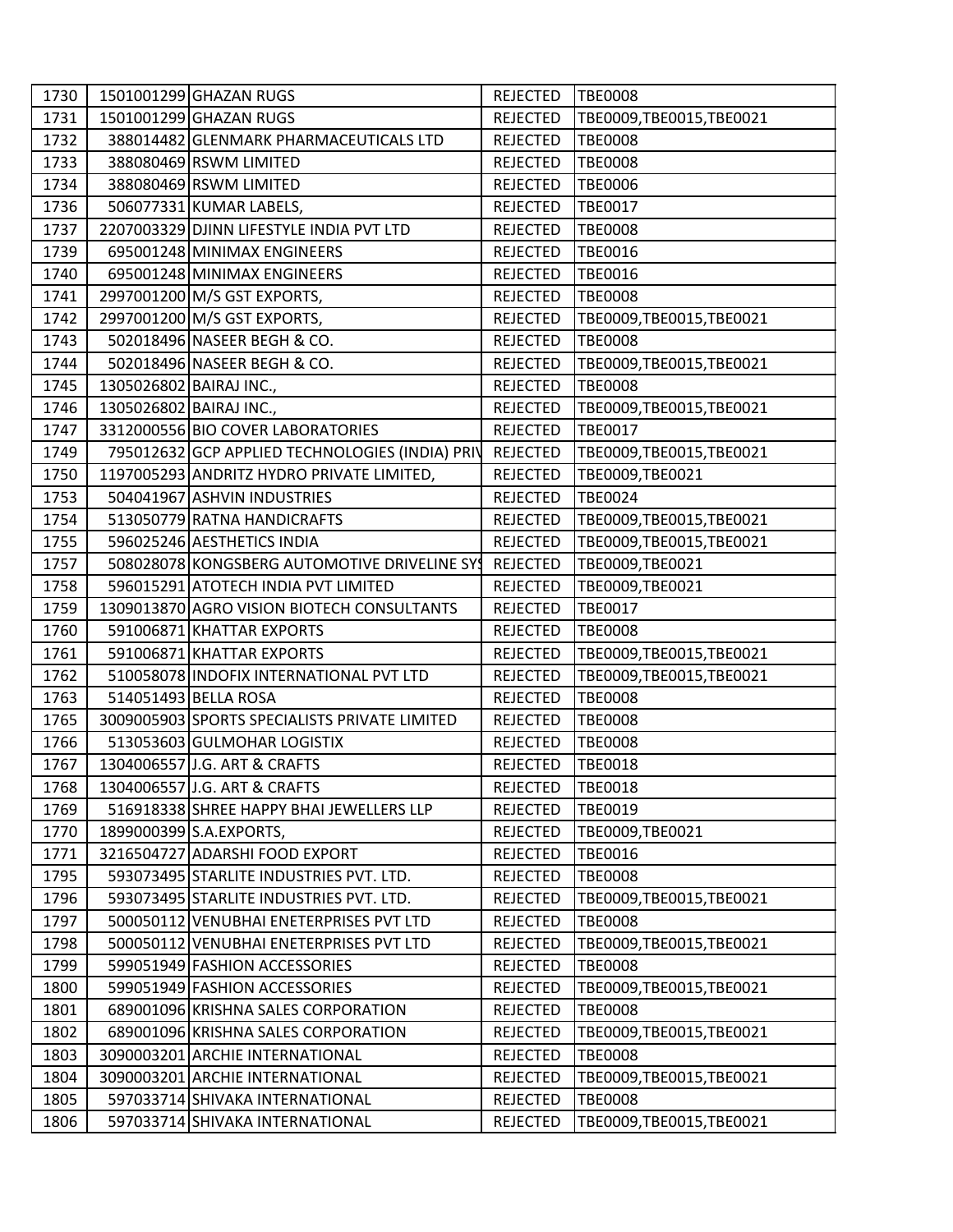| | | | | |
|---|---|---|---|---|
| 1730 | 1501001299 | GHAZAN RUGS | REJECTED | TBE0008 |
| 1731 | 1501001299 | GHAZAN RUGS | REJECTED | TBE0009,TBE0015,TBE0021 |
| 1732 | 388014482 | GLENMARK PHARMACEUTICALS LTD | REJECTED | TBE0008 |
| 1733 | 388080469 | RSWM LIMITED | REJECTED | TBE0008 |
| 1734 | 388080469 | RSWM LIMITED | REJECTED | TBE0006 |
| 1736 | 506077331 | KUMAR LABELS, | REJECTED | TBE0017 |
| 1737 | 2207003329 | DJINN LIFESTYLE INDIA PVT LTD | REJECTED | TBE0008 |
| 1739 | 695001248 | MINIMAX ENGINEERS | REJECTED | TBE0016 |
| 1740 | 695001248 | MINIMAX ENGINEERS | REJECTED | TBE0016 |
| 1741 | 2997001200 | M/S GST EXPORTS, | REJECTED | TBE0008 |
| 1742 | 2997001200 | M/S GST EXPORTS, | REJECTED | TBE0009,TBE0015,TBE0021 |
| 1743 | 502018496 | NASEER BEGH & CO. | REJECTED | TBE0008 |
| 1744 | 502018496 | NASEER BEGH & CO. | REJECTED | TBE0009,TBE0015,TBE0021 |
| 1745 | 1305026802 | BAIRAJ INC., | REJECTED | TBE0008 |
| 1746 | 1305026802 | BAIRAJ INC., | REJECTED | TBE0009,TBE0015,TBE0021 |
| 1747 | 3312000556 | BIO COVER LABORATORIES | REJECTED | TBE0017 |
| 1749 | 795012632 | GCP APPLIED TECHNOLOGIES (INDIA) PRIV | REJECTED | TBE0009,TBE0015,TBE0021 |
| 1750 | 1197005293 | ANDRITZ HYDRO PRIVATE LIMITED, | REJECTED | TBE0009,TBE0021 |
| 1753 | 504041967 | ASHVIN INDUSTRIES | REJECTED | TBE0024 |
| 1754 | 513050779 | RATNA HANDICRAFTS | REJECTED | TBE0009,TBE0015,TBE0021 |
| 1755 | 596025246 | AESTHETICS INDIA | REJECTED | TBE0009,TBE0015,TBE0021 |
| 1757 | 508028078 | KONGSBERG AUTOMOTIVE DRIVELINE SYS | REJECTED | TBE0009,TBE0021 |
| 1758 | 596015291 | ATOTECH INDIA PVT LIMITED | REJECTED | TBE0009,TBE0021 |
| 1759 | 1309013870 | AGRO VISION BIOTECH CONSULTANTS | REJECTED | TBE0017 |
| 1760 | 591006871 | KHATTAR EXPORTS | REJECTED | TBE0008 |
| 1761 | 591006871 | KHATTAR EXPORTS | REJECTED | TBE0009,TBE0015,TBE0021 |
| 1762 | 510058078 | INDOFIX INTERNATIONAL PVT LTD | REJECTED | TBE0009,TBE0015,TBE0021 |
| 1763 | 514051493 | BELLA ROSA | REJECTED | TBE0008 |
| 1765 | 3009005903 | SPORTS SPECIALISTS PRIVATE LIMITED | REJECTED | TBE0008 |
| 1766 | 513053603 | GULMOHAR LOGISTIX | REJECTED | TBE0008 |
| 1767 | 1304006557 | J.G. ART & CRAFTS | REJECTED | TBE0018 |
| 1768 | 1304006557 | J.G. ART & CRAFTS | REJECTED | TBE0018 |
| 1769 | 516918338 | SHREE HAPPY BHAI JEWELLERS LLP | REJECTED | TBE0019 |
| 1770 | 1899000399 | S.A.EXPORTS, | REJECTED | TBE0009,TBE0021 |
| 1771 | 3216504727 | ADARSHI FOOD EXPORT | REJECTED | TBE0016 |
| 1795 | 593073495 | STARLITE INDUSTRIES PVT. LTD. | REJECTED | TBE0008 |
| 1796 | 593073495 | STARLITE INDUSTRIES PVT. LTD. | REJECTED | TBE0009,TBE0015,TBE0021 |
| 1797 | 500050112 | VENUBHAI ENETERPRISES PVT LTD | REJECTED | TBE0008 |
| 1798 | 500050112 | VENUBHAI ENETERPRISES PVT LTD | REJECTED | TBE0009,TBE0015,TBE0021 |
| 1799 | 599051949 | FASHION ACCESSORIES | REJECTED | TBE0008 |
| 1800 | 599051949 | FASHION ACCESSORIES | REJECTED | TBE0009,TBE0015,TBE0021 |
| 1801 | 689001096 | KRISHNA SALES CORPORATION | REJECTED | TBE0008 |
| 1802 | 689001096 | KRISHNA SALES CORPORATION | REJECTED | TBE0009,TBE0015,TBE0021 |
| 1803 | 3090003201 | ARCHIE INTERNATIONAL | REJECTED | TBE0008 |
| 1804 | 3090003201 | ARCHIE INTERNATIONAL | REJECTED | TBE0009,TBE0015,TBE0021 |
| 1805 | 597033714 | SHIVAKA INTERNATIONAL | REJECTED | TBE0008 |
| 1806 | 597033714 | SHIVAKA INTERNATIONAL | REJECTED | TBE0009,TBE0015,TBE0021 |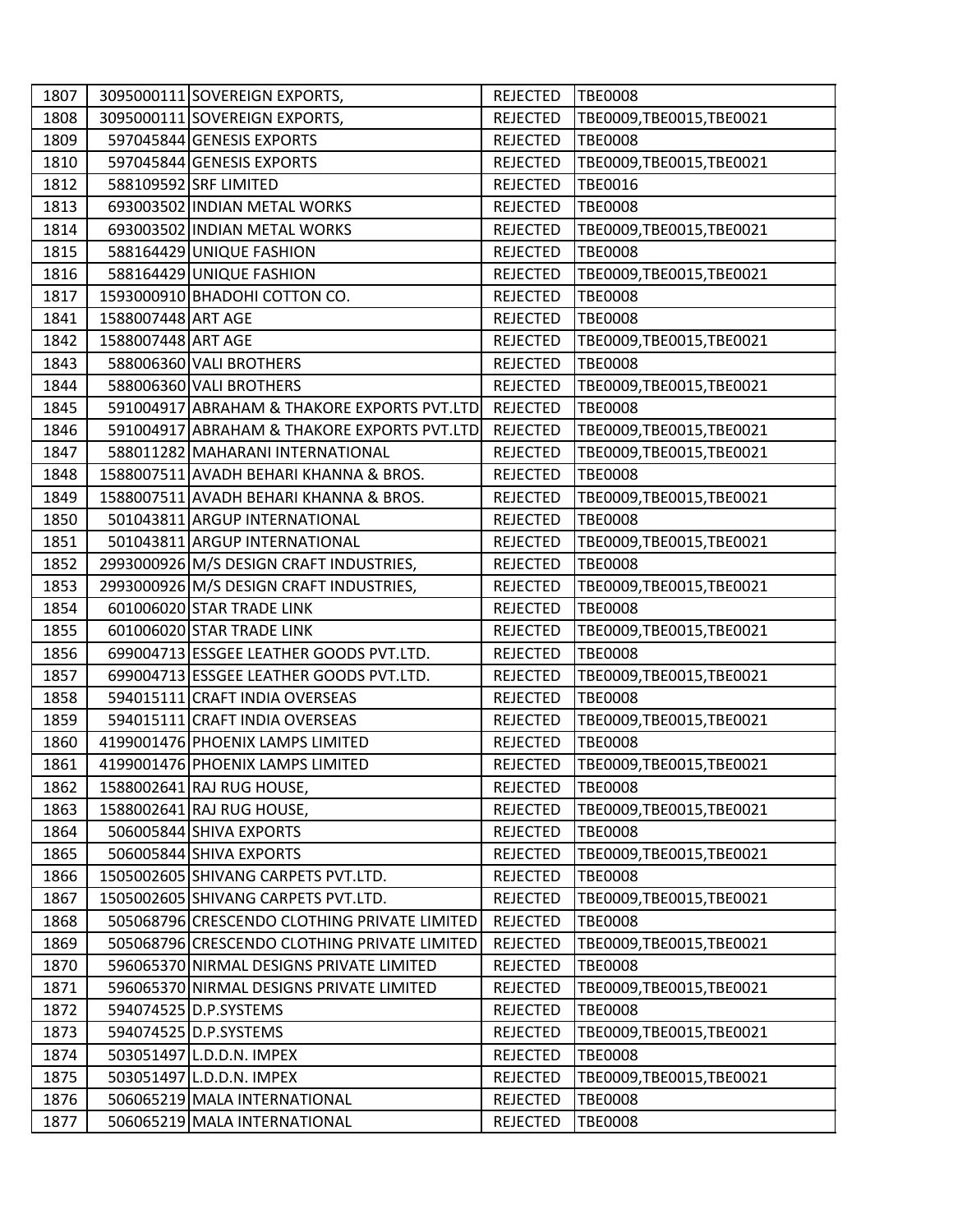| | | | | |
|---|---|---|---|---|
| 1807 | 3095000111 | SOVEREIGN EXPORTS, | REJECTED | TBE0008 |
| 1808 | 3095000111 | SOVEREIGN EXPORTS, | REJECTED | TBE0009,TBE0015,TBE0021 |
| 1809 | 597045844 | GENESIS EXPORTS | REJECTED | TBE0008 |
| 1810 | 597045844 | GENESIS EXPORTS | REJECTED | TBE0009,TBE0015,TBE0021 |
| 1812 | 588109592 | SRF LIMITED | REJECTED | TBE0016 |
| 1813 | 693003502 | INDIAN METAL WORKS | REJECTED | TBE0008 |
| 1814 | 693003502 | INDIAN METAL WORKS | REJECTED | TBE0009,TBE0015,TBE0021 |
| 1815 | 588164429 | UNIQUE FASHION | REJECTED | TBE0008 |
| 1816 | 588164429 | UNIQUE FASHION | REJECTED | TBE0009,TBE0015,TBE0021 |
| 1817 | 1593000910 | BHADOHI COTTON CO. | REJECTED | TBE0008 |
| 1841 | 1588007448 | ART AGE | REJECTED | TBE0008 |
| 1842 | 1588007448 | ART AGE | REJECTED | TBE0009,TBE0015,TBE0021 |
| 1843 | 588006360 | VALI BROTHERS | REJECTED | TBE0008 |
| 1844 | 588006360 | VALI BROTHERS | REJECTED | TBE0009,TBE0015,TBE0021 |
| 1845 | 591004917 | ABRAHAM & THAKORE EXPORTS PVT.LTD | REJECTED | TBE0008 |
| 1846 | 591004917 | ABRAHAM & THAKORE EXPORTS PVT.LTD | REJECTED | TBE0009,TBE0015,TBE0021 |
| 1847 | 588011282 | MAHARANI INTERNATIONAL | REJECTED | TBE0009,TBE0015,TBE0021 |
| 1848 | 1588007511 | AVADH BEHARI KHANNA & BROS. | REJECTED | TBE0008 |
| 1849 | 1588007511 | AVADH BEHARI KHANNA & BROS. | REJECTED | TBE0009,TBE0015,TBE0021 |
| 1850 | 501043811 | ARGUP INTERNATIONAL | REJECTED | TBE0008 |
| 1851 | 501043811 | ARGUP INTERNATIONAL | REJECTED | TBE0009,TBE0015,TBE0021 |
| 1852 | 2993000926 | M/S DESIGN CRAFT INDUSTRIES, | REJECTED | TBE0008 |
| 1853 | 2993000926 | M/S DESIGN CRAFT INDUSTRIES, | REJECTED | TBE0009,TBE0015,TBE0021 |
| 1854 | 601006020 | STAR TRADE LINK | REJECTED | TBE0008 |
| 1855 | 601006020 | STAR TRADE LINK | REJECTED | TBE0009,TBE0015,TBE0021 |
| 1856 | 699004713 | ESSGEE LEATHER GOODS PVT.LTD. | REJECTED | TBE0008 |
| 1857 | 699004713 | ESSGEE LEATHER GOODS PVT.LTD. | REJECTED | TBE0009,TBE0015,TBE0021 |
| 1858 | 594015111 | CRAFT INDIA OVERSEAS | REJECTED | TBE0008 |
| 1859 | 594015111 | CRAFT INDIA OVERSEAS | REJECTED | TBE0009,TBE0015,TBE0021 |
| 1860 | 4199001476 | PHOENIX LAMPS LIMITED | REJECTED | TBE0008 |
| 1861 | 4199001476 | PHOENIX LAMPS LIMITED | REJECTED | TBE0009,TBE0015,TBE0021 |
| 1862 | 1588002641 | RAJ RUG HOUSE, | REJECTED | TBE0008 |
| 1863 | 1588002641 | RAJ RUG HOUSE, | REJECTED | TBE0009,TBE0015,TBE0021 |
| 1864 | 506005844 | SHIVA EXPORTS | REJECTED | TBE0008 |
| 1865 | 506005844 | SHIVA EXPORTS | REJECTED | TBE0009,TBE0015,TBE0021 |
| 1866 | 1505002605 | SHIVANG CARPETS PVT.LTD. | REJECTED | TBE0008 |
| 1867 | 1505002605 | SHIVANG CARPETS PVT.LTD. | REJECTED | TBE0009,TBE0015,TBE0021 |
| 1868 | 505068796 | CRESCENDO CLOTHING PRIVATE LIMITED | REJECTED | TBE0008 |
| 1869 | 505068796 | CRESCENDO CLOTHING PRIVATE LIMITED | REJECTED | TBE0009,TBE0015,TBE0021 |
| 1870 | 596065370 | NIRMAL DESIGNS PRIVATE LIMITED | REJECTED | TBE0008 |
| 1871 | 596065370 | NIRMAL DESIGNS PRIVATE LIMITED | REJECTED | TBE0009,TBE0015,TBE0021 |
| 1872 | 594074525 | D.P.SYSTEMS | REJECTED | TBE0008 |
| 1873 | 594074525 | D.P.SYSTEMS | REJECTED | TBE0009,TBE0015,TBE0021 |
| 1874 | 503051497 | L.D.D.N. IMPEX | REJECTED | TBE0008 |
| 1875 | 503051497 | L.D.D.N. IMPEX | REJECTED | TBE0009,TBE0015,TBE0021 |
| 1876 | 506065219 | MALA INTERNATIONAL | REJECTED | TBE0008 |
| 1877 | 506065219 | MALA INTERNATIONAL | REJECTED | TBE0008 |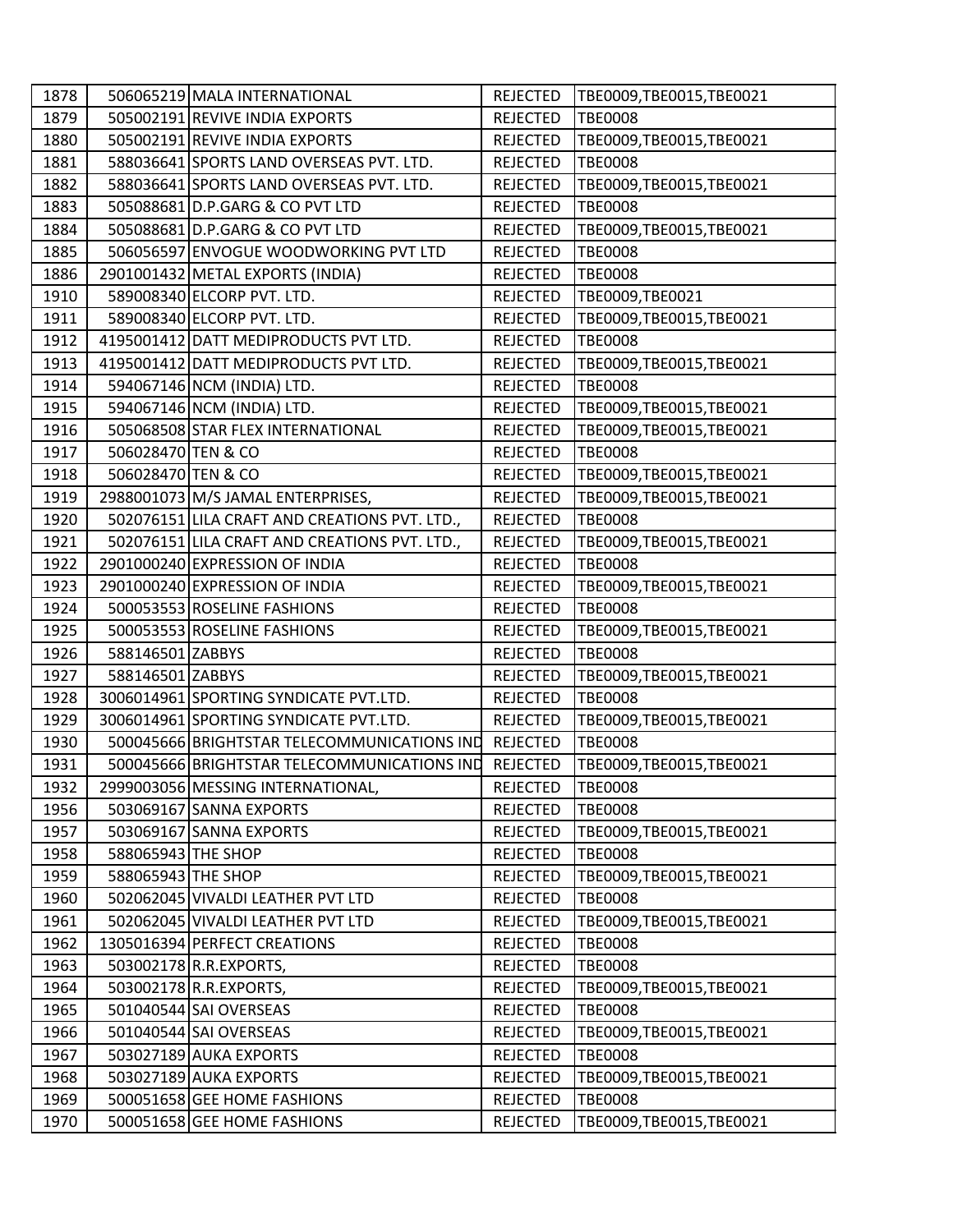| 1878 | 506065219 | MALA INTERNATIONAL | REJECTED | TBE0009,TBE0015,TBE0021 |
|---|---|---|---|---|
| 1879 | 505002191 | REVIVE INDIA EXPORTS | REJECTED | TBE0008 |
| 1880 | 505002191 | REVIVE INDIA EXPORTS | REJECTED | TBE0009,TBE0015,TBE0021 |
| 1881 | 588036641 | SPORTS LAND OVERSEAS PVT. LTD. | REJECTED | TBE0008 |
| 1882 | 588036641 | SPORTS LAND OVERSEAS PVT. LTD. | REJECTED | TBE0009,TBE0015,TBE0021 |
| 1883 | 505088681 | D.P.GARG & CO PVT LTD | REJECTED | TBE0008 |
| 1884 | 505088681 | D.P.GARG & CO PVT LTD | REJECTED | TBE0009,TBE0015,TBE0021 |
| 1885 | 506056597 | ENVOGUE WOODWORKING PVT LTD | REJECTED | TBE0008 |
| 1886 | 2901001432 | METAL EXPORTS (INDIA) | REJECTED | TBE0008 |
| 1910 | 589008340 | ELCORP PVT. LTD. | REJECTED | TBE0009,TBE0021 |
| 1911 | 589008340 | ELCORP PVT. LTD. | REJECTED | TBE0009,TBE0015,TBE0021 |
| 1912 | 4195001412 | DATT MEDIPRODUCTS PVT LTD. | REJECTED | TBE0008 |
| 1913 | 4195001412 | DATT MEDIPRODUCTS PVT LTD. | REJECTED | TBE0009,TBE0015,TBE0021 |
| 1914 | 594067146 | NCM (INDIA) LTD. | REJECTED | TBE0008 |
| 1915 | 594067146 | NCM (INDIA) LTD. | REJECTED | TBE0009,TBE0015,TBE0021 |
| 1916 | 505068508 | STAR FLEX INTERNATIONAL | REJECTED | TBE0009,TBE0015,TBE0021 |
| 1917 | 506028470 | TEN & CO | REJECTED | TBE0008 |
| 1918 | 506028470 | TEN & CO | REJECTED | TBE0009,TBE0015,TBE0021 |
| 1919 | 2988001073 | M/S JAMAL ENTERPRISES, | REJECTED | TBE0009,TBE0015,TBE0021 |
| 1920 | 502076151 | LILA CRAFT AND CREATIONS PVT. LTD., | REJECTED | TBE0008 |
| 1921 | 502076151 | LILA CRAFT AND CREATIONS PVT. LTD., | REJECTED | TBE0009,TBE0015,TBE0021 |
| 1922 | 2901000240 | EXPRESSION OF INDIA | REJECTED | TBE0008 |
| 1923 | 2901000240 | EXPRESSION OF INDIA | REJECTED | TBE0009,TBE0015,TBE0021 |
| 1924 | 500053553 | ROSELINE FASHIONS | REJECTED | TBE0008 |
| 1925 | 500053553 | ROSELINE FASHIONS | REJECTED | TBE0009,TBE0015,TBE0021 |
| 1926 | 588146501 | ZABBYS | REJECTED | TBE0008 |
| 1927 | 588146501 | ZABBYS | REJECTED | TBE0009,TBE0015,TBE0021 |
| 1928 | 3006014961 | SPORTING SYNDICATE PVT.LTD. | REJECTED | TBE0008 |
| 1929 | 3006014961 | SPORTING SYNDICATE PVT.LTD. | REJECTED | TBE0009,TBE0015,TBE0021 |
| 1930 | 500045666 | BRIGHTSTAR TELECOMMUNICATIONS IND | REJECTED | TBE0008 |
| 1931 | 500045666 | BRIGHTSTAR TELECOMMUNICATIONS IND | REJECTED | TBE0009,TBE0015,TBE0021 |
| 1932 | 2999003056 | MESSING INTERNATIONAL, | REJECTED | TBE0008 |
| 1956 | 503069167 | SANNA EXPORTS | REJECTED | TBE0008 |
| 1957 | 503069167 | SANNA EXPORTS | REJECTED | TBE0009,TBE0015,TBE0021 |
| 1958 | 588065943 | THE SHOP | REJECTED | TBE0008 |
| 1959 | 588065943 | THE SHOP | REJECTED | TBE0009,TBE0015,TBE0021 |
| 1960 | 502062045 | VIVALDI LEATHER PVT LTD | REJECTED | TBE0008 |
| 1961 | 502062045 | VIVALDI LEATHER PVT LTD | REJECTED | TBE0009,TBE0015,TBE0021 |
| 1962 | 1305016394 | PERFECT CREATIONS | REJECTED | TBE0008 |
| 1963 | 503002178 | R.R.EXPORTS, | REJECTED | TBE0008 |
| 1964 | 503002178 | R.R.EXPORTS, | REJECTED | TBE0009,TBE0015,TBE0021 |
| 1965 | 501040544 | SAI OVERSEAS | REJECTED | TBE0008 |
| 1966 | 501040544 | SAI OVERSEAS | REJECTED | TBE0009,TBE0015,TBE0021 |
| 1967 | 503027189 | AUKA EXPORTS | REJECTED | TBE0008 |
| 1968 | 503027189 | AUKA EXPORTS | REJECTED | TBE0009,TBE0015,TBE0021 |
| 1969 | 500051658 | GEE HOME FASHIONS | REJECTED | TBE0008 |
| 1970 | 500051658 | GEE HOME FASHIONS | REJECTED | TBE0009,TBE0015,TBE0021 |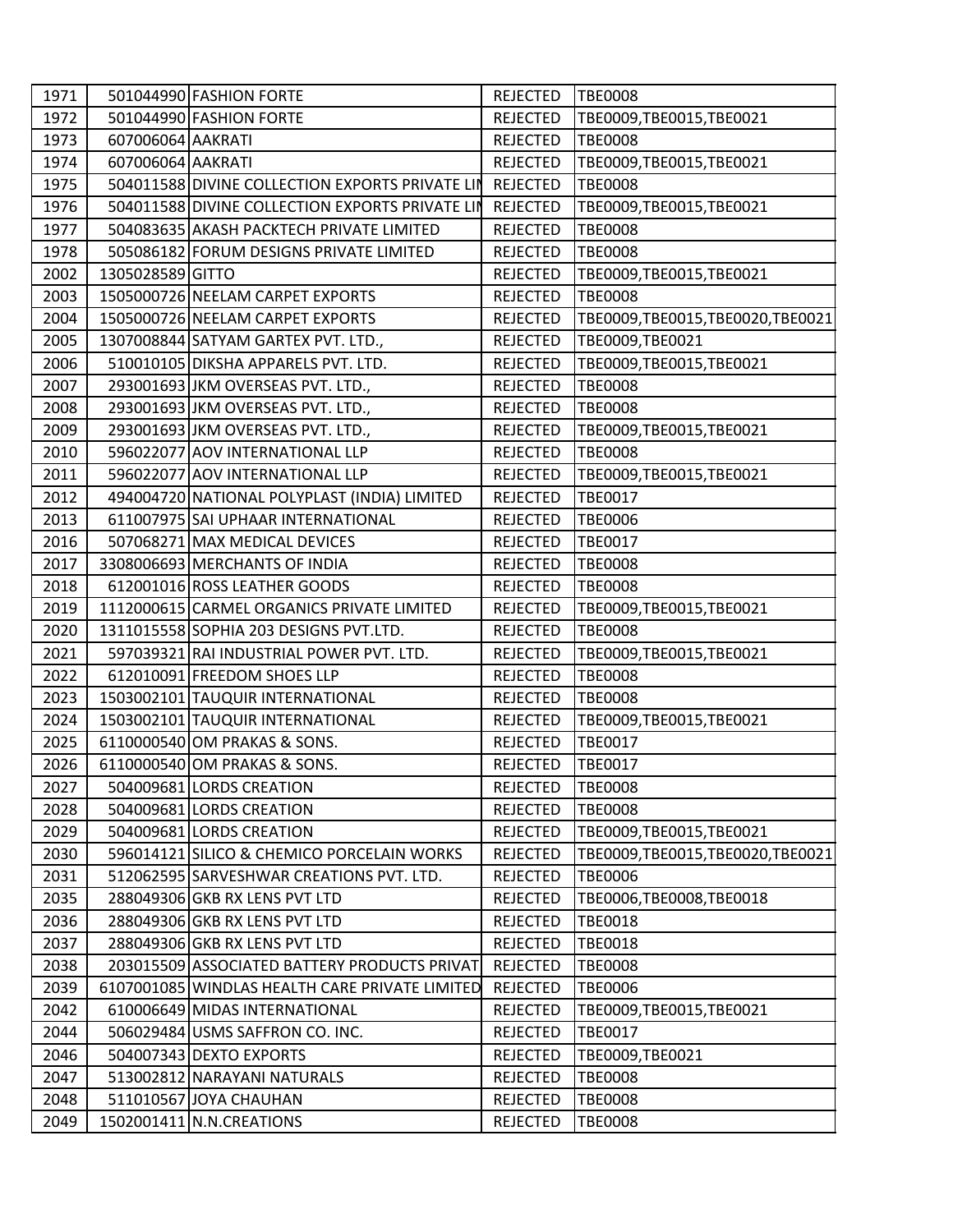| | | | | |
|---|---|---|---|---|
| 1971 | 501044990 | FASHION FORTE | REJECTED | TBE0008 |
| 1972 | 501044990 | FASHION FORTE | REJECTED | TBE0009,TBE0015,TBE0021 |
| 1973 | 607006064 | AAKRATI | REJECTED | TBE0008 |
| 1974 | 607006064 | AAKRATI | REJECTED | TBE0009,TBE0015,TBE0021 |
| 1975 | 504011588 | DIVINE COLLECTION EXPORTS PRIVATE LIN | REJECTED | TBE0008 |
| 1976 | 504011588 | DIVINE COLLECTION EXPORTS PRIVATE LIN | REJECTED | TBE0009,TBE0015,TBE0021 |
| 1977 | 504083635 | AKASH PACKTECH PRIVATE LIMITED | REJECTED | TBE0008 |
| 1978 | 505086182 | FORUM DESIGNS PRIVATE LIMITED | REJECTED | TBE0008 |
| 2002 | 1305028589 | GITTO | REJECTED | TBE0009,TBE0015,TBE0021 |
| 2003 | 1505000726 | NEELAM CARPET EXPORTS | REJECTED | TBE0008 |
| 2004 | 1505000726 | NEELAM CARPET EXPORTS | REJECTED | TBE0009,TBE0015,TBE0020,TBE0021 |
| 2005 | 1307008844 | SATYAM GARTEX PVT. LTD., | REJECTED | TBE0009,TBE0021 |
| 2006 | 510010105 | DIKSHA APPARELS PVT. LTD. | REJECTED | TBE0009,TBE0015,TBE0021 |
| 2007 | 293001693 | JKM OVERSEAS PVT. LTD., | REJECTED | TBE0008 |
| 2008 | 293001693 | JKM OVERSEAS PVT. LTD., | REJECTED | TBE0008 |
| 2009 | 293001693 | JKM OVERSEAS PVT. LTD., | REJECTED | TBE0009,TBE0015,TBE0021 |
| 2010 | 596022077 | AOV INTERNATIONAL LLP | REJECTED | TBE0008 |
| 2011 | 596022077 | AOV INTERNATIONAL LLP | REJECTED | TBE0009,TBE0015,TBE0021 |
| 2012 | 494004720 | NATIONAL POLYPLAST (INDIA) LIMITED | REJECTED | TBE0017 |
| 2013 | 611007975 | SAI UPHAAR INTERNATIONAL | REJECTED | TBE0006 |
| 2016 | 507068271 | MAX MEDICAL DEVICES | REJECTED | TBE0017 |
| 2017 | 3308006693 | MERCHANTS OF INDIA | REJECTED | TBE0008 |
| 2018 | 612001016 | ROSS LEATHER GOODS | REJECTED | TBE0008 |
| 2019 | 1112000615 | CARMEL ORGANICS PRIVATE LIMITED | REJECTED | TBE0009,TBE0015,TBE0021 |
| 2020 | 1311015558 | SOPHIA 203 DESIGNS PVT.LTD. | REJECTED | TBE0008 |
| 2021 | 597039321 | RAI INDUSTRIAL POWER PVT. LTD. | REJECTED | TBE0009,TBE0015,TBE0021 |
| 2022 | 612010091 | FREEDOM SHOES LLP | REJECTED | TBE0008 |
| 2023 | 1503002101 | TAUQUIR INTERNATIONAL | REJECTED | TBE0008 |
| 2024 | 1503002101 | TAUQUIR INTERNATIONAL | REJECTED | TBE0009,TBE0015,TBE0021 |
| 2025 | 6110000540 | OM PRAKAS & SONS. | REJECTED | TBE0017 |
| 2026 | 6110000540 | OM PRAKAS & SONS. | REJECTED | TBE0017 |
| 2027 | 504009681 | LORDS CREATION | REJECTED | TBE0008 |
| 2028 | 504009681 | LORDS CREATION | REJECTED | TBE0008 |
| 2029 | 504009681 | LORDS CREATION | REJECTED | TBE0009,TBE0015,TBE0021 |
| 2030 | 596014121 | SILICO & CHEMICO PORCELAIN WORKS | REJECTED | TBE0009,TBE0015,TBE0020,TBE0021 |
| 2031 | 512062595 | SARVESHWAR CREATIONS PVT. LTD. | REJECTED | TBE0006 |
| 2035 | 288049306 | GKB RX LENS PVT LTD | REJECTED | TBE0006,TBE0008,TBE0018 |
| 2036 | 288049306 | GKB RX LENS PVT LTD | REJECTED | TBE0018 |
| 2037 | 288049306 | GKB RX LENS PVT LTD | REJECTED | TBE0018 |
| 2038 | 203015509 | ASSOCIATED BATTERY PRODUCTS PRIVAT | REJECTED | TBE0008 |
| 2039 | 6107001085 | WINDLAS HEALTH CARE PRIVATE LIMITED | REJECTED | TBE0006 |
| 2042 | 610006649 | MIDAS INTERNATIONAL | REJECTED | TBE0009,TBE0015,TBE0021 |
| 2044 | 506029484 | USMS SAFFRON CO. INC. | REJECTED | TBE0017 |
| 2046 | 504007343 | DEXTO EXPORTS | REJECTED | TBE0009,TBE0021 |
| 2047 | 513002812 | NARAYANI NATURALS | REJECTED | TBE0008 |
| 2048 | 511010567 | JOYA CHAUHAN | REJECTED | TBE0008 |
| 2049 | 1502001411 | N.N.CREATIONS | REJECTED | TBE0008 |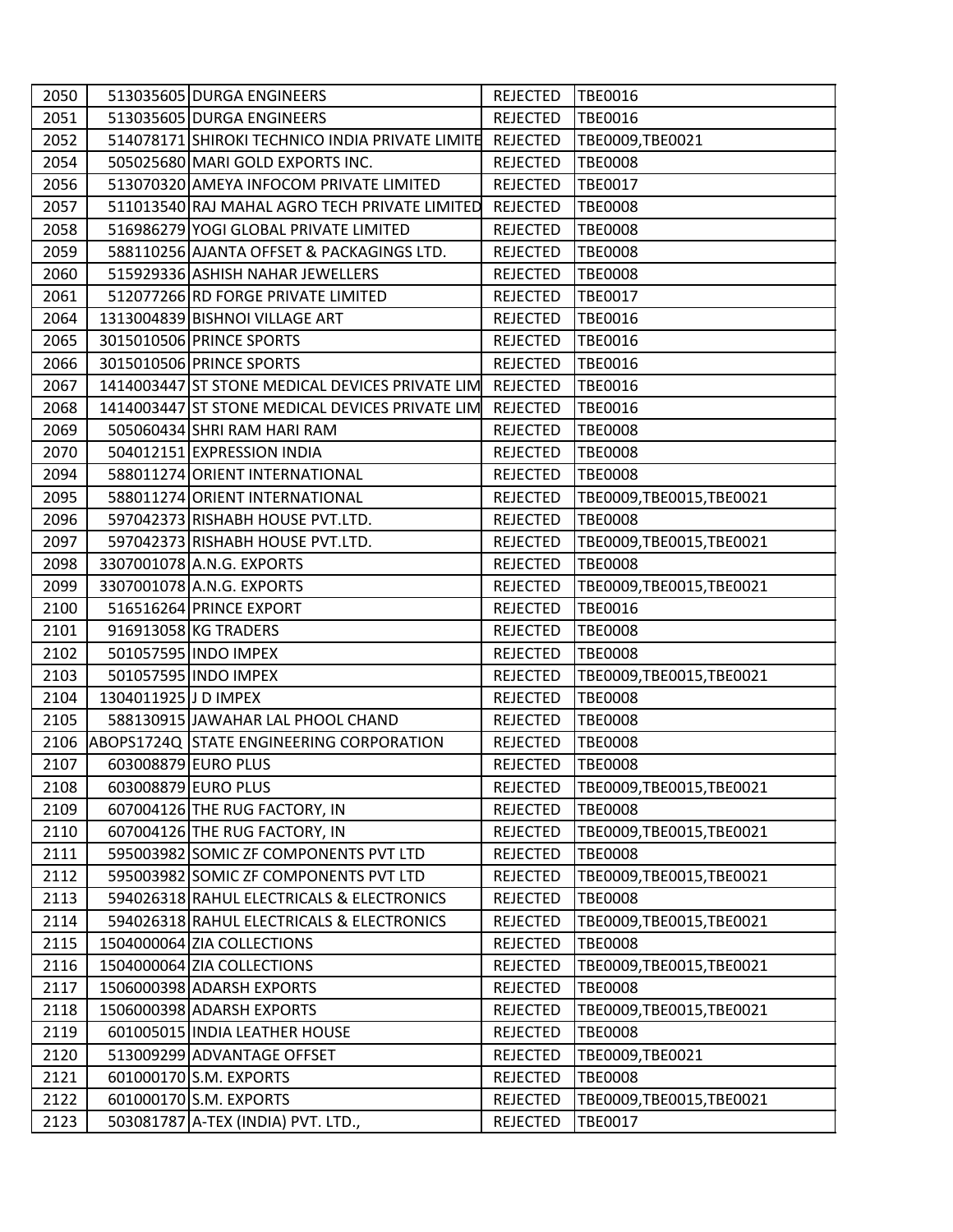| | | | | |
|---|---|---|---|---|
| 2050 | 513035605 | DURGA ENGINEERS | REJECTED | TBE0016 |
| 2051 | 513035605 | DURGA ENGINEERS | REJECTED | TBE0016 |
| 2052 | 514078171 | SHIROKI TECHNICO INDIA PRIVATE LIMITE | REJECTED | TBE0009,TBE0021 |
| 2054 | 505025680 | MARI GOLD EXPORTS INC. | REJECTED | TBE0008 |
| 2056 | 513070320 | AMEYA INFOCOM PRIVATE LIMITED | REJECTED | TBE0017 |
| 2057 | 511013540 | RAJ MAHAL AGRO TECH PRIVATE LIMITED | REJECTED | TBE0008 |
| 2058 | 516986279 | YOGI GLOBAL PRIVATE LIMITED | REJECTED | TBE0008 |
| 2059 | 588110256 | AJANTA OFFSET & PACKAGINGS LTD. | REJECTED | TBE0008 |
| 2060 | 515929336 | ASHISH NAHAR JEWELLERS | REJECTED | TBE0008 |
| 2061 | 512077266 | RD FORGE PRIVATE LIMITED | REJECTED | TBE0017 |
| 2064 | 1313004839 | BISHNOI VILLAGE ART | REJECTED | TBE0016 |
| 2065 | 3015010506 | PRINCE SPORTS | REJECTED | TBE0016 |
| 2066 | 3015010506 | PRINCE SPORTS | REJECTED | TBE0016 |
| 2067 | 1414003447 | ST STONE MEDICAL DEVICES PRIVATE LIM | REJECTED | TBE0016 |
| 2068 | 1414003447 | ST STONE MEDICAL DEVICES PRIVATE LIM | REJECTED | TBE0016 |
| 2069 | 505060434 | SHRI RAM HARI RAM | REJECTED | TBE0008 |
| 2070 | 504012151 | EXPRESSION INDIA | REJECTED | TBE0008 |
| 2094 | 588011274 | ORIENT INTERNATIONAL | REJECTED | TBE0008 |
| 2095 | 588011274 | ORIENT INTERNATIONAL | REJECTED | TBE0009,TBE0015,TBE0021 |
| 2096 | 597042373 | RISHABH HOUSE PVT.LTD. | REJECTED | TBE0008 |
| 2097 | 597042373 | RISHABH HOUSE PVT.LTD. | REJECTED | TBE0009,TBE0015,TBE0021 |
| 2098 | 3307001078 | A.N.G. EXPORTS | REJECTED | TBE0008 |
| 2099 | 3307001078 | A.N.G. EXPORTS | REJECTED | TBE0009,TBE0015,TBE0021 |
| 2100 | 516516264 | PRINCE EXPORT | REJECTED | TBE0016 |
| 2101 | 916913058 | KG TRADERS | REJECTED | TBE0008 |
| 2102 | 501057595 | INDO IMPEX | REJECTED | TBE0008 |
| 2103 | 501057595 | INDO IMPEX | REJECTED | TBE0009,TBE0015,TBE0021 |
| 2104 | 1304011925 | J D IMPEX | REJECTED | TBE0008 |
| 2105 | 588130915 | JAWAHAR LAL PHOOL CHAND | REJECTED | TBE0008 |
| 2106 | ABOPS1724Q | STATE ENGINEERING CORPORATION | REJECTED | TBE0008 |
| 2107 | 603008879 | EURO PLUS | REJECTED | TBE0008 |
| 2108 | 603008879 | EURO PLUS | REJECTED | TBE0009,TBE0015,TBE0021 |
| 2109 | 607004126 | THE RUG FACTORY, IN | REJECTED | TBE0008 |
| 2110 | 607004126 | THE RUG FACTORY, IN | REJECTED | TBE0009,TBE0015,TBE0021 |
| 2111 | 595003982 | SOMIC ZF COMPONENTS PVT LTD | REJECTED | TBE0008 |
| 2112 | 595003982 | SOMIC ZF COMPONENTS PVT LTD | REJECTED | TBE0009,TBE0015,TBE0021 |
| 2113 | 594026318 | RAHUL ELECTRICALS & ELECTRONICS | REJECTED | TBE0008 |
| 2114 | 594026318 | RAHUL ELECTRICALS & ELECTRONICS | REJECTED | TBE0009,TBE0015,TBE0021 |
| 2115 | 1504000064 | ZIA COLLECTIONS | REJECTED | TBE0008 |
| 2116 | 1504000064 | ZIA COLLECTIONS | REJECTED | TBE0009,TBE0015,TBE0021 |
| 2117 | 1506000398 | ADARSH EXPORTS | REJECTED | TBE0008 |
| 2118 | 1506000398 | ADARSH EXPORTS | REJECTED | TBE0009,TBE0015,TBE0021 |
| 2119 | 601005015 | INDIA LEATHER HOUSE | REJECTED | TBE0008 |
| 2120 | 513009299 | ADVANTAGE OFFSET | REJECTED | TBE0009,TBE0021 |
| 2121 | 601000170 | S.M. EXPORTS | REJECTED | TBE0008 |
| 2122 | 601000170 | S.M. EXPORTS | REJECTED | TBE0009,TBE0015,TBE0021 |
| 2123 | 503081787 | A-TEX (INDIA) PVT. LTD., | REJECTED | TBE0017 |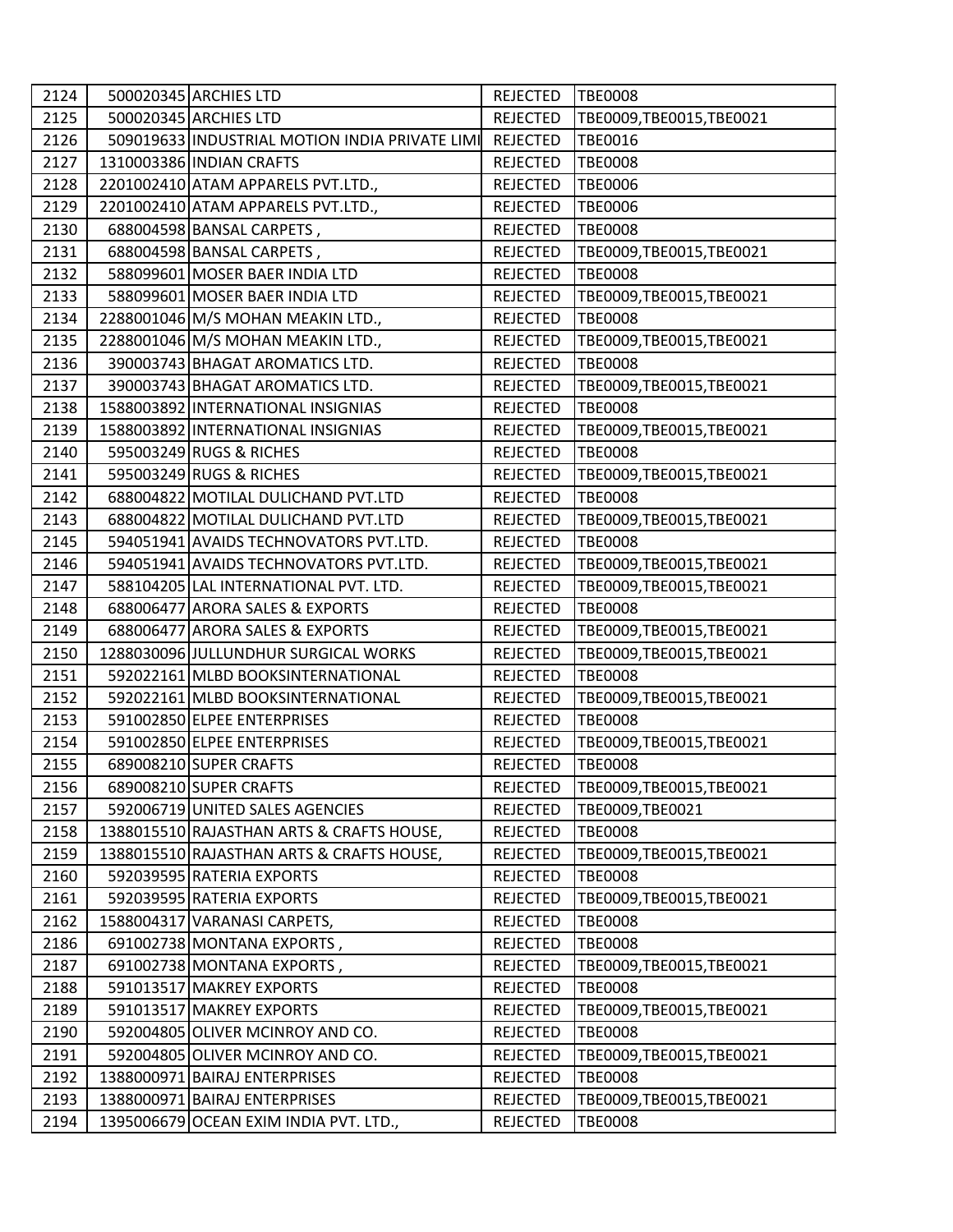| | | | | |
|---|---|---|---|---|
| 2124 | 500020345 | ARCHIES LTD | REJECTED | TBE0008 |
| 2125 | 500020345 | ARCHIES LTD | REJECTED | TBE0009,TBE0015,TBE0021 |
| 2126 | 509019633 | INDUSTRIAL MOTION INDIA PRIVATE LIMI | REJECTED | TBE0016 |
| 2127 | 1310003386 | INDIAN CRAFTS | REJECTED | TBE0008 |
| 2128 | 2201002410 | ATAM APPARELS PVT.LTD., | REJECTED | TBE0006 |
| 2129 | 2201002410 | ATAM APPARELS PVT.LTD., | REJECTED | TBE0006 |
| 2130 | 688004598 | BANSAL CARPETS , | REJECTED | TBE0008 |
| 2131 | 688004598 | BANSAL CARPETS , | REJECTED | TBE0009,TBE0015,TBE0021 |
| 2132 | 588099601 | MOSER BAER INDIA LTD | REJECTED | TBE0008 |
| 2133 | 588099601 | MOSER BAER INDIA LTD | REJECTED | TBE0009,TBE0015,TBE0021 |
| 2134 | 2288001046 | M/S MOHAN MEAKIN LTD., | REJECTED | TBE0008 |
| 2135 | 2288001046 | M/S MOHAN MEAKIN LTD., | REJECTED | TBE0009,TBE0015,TBE0021 |
| 2136 | 390003743 | BHAGAT AROMATICS LTD. | REJECTED | TBE0008 |
| 2137 | 390003743 | BHAGAT AROMATICS LTD. | REJECTED | TBE0009,TBE0015,TBE0021 |
| 2138 | 1588003892 | INTERNATIONAL INSIGNIAS | REJECTED | TBE0008 |
| 2139 | 1588003892 | INTERNATIONAL INSIGNIAS | REJECTED | TBE0009,TBE0015,TBE0021 |
| 2140 | 595003249 | RUGS & RICHES | REJECTED | TBE0008 |
| 2141 | 595003249 | RUGS & RICHES | REJECTED | TBE0009,TBE0015,TBE0021 |
| 2142 | 688004822 | MOTILAL DULICHAND PVT.LTD | REJECTED | TBE0008 |
| 2143 | 688004822 | MOTILAL DULICHAND PVT.LTD | REJECTED | TBE0009,TBE0015,TBE0021 |
| 2145 | 594051941 | AVAIDS TECHNOVATORS PVT.LTD. | REJECTED | TBE0008 |
| 2146 | 594051941 | AVAIDS TECHNOVATORS PVT.LTD. | REJECTED | TBE0009,TBE0015,TBE0021 |
| 2147 | 588104205 | LAL INTERNATIONAL PVT. LTD. | REJECTED | TBE0009,TBE0015,TBE0021 |
| 2148 | 688006477 | ARORA SALES & EXPORTS | REJECTED | TBE0008 |
| 2149 | 688006477 | ARORA SALES & EXPORTS | REJECTED | TBE0009,TBE0015,TBE0021 |
| 2150 | 1288030096 | JULLUNDHUR SURGICAL WORKS | REJECTED | TBE0009,TBE0015,TBE0021 |
| 2151 | 592022161 | MLBD BOOKSINTERNATIONAL | REJECTED | TBE0008 |
| 2152 | 592022161 | MLBD BOOKSINTERNATIONAL | REJECTED | TBE0009,TBE0015,TBE0021 |
| 2153 | 591002850 | ELPEE ENTERPRISES | REJECTED | TBE0008 |
| 2154 | 591002850 | ELPEE ENTERPRISES | REJECTED | TBE0009,TBE0015,TBE0021 |
| 2155 | 689008210 | SUPER CRAFTS | REJECTED | TBE0008 |
| 2156 | 689008210 | SUPER CRAFTS | REJECTED | TBE0009,TBE0015,TBE0021 |
| 2157 | 592006719 | UNITED SALES AGENCIES | REJECTED | TBE0009,TBE0021 |
| 2158 | 1388015510 | RAJASTHAN ARTS & CRAFTS HOUSE, | REJECTED | TBE0008 |
| 2159 | 1388015510 | RAJASTHAN ARTS & CRAFTS HOUSE, | REJECTED | TBE0009,TBE0015,TBE0021 |
| 2160 | 592039595 | RATERIA EXPORTS | REJECTED | TBE0008 |
| 2161 | 592039595 | RATERIA EXPORTS | REJECTED | TBE0009,TBE0015,TBE0021 |
| 2162 | 1588004317 | VARANASI CARPETS, | REJECTED | TBE0008 |
| 2186 | 691002738 | MONTANA EXPORTS , | REJECTED | TBE0008 |
| 2187 | 691002738 | MONTANA EXPORTS , | REJECTED | TBE0009,TBE0015,TBE0021 |
| 2188 | 591013517 | MAKREY EXPORTS | REJECTED | TBE0008 |
| 2189 | 591013517 | MAKREY EXPORTS | REJECTED | TBE0009,TBE0015,TBE0021 |
| 2190 | 592004805 | OLIVER MCINROY AND CO. | REJECTED | TBE0008 |
| 2191 | 592004805 | OLIVER MCINROY AND CO. | REJECTED | TBE0009,TBE0015,TBE0021 |
| 2192 | 1388000971 | BAIRAJ ENTERPRISES | REJECTED | TBE0008 |
| 2193 | 1388000971 | BAIRAJ ENTERPRISES | REJECTED | TBE0009,TBE0015,TBE0021 |
| 2194 | 1395006679 | OCEAN EXIM INDIA PVT. LTD., | REJECTED | TBE0008 |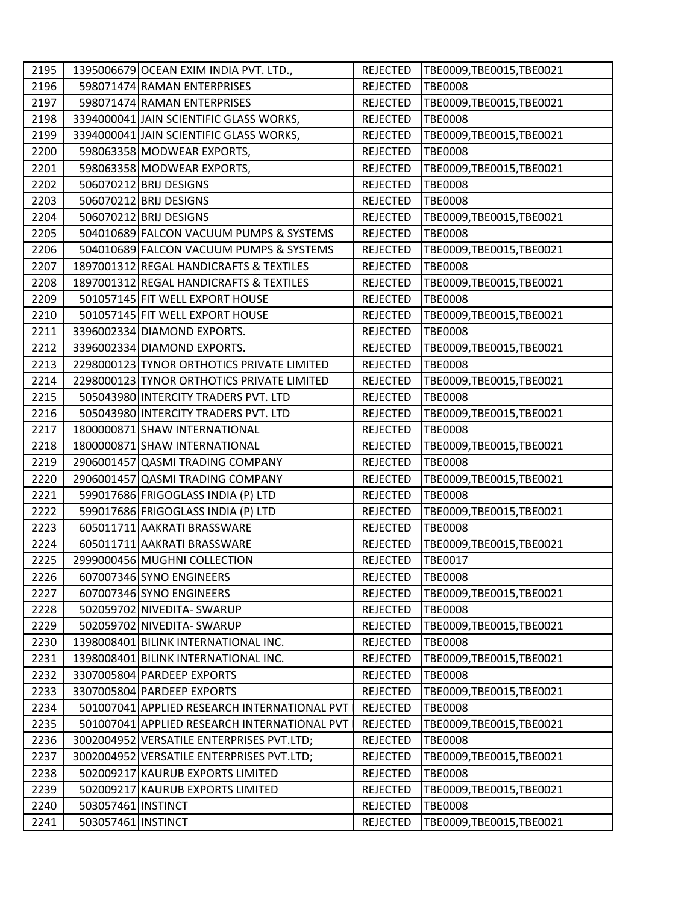| | | | | |
|---|---|---|---|---|
| 2195 | 1395006679 | OCEAN EXIM INDIA PVT. LTD., | REJECTED | TBE0009,TBE0015,TBE0021 |
| 2196 | 598071474 | RAMAN ENTERPRISES | REJECTED | TBE0008 |
| 2197 | 598071474 | RAMAN ENTERPRISES | REJECTED | TBE0009,TBE0015,TBE0021 |
| 2198 | 3394000041 | JAIN SCIENTIFIC GLASS WORKS, | REJECTED | TBE0008 |
| 2199 | 3394000041 | JAIN SCIENTIFIC GLASS WORKS, | REJECTED | TBE0009,TBE0015,TBE0021 |
| 2200 | 598063358 | MODWEAR EXPORTS, | REJECTED | TBE0008 |
| 2201 | 598063358 | MODWEAR EXPORTS, | REJECTED | TBE0009,TBE0015,TBE0021 |
| 2202 | 506070212 | BRIJ DESIGNS | REJECTED | TBE0008 |
| 2203 | 506070212 | BRIJ DESIGNS | REJECTED | TBE0008 |
| 2204 | 506070212 | BRIJ DESIGNS | REJECTED | TBE0009,TBE0015,TBE0021 |
| 2205 | 504010689 | FALCON VACUUM PUMPS & SYSTEMS | REJECTED | TBE0008 |
| 2206 | 504010689 | FALCON VACUUM PUMPS & SYSTEMS | REJECTED | TBE0009,TBE0015,TBE0021 |
| 2207 | 1897001312 | REGAL HANDICRAFTS & TEXTILES | REJECTED | TBE0008 |
| 2208 | 1897001312 | REGAL HANDICRAFTS & TEXTILES | REJECTED | TBE0009,TBE0015,TBE0021 |
| 2209 | 501057145 | FIT WELL EXPORT HOUSE | REJECTED | TBE0008 |
| 2210 | 501057145 | FIT WELL EXPORT HOUSE | REJECTED | TBE0009,TBE0015,TBE0021 |
| 2211 | 3396002334 | DIAMOND EXPORTS. | REJECTED | TBE0008 |
| 2212 | 3396002334 | DIAMOND EXPORTS. | REJECTED | TBE0009,TBE0015,TBE0021 |
| 2213 | 2298000123 | TYNOR ORTHOTICS PRIVATE LIMITED | REJECTED | TBE0008 |
| 2214 | 2298000123 | TYNOR ORTHOTICS PRIVATE LIMITED | REJECTED | TBE0009,TBE0015,TBE0021 |
| 2215 | 505043980 | INTERCITY TRADERS PVT. LTD | REJECTED | TBE0008 |
| 2216 | 505043980 | INTERCITY TRADERS PVT. LTD | REJECTED | TBE0009,TBE0015,TBE0021 |
| 2217 | 1800000871 | SHAW INTERNATIONAL | REJECTED | TBE0008 |
| 2218 | 1800000871 | SHAW INTERNATIONAL | REJECTED | TBE0009,TBE0015,TBE0021 |
| 2219 | 2906001457 | QASMI TRADING COMPANY | REJECTED | TBE0008 |
| 2220 | 2906001457 | QASMI TRADING COMPANY | REJECTED | TBE0009,TBE0015,TBE0021 |
| 2221 | 599017686 | FRIGOGLASS INDIA (P) LTD | REJECTED | TBE0008 |
| 2222 | 599017686 | FRIGOGLASS INDIA (P) LTD | REJECTED | TBE0009,TBE0015,TBE0021 |
| 2223 | 605011711 | AAKRATI BRASSWARE | REJECTED | TBE0008 |
| 2224 | 605011711 | AAKRATI BRASSWARE | REJECTED | TBE0009,TBE0015,TBE0021 |
| 2225 | 2999000456 | MUGHNI COLLECTION | REJECTED | TBE0017 |
| 2226 | 607007346 | SYNO ENGINEERS | REJECTED | TBE0008 |
| 2227 | 607007346 | SYNO ENGINEERS | REJECTED | TBE0009,TBE0015,TBE0021 |
| 2228 | 502059702 | NIVEDITA- SWARUP | REJECTED | TBE0008 |
| 2229 | 502059702 | NIVEDITA- SWARUP | REJECTED | TBE0009,TBE0015,TBE0021 |
| 2230 | 1398008401 | BILINK INTERNATIONAL INC. | REJECTED | TBE0008 |
| 2231 | 1398008401 | BILINK INTERNATIONAL INC. | REJECTED | TBE0009,TBE0015,TBE0021 |
| 2232 | 3307005804 | PARDEEP EXPORTS | REJECTED | TBE0008 |
| 2233 | 3307005804 | PARDEEP EXPORTS | REJECTED | TBE0009,TBE0015,TBE0021 |
| 2234 | 501007041 | APPLIED RESEARCH INTERNATIONAL PVT | REJECTED | TBE0008 |
| 2235 | 501007041 | APPLIED RESEARCH INTERNATIONAL PVT | REJECTED | TBE0009,TBE0015,TBE0021 |
| 2236 | 3002004952 | VERSATILE ENTERPRISES PVT.LTD; | REJECTED | TBE0008 |
| 2237 | 3002004952 | VERSATILE ENTERPRISES PVT.LTD; | REJECTED | TBE0009,TBE0015,TBE0021 |
| 2238 | 502009217 | KAURUB EXPORTS LIMITED | REJECTED | TBE0008 |
| 2239 | 502009217 | KAURUB EXPORTS LIMITED | REJECTED | TBE0009,TBE0015,TBE0021 |
| 2240 | 503057461 | INSTINCT | REJECTED | TBE0008 |
| 2241 | 503057461 | INSTINCT | REJECTED | TBE0009,TBE0015,TBE0021 |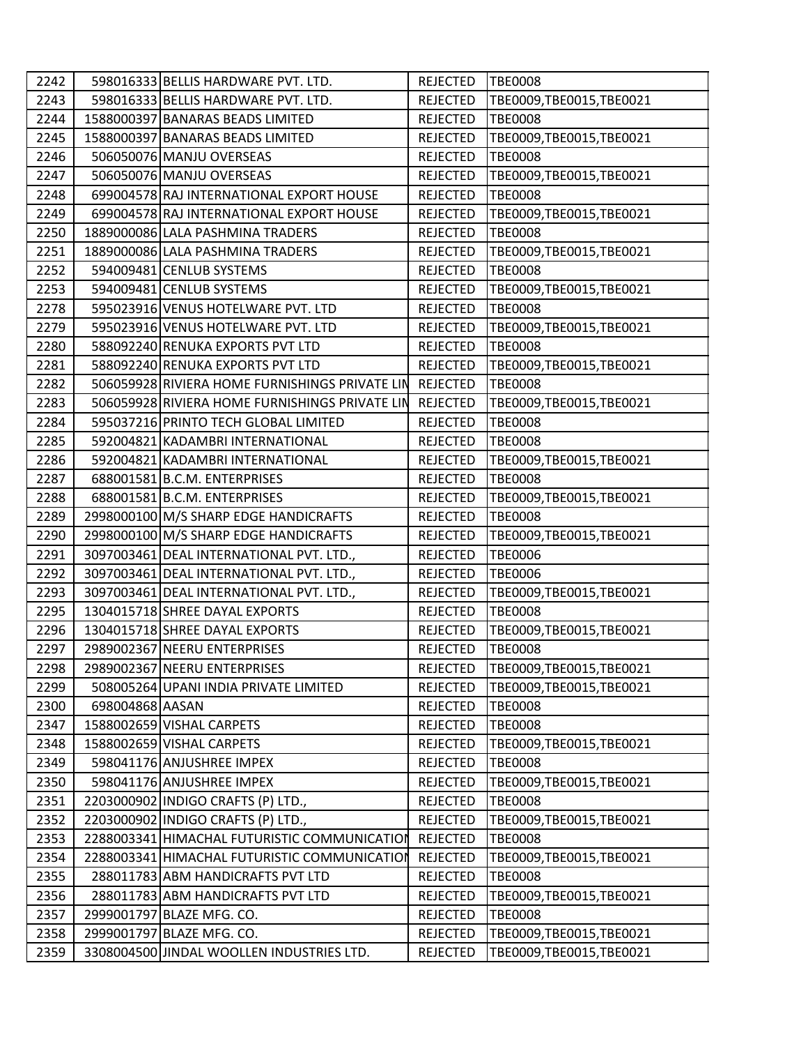| | | | | |
|---|---|---|---|---|
| 2242 | 598016333 | BELLIS HARDWARE PVT. LTD. | REJECTED | TBE0008 |
| 2243 | 598016333 | BELLIS HARDWARE PVT. LTD. | REJECTED | TBE0009,TBE0015,TBE0021 |
| 2244 | 1588000397 | BANARAS BEADS LIMITED | REJECTED | TBE0008 |
| 2245 | 1588000397 | BANARAS BEADS LIMITED | REJECTED | TBE0009,TBE0015,TBE0021 |
| 2246 | 506050076 | MANJU OVERSEAS | REJECTED | TBE0008 |
| 2247 | 506050076 | MANJU OVERSEAS | REJECTED | TBE0009,TBE0015,TBE0021 |
| 2248 | 699004578 | RAJ INTERNATIONAL EXPORT HOUSE | REJECTED | TBE0008 |
| 2249 | 699004578 | RAJ INTERNATIONAL EXPORT HOUSE | REJECTED | TBE0009,TBE0015,TBE0021 |
| 2250 | 1889000086 | LALA PASHMINA TRADERS | REJECTED | TBE0008 |
| 2251 | 1889000086 | LALA PASHMINA TRADERS | REJECTED | TBE0009,TBE0015,TBE0021 |
| 2252 | 594009481 | CENLUB SYSTEMS | REJECTED | TBE0008 |
| 2253 | 594009481 | CENLUB SYSTEMS | REJECTED | TBE0009,TBE0015,TBE0021 |
| 2278 | 595023916 | VENUS HOTELWARE PVT. LTD | REJECTED | TBE0008 |
| 2279 | 595023916 | VENUS HOTELWARE PVT. LTD | REJECTED | TBE0009,TBE0015,TBE0021 |
| 2280 | 588092240 | RENUKA EXPORTS PVT LTD | REJECTED | TBE0008 |
| 2281 | 588092240 | RENUKA EXPORTS PVT LTD | REJECTED | TBE0009,TBE0015,TBE0021 |
| 2282 | 506059928 | RIVIERA HOME FURNISHINGS PRIVATE LIM | REJECTED | TBE0008 |
| 2283 | 506059928 | RIVIERA HOME FURNISHINGS PRIVATE LIM | REJECTED | TBE0009,TBE0015,TBE0021 |
| 2284 | 595037216 | PRINTO TECH GLOBAL LIMITED | REJECTED | TBE0008 |
| 2285 | 592004821 | KADAMBRI INTERNATIONAL | REJECTED | TBE0008 |
| 2286 | 592004821 | KADAMBRI INTERNATIONAL | REJECTED | TBE0009,TBE0015,TBE0021 |
| 2287 | 688001581 | B.C.M. ENTERPRISES | REJECTED | TBE0008 |
| 2288 | 688001581 | B.C.M. ENTERPRISES | REJECTED | TBE0009,TBE0015,TBE0021 |
| 2289 | 2998000100 | M/S SHARP EDGE HANDICRAFTS | REJECTED | TBE0008 |
| 2290 | 2998000100 | M/S SHARP EDGE HANDICRAFTS | REJECTED | TBE0009,TBE0015,TBE0021 |
| 2291 | 3097003461 | DEAL INTERNATIONAL PVT. LTD., | REJECTED | TBE0006 |
| 2292 | 3097003461 | DEAL INTERNATIONAL PVT. LTD., | REJECTED | TBE0006 |
| 2293 | 3097003461 | DEAL INTERNATIONAL PVT. LTD., | REJECTED | TBE0009,TBE0015,TBE0021 |
| 2295 | 1304015718 | SHREE DAYAL EXPORTS | REJECTED | TBE0008 |
| 2296 | 1304015718 | SHREE DAYAL EXPORTS | REJECTED | TBE0009,TBE0015,TBE0021 |
| 2297 | 2989002367 | NEERU ENTERPRISES | REJECTED | TBE0008 |
| 2298 | 2989002367 | NEERU ENTERPRISES | REJECTED | TBE0009,TBE0015,TBE0021 |
| 2299 | 508005264 | UPANI INDIA PRIVATE LIMITED | REJECTED | TBE0009,TBE0015,TBE0021 |
| 2300 | 698004868 | AASAN | REJECTED | TBE0008 |
| 2347 | 1588002659 | VISHAL CARPETS | REJECTED | TBE0008 |
| 2348 | 1588002659 | VISHAL CARPETS | REJECTED | TBE0009,TBE0015,TBE0021 |
| 2349 | 598041176 | ANJUSHREE IMPEX | REJECTED | TBE0008 |
| 2350 | 598041176 | ANJUSHREE IMPEX | REJECTED | TBE0009,TBE0015,TBE0021 |
| 2351 | 2203000902 | INDIGO CRAFTS (P) LTD., | REJECTED | TBE0008 |
| 2352 | 2203000902 | INDIGO CRAFTS (P) LTD., | REJECTED | TBE0009,TBE0015,TBE0021 |
| 2353 | 2288003341 | HIMACHAL FUTURISTIC COMMUNICATION | REJECTED | TBE0008 |
| 2354 | 2288003341 | HIMACHAL FUTURISTIC COMMUNICATION | REJECTED | TBE0009,TBE0015,TBE0021 |
| 2355 | 288011783 | ABM HANDICRAFTS PVT LTD | REJECTED | TBE0008 |
| 2356 | 288011783 | ABM HANDICRAFTS PVT LTD | REJECTED | TBE0009,TBE0015,TBE0021 |
| 2357 | 2999001797 | BLAZE MFG. CO. | REJECTED | TBE0008 |
| 2358 | 2999001797 | BLAZE MFG. CO. | REJECTED | TBE0009,TBE0015,TBE0021 |
| 2359 | 3308004500 | JINDAL WOOLLEN INDUSTRIES LTD. | REJECTED | TBE0009,TBE0015,TBE0021 |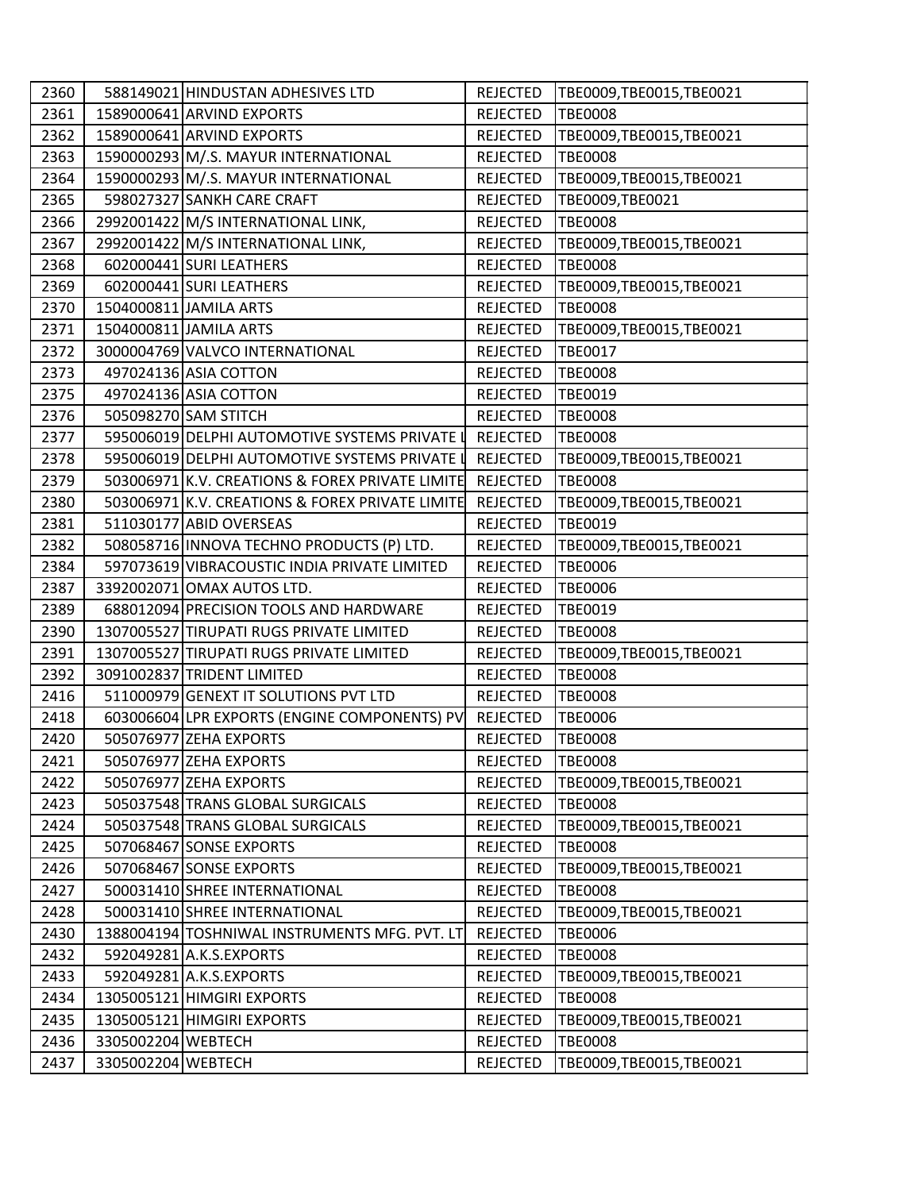| | | | | |
|---|---|---|---|---|
| 2360 | 588149021 | HINDUSTAN ADHESIVES LTD | REJECTED | TBE0009,TBE0015,TBE0021 |
| 2361 | 1589000641 | ARVIND EXPORTS | REJECTED | TBE0008 |
| 2362 | 1589000641 | ARVIND EXPORTS | REJECTED | TBE0009,TBE0015,TBE0021 |
| 2363 | 1590000293 | M/.S. MAYUR INTERNATIONAL | REJECTED | TBE0008 |
| 2364 | 1590000293 | M/.S. MAYUR INTERNATIONAL | REJECTED | TBE0009,TBE0015,TBE0021 |
| 2365 | 598027327 | SANKH CARE CRAFT | REJECTED | TBE0009,TBE0021 |
| 2366 | 2992001422 | M/S INTERNATIONAL LINK, | REJECTED | TBE0008 |
| 2367 | 2992001422 | M/S INTERNATIONAL LINK, | REJECTED | TBE0009,TBE0015,TBE0021 |
| 2368 | 602000441 | SURI LEATHERS | REJECTED | TBE0008 |
| 2369 | 602000441 | SURI LEATHERS | REJECTED | TBE0009,TBE0015,TBE0021 |
| 2370 | 1504000811 | JAMILA ARTS | REJECTED | TBE0008 |
| 2371 | 1504000811 | JAMILA ARTS | REJECTED | TBE0009,TBE0015,TBE0021 |
| 2372 | 3000004769 | VALVCO INTERNATIONAL | REJECTED | TBE0017 |
| 2373 | 497024136 | ASIA COTTON | REJECTED | TBE0008 |
| 2375 | 497024136 | ASIA COTTON | REJECTED | TBE0019 |
| 2376 | 505098270 | SAM STITCH | REJECTED | TBE0008 |
| 2377 | 595006019 | DELPHI AUTOMOTIVE SYSTEMS PRIVATE L | REJECTED | TBE0008 |
| 2378 | 595006019 | DELPHI AUTOMOTIVE SYSTEMS PRIVATE L | REJECTED | TBE0009,TBE0015,TBE0021 |
| 2379 | 503006971 | K.V. CREATIONS & FOREX PRIVATE LIMITE | REJECTED | TBE0008 |
| 2380 | 503006971 | K.V. CREATIONS & FOREX PRIVATE LIMITE | REJECTED | TBE0009,TBE0015,TBE0021 |
| 2381 | 511030177 | ABID OVERSEAS | REJECTED | TBE0019 |
| 2382 | 508058716 | INNOVA TECHNO PRODUCTS (P) LTD. | REJECTED | TBE0009,TBE0015,TBE0021 |
| 2384 | 597073619 | VIBRACOUSTIC INDIA PRIVATE LIMITED | REJECTED | TBE0006 |
| 2387 | 3392002071 | OMAX AUTOS LTD. | REJECTED | TBE0006 |
| 2389 | 688012094 | PRECISION TOOLS AND HARDWARE | REJECTED | TBE0019 |
| 2390 | 1307005527 | TIRUPATI RUGS PRIVATE LIMITED | REJECTED | TBE0008 |
| 2391 | 1307005527 | TIRUPATI RUGS PRIVATE LIMITED | REJECTED | TBE0009,TBE0015,TBE0021 |
| 2392 | 3091002837 | TRIDENT LIMITED | REJECTED | TBE0008 |
| 2416 | 511000979 | GENEXT IT SOLUTIONS PVT LTD | REJECTED | TBE0008 |
| 2418 | 603006604 | LPR EXPORTS (ENGINE COMPONENTS) PV | REJECTED | TBE0006 |
| 2420 | 505076977 | ZEHA EXPORTS | REJECTED | TBE0008 |
| 2421 | 505076977 | ZEHA EXPORTS | REJECTED | TBE0008 |
| 2422 | 505076977 | ZEHA EXPORTS | REJECTED | TBE0009,TBE0015,TBE0021 |
| 2423 | 505037548 | TRANS GLOBAL SURGICALS | REJECTED | TBE0008 |
| 2424 | 505037548 | TRANS GLOBAL SURGICALS | REJECTED | TBE0009,TBE0015,TBE0021 |
| 2425 | 507068467 | SONSE EXPORTS | REJECTED | TBE0008 |
| 2426 | 507068467 | SONSE EXPORTS | REJECTED | TBE0009,TBE0015,TBE0021 |
| 2427 | 500031410 | SHREE INTERNATIONAL | REJECTED | TBE0008 |
| 2428 | 500031410 | SHREE INTERNATIONAL | REJECTED | TBE0009,TBE0015,TBE0021 |
| 2430 | 1388004194 | TOSHNIWAL INSTRUMENTS MFG. PVT. LT | REJECTED | TBE0006 |
| 2432 | 592049281 | A.K.S.EXPORTS | REJECTED | TBE0008 |
| 2433 | 592049281 | A.K.S.EXPORTS | REJECTED | TBE0009,TBE0015,TBE0021 |
| 2434 | 1305005121 | HIMGIRI EXPORTS | REJECTED | TBE0008 |
| 2435 | 1305005121 | HIMGIRI EXPORTS | REJECTED | TBE0009,TBE0015,TBE0021 |
| 2436 | 3305002204 | WEBTECH | REJECTED | TBE0008 |
| 2437 | 3305002204 | WEBTECH | REJECTED | TBE0009,TBE0015,TBE0021 |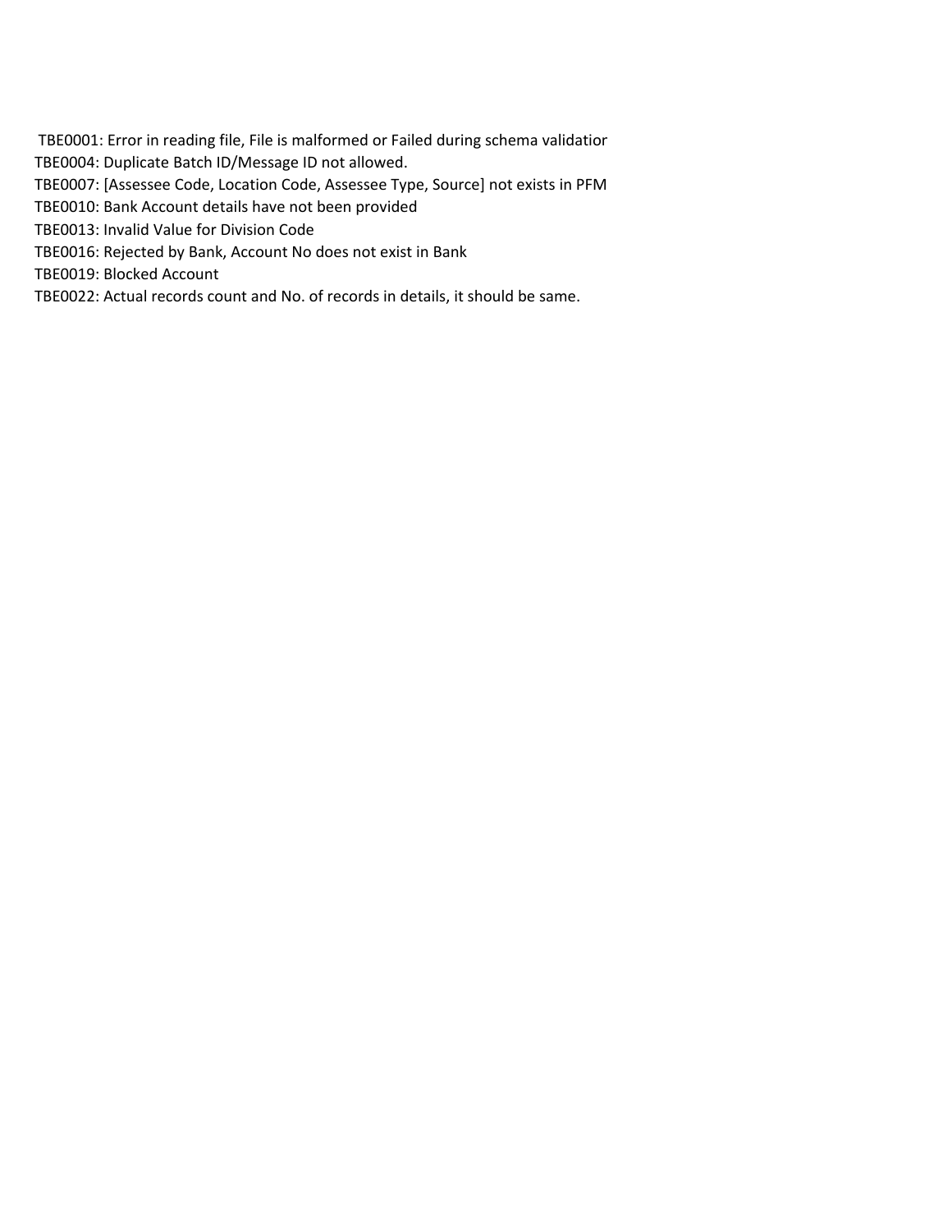TBE0001: Error in reading file, File is malformed or Failed during schema validatior

TBE0004: Duplicate Batch ID/Message ID not allowed.

TBE0007: [Assessee Code, Location Code, Assessee Type, Source] not exists in PFM

TBE0010: Bank Account details have not been provided

TBE0013: Invalid Value for Division Code

TBE0016: Rejected by Bank, Account No does not exist in Bank

TBE0019: Blocked Account

TBE0022: Actual records count and No. of records in details, it should be same.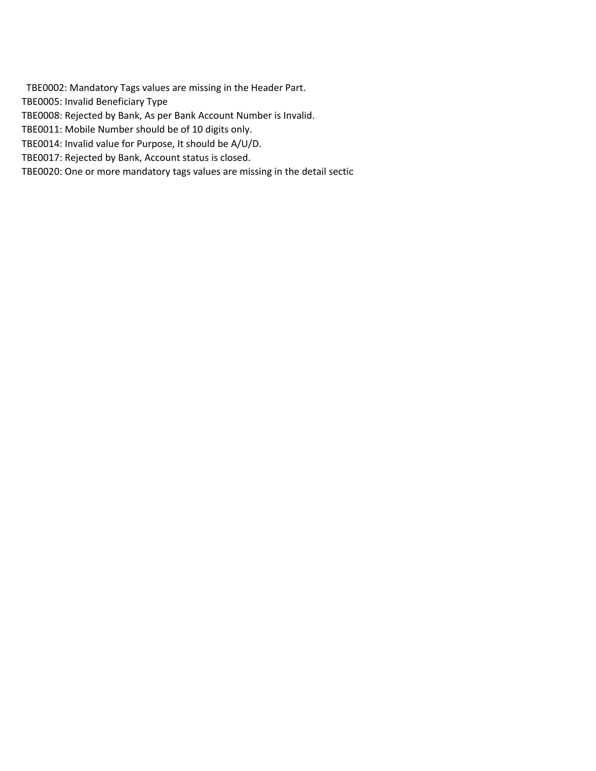TBE0002: Mandatory Tags values are missing in the Header Part.
TBE0005: Invalid Beneficiary Type
TBE0008: Rejected by Bank, As per Bank Account Number is Invalid.
TBE0011: Mobile Number should be of 10 digits only.
TBE0014: Invalid value for Purpose, It should be A/U/D.
TBE0017: Rejected by Bank, Account status is closed.
TBE0020: One or more mandatory tags values are missing in the detail sectic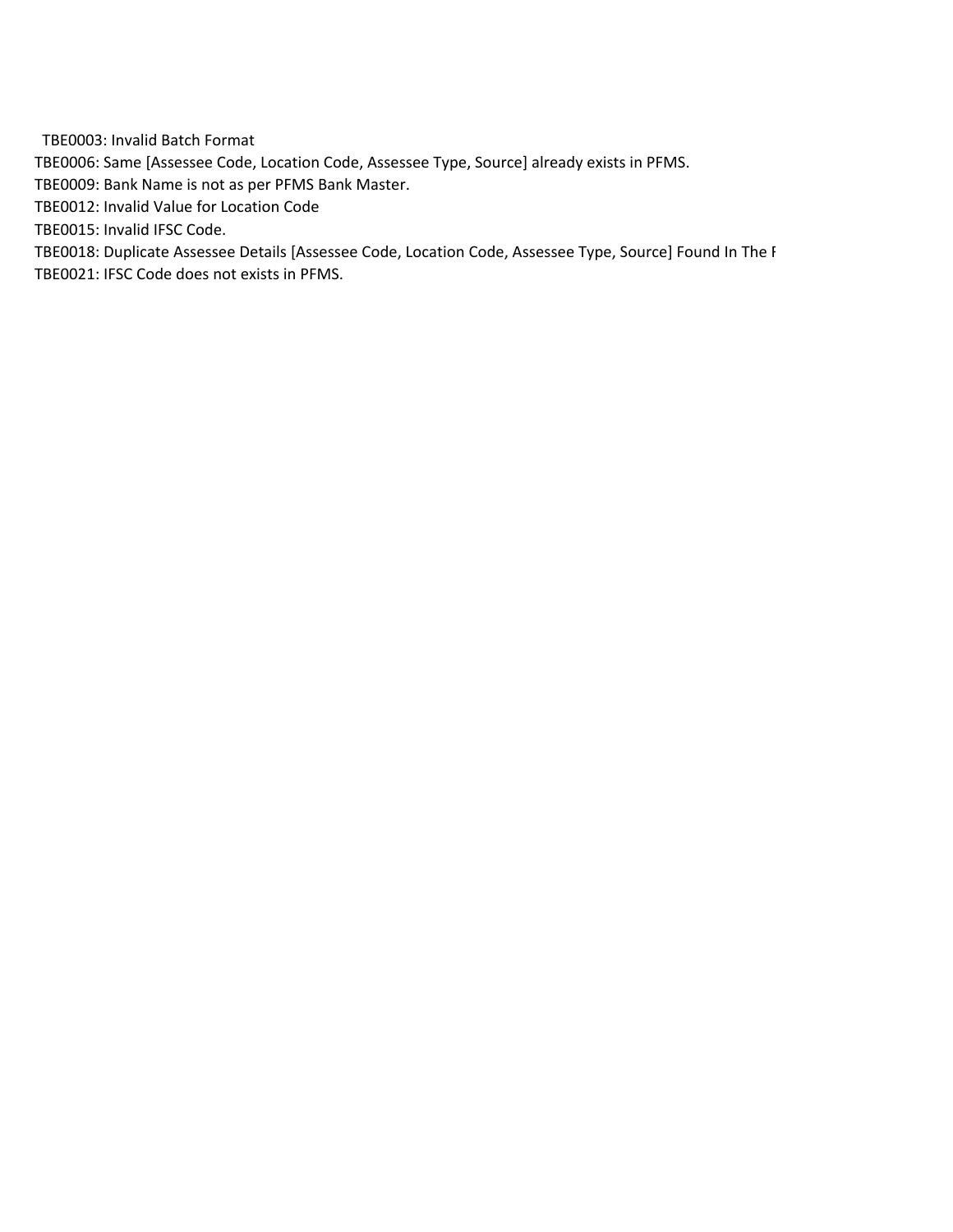TBE0003: Invalid Batch Format

TBE0006: Same [Assessee Code, Location Code, Assessee Type, Source] already exists in PFMS.

TBE0009: Bank Name is not as per PFMS Bank Master.

TBE0012: Invalid Value for Location Code

TBE0015: Invalid IFSC Code.

TBE0018: Duplicate Assessee Details [Assessee Code, Location Code, Assessee Type, Source] Found In The F

TBE0021: IFSC Code does not exists in PFMS.